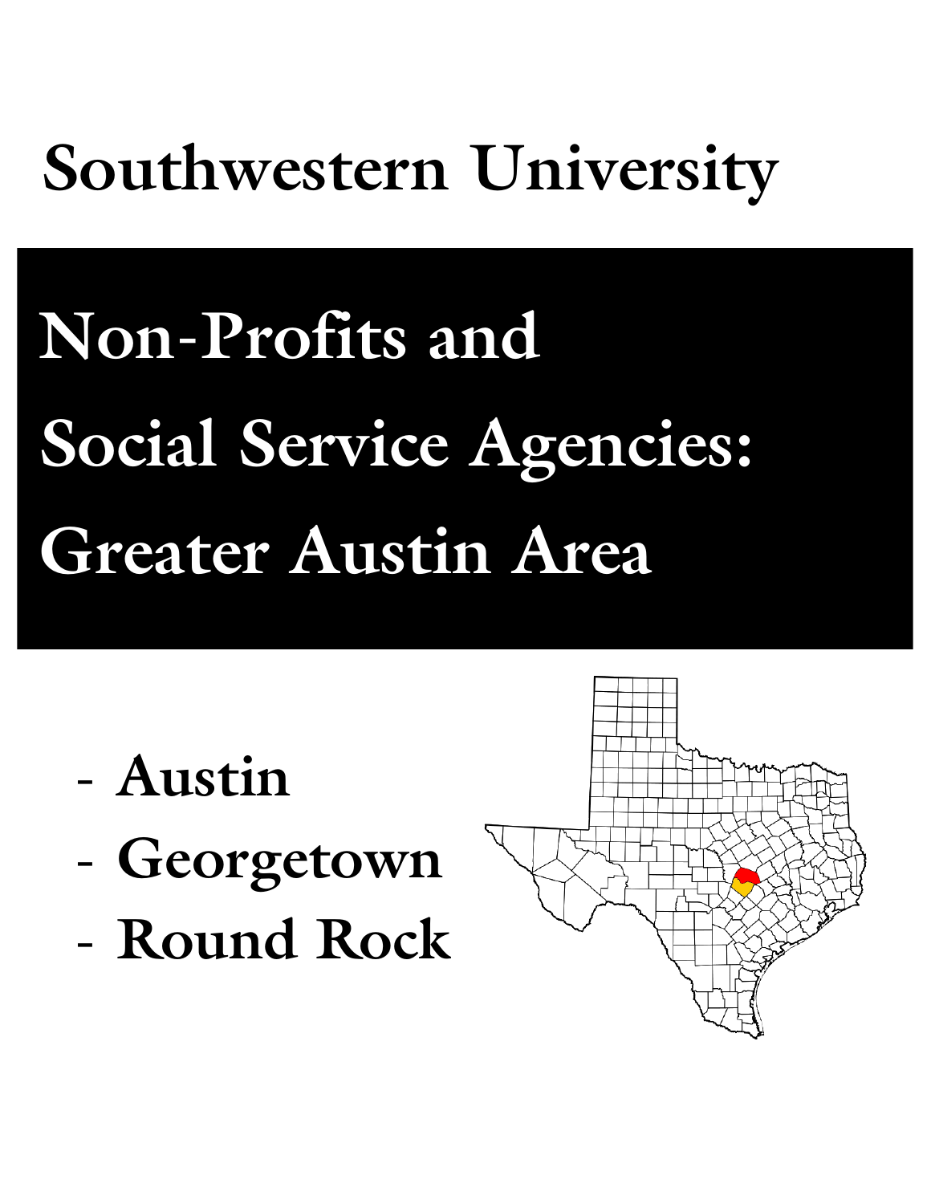# Southwestern University

# Non-Profits and Social Service Agencies: Greater Austin Area

- **Austin**
- **Georgetown**
- **Round Rock**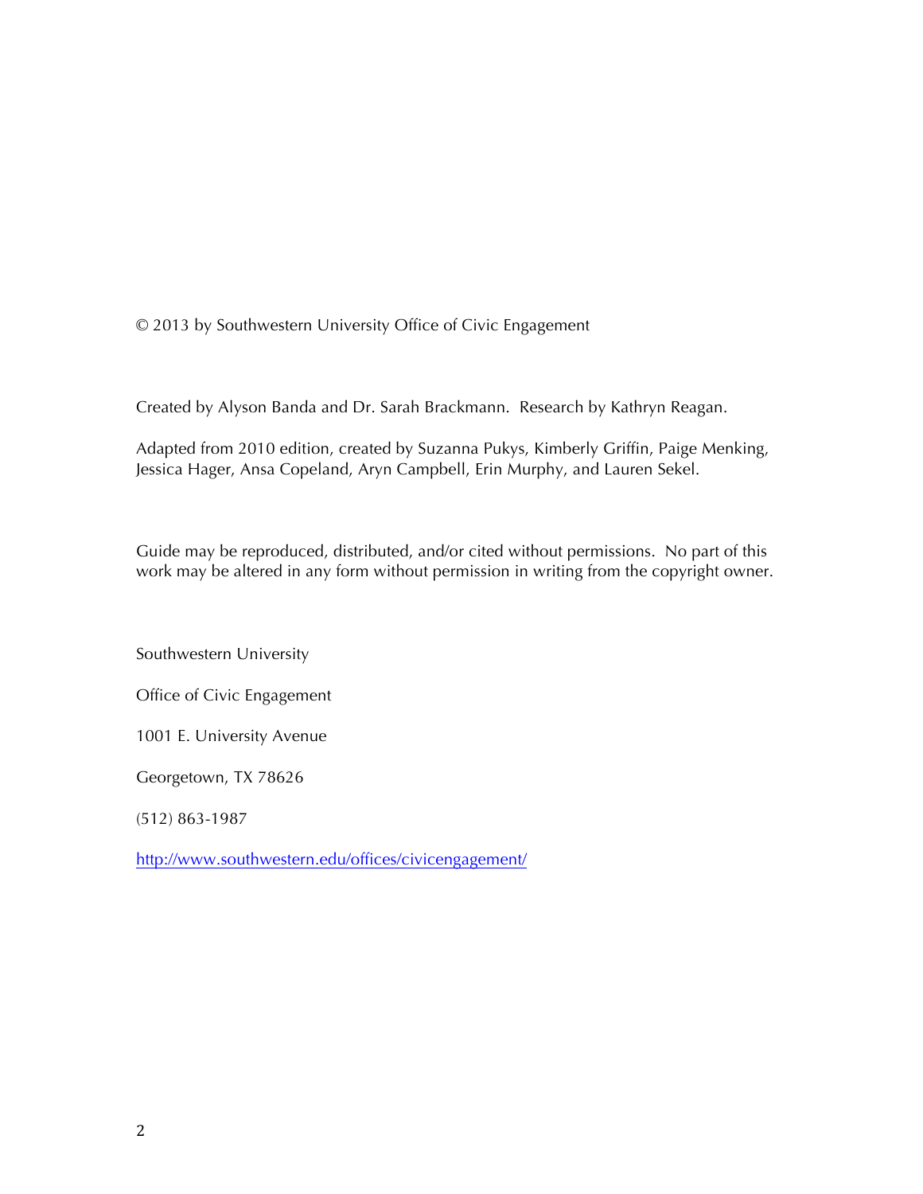© 2013 by Southwestern University Office of Civic Engagement

Created by Alyson Banda and Dr. Sarah Brackmann. Research by Kathryn Reagan.

Adapted from 2010 edition, created by Suzanna Pukys, Kimberly Griffin, Paige Menking, Jessica Hager, Ansa Copeland, Aryn Campbell, Erin Murphy, and Lauren Sekel.

Guide may be reproduced, distributed, and/or cited without permissions. No part of this work may be altered in any form without permission in writing from the copyright owner.

Southwestern University

Office of Civic Engagement

1001 E. University Avenue

Georgetown, TX 78626

(512) 863-1987

http://www.southwestern.edu/offices/civicengagement/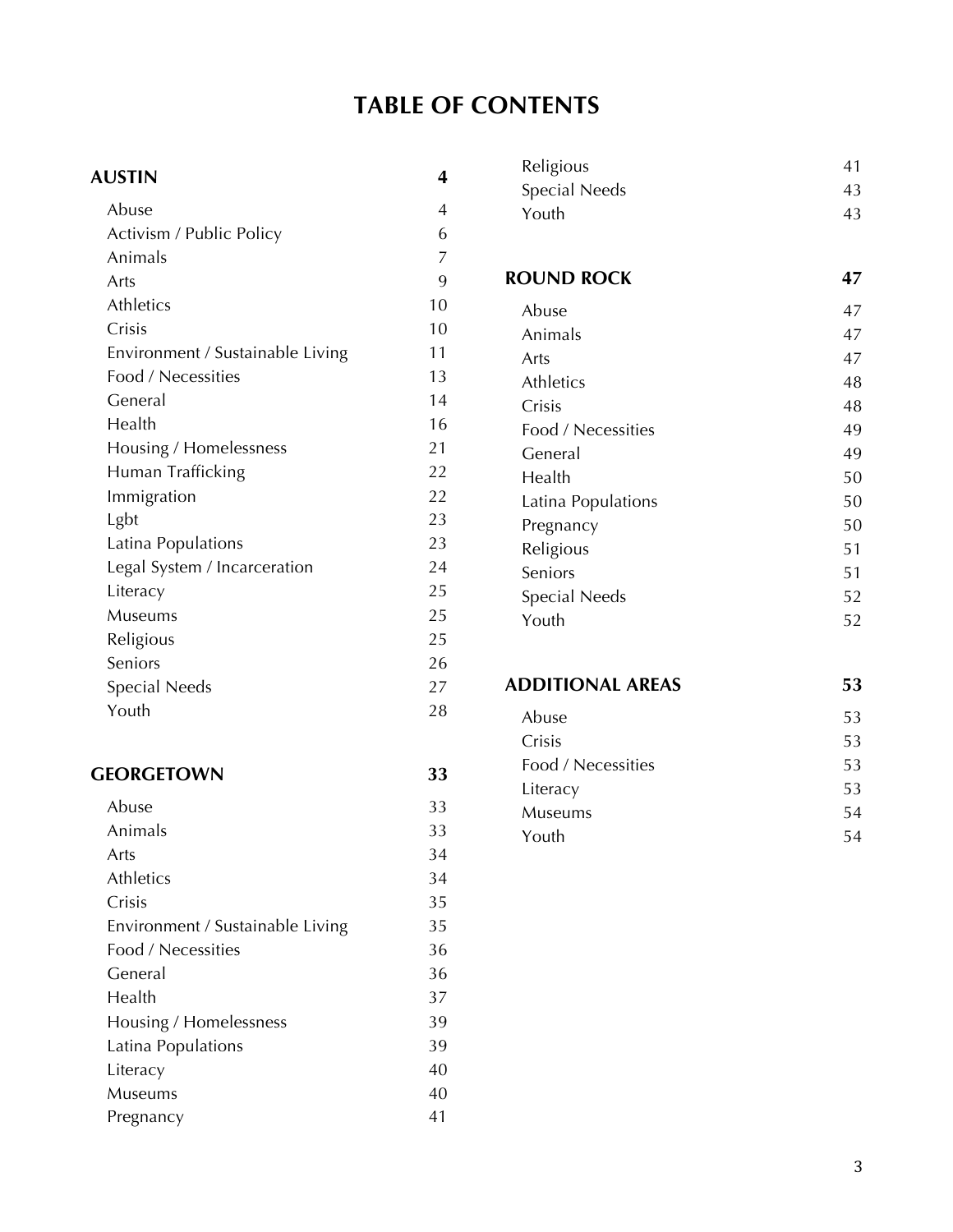# TABLE OF CONTENTS

| AUSTIN | 4 |
|---|---|
| Abuse | 4 |
| Activism / Public Policy | 6 |
| Animals | 7 |
| Arts | 9 |
| Athletics | 10 |
| Crisis | 10 |
| Environment / Sustainable Living | 11 |
| Food / Necessities | 13 |
| General | 14 |
| Health | 16 |
| Housing / Homelessness | 21 |
| Human Trafficking | 22 |
| Immigration | 22 |
| Lgbt | 23 |
| Latina Populations | 23 |
| Legal System / Incarceration | 24 |
| Literacy | 25 |
| Museums | 25 |
| Religious | 25 |
| Seniors | 26 |
| Special Needs | 27 |
| Youth | 28 |

| GEORGETOWN | 33 |
|---|---|
| Abuse | 33 |
| Animals | 33 |
| Arts | 34 |
| Athletics | 34 |
| Crisis | 35 |
| Environment / Sustainable Living | 35 |
| Food / Necessities | 36 |
| General | 36 |
| Health | 37 |
| Housing / Homelessness | 39 |
| Latina Populations | 39 |
| Literacy | 40 |
| Museums | 40 |
| Pregnancy | 41 |
| Religious | 41 |
| Special Needs | 43 |
| Youth | 43 |

| ROUND ROCK | 47 |
|---|---|
| Abuse | 47 |
| Animals | 47 |
| Arts | 47 |
| Athletics | 48 |
| Crisis | 48 |
| Food / Necessities | 49 |
| General | 49 |
| Health | 50 |
| Latina Populations | 50 |
| Pregnancy | 50 |
| Religious | 51 |
| Seniors | 51 |
| Special Needs | 52 |
| Youth | 52 |

| ADDITIONAL AREAS | 53 |
|---|---|
| Abuse | 53 |
| Crisis | 53 |
| Food / Necessities | 53 |
| Literacy | 53 |
| Museums | 54 |
| Youth | 54 |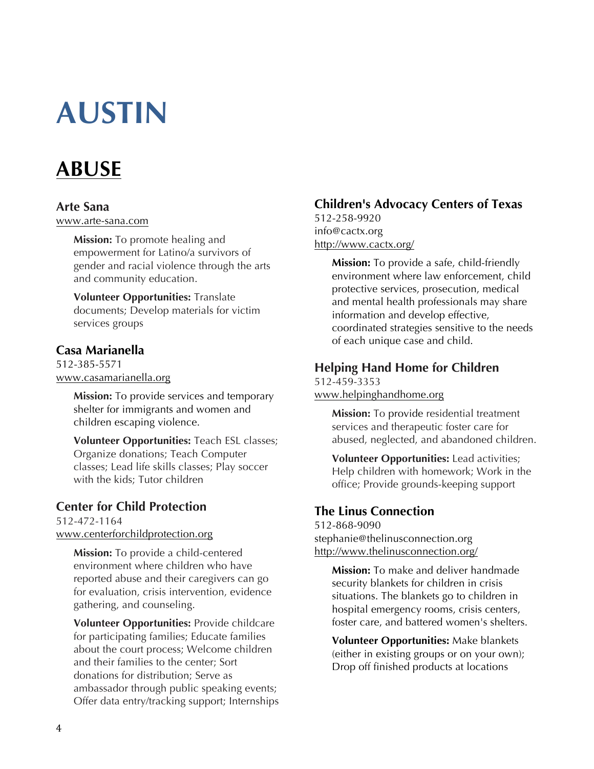# AUSTIN

## ABUSE

### Arte Sana

www.arte-sana.com

**Mission:** To promote healing and empowerment for Latino/a survivors of gender and racial violence through the arts and community education.

**Volunteer Opportunities:** Translate documents; Develop materials for victim services groups

### Casa Marianella

512-385-5571
www.casamarianella.org

**Mission:** To provide services and temporary shelter for immigrants and women and children escaping violence.

**Volunteer Opportunities:** Teach ESL classes; Organize donations; Teach Computer classes; Lead life skills classes; Play soccer with the kids; Tutor children

### Center for Child Protection

512-472-1164
www.centerforchildprotection.org

**Mission:** To provide a child-centered environment where children who have reported abuse and their caregivers can go for evaluation, crisis intervention, evidence gathering, and counseling.

**Volunteer Opportunities:** Provide childcare for participating families; Educate families about the court process; Welcome children and their families to the center; Sort donations for distribution; Serve as ambassador through public speaking events; Offer data entry/tracking support; Internships

### Children's Advocacy Centers of Texas

512-258-9920
info@cactx.org
http://www.cactx.org/

**Mission:** To provide a safe, child-friendly environment where law enforcement, child protective services, prosecution, medical and mental health professionals may share information and develop effective, coordinated strategies sensitive to the needs of each unique case and child.

### Helping Hand Home for Children

512-459-3353
www.helpinghandhome.org

**Mission:** To provide residential treatment services and therapeutic foster care for abused, neglected, and abandoned children.

**Volunteer Opportunities:** Lead activities; Help children with homework; Work in the office; Provide grounds-keeping support

### The Linus Connection

512-868-9090
stephanie@thelinusconnection.org
http://www.thelinusconnection.org/

**Mission:** To make and deliver handmade security blankets for children in crisis situations. The blankets go to children in hospital emergency rooms, crisis centers, foster care, and battered women's shelters.

**Volunteer Opportunities:** Make blankets (either in existing groups or on your own); Drop off finished products at locations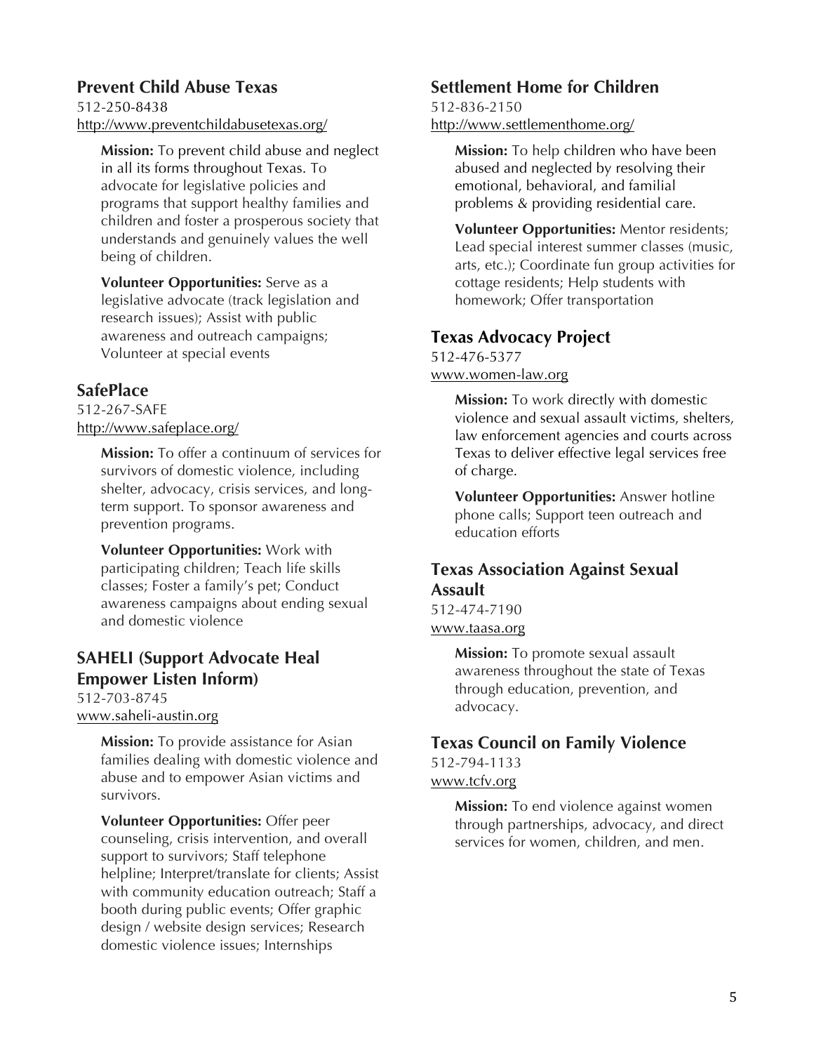### Prevent Child Abuse Texas

512-250-8438
http://www.preventchildabusetexas.org/

**Mission:** To prevent child abuse and neglect in all its forms throughout Texas. To advocate for legislative policies and programs that support healthy families and children and foster a prosperous society that understands and genuinely values the well being of children.

**Volunteer Opportunities:** Serve as a legislative advocate (track legislation and research issues); Assist with public awareness and outreach campaigns; Volunteer at special events

### SafePlace

512-267-SAFE
http://www.safeplace.org/

**Mission:** To offer a continuum of services for survivors of domestic violence, including shelter, advocacy, crisis services, and long-term support. To sponsor awareness and prevention programs.

**Volunteer Opportunities:** Work with participating children; Teach life skills classes; Foster a family's pet; Conduct awareness campaigns about ending sexual and domestic violence

### SAHELI (Support Advocate Heal Empower Listen Inform)

512-703-8745
www.saheli-austin.org

**Mission:** To provide assistance for Asian families dealing with domestic violence and abuse and to empower Asian victims and survivors.

**Volunteer Opportunities:** Offer peer counseling, crisis intervention, and overall support to survivors; Staff telephone helpline; Interpret/translate for clients; Assist with community education outreach; Staff a booth during public events; Offer graphic design / website design services; Research domestic violence issues; Internships

### Settlement Home for Children

512-836-2150
http://www.settlementhome.org/

**Mission:** To help children who have been abused and neglected by resolving their emotional, behavioral, and familial problems & providing residential care.

**Volunteer Opportunities:** Mentor residents; Lead special interest summer classes (music, arts, etc.); Coordinate fun group activities for cottage residents; Help students with homework; Offer transportation

### Texas Advocacy Project

512-476-5377
www.women-law.org

**Mission:** To work directly with domestic violence and sexual assault victims, shelters, law enforcement agencies and courts across Texas to deliver effective legal services free of charge.

**Volunteer Opportunities:** Answer hotline phone calls; Support teen outreach and education efforts

### Texas Association Against Sexual Assault

512-474-7190
www.taasa.org

**Mission:** To promote sexual assault awareness throughout the state of Texas through education, prevention, and advocacy.

### Texas Council on Family Violence

512-794-1133
www.tcfv.org

**Mission:** To end violence against women through partnerships, advocacy, and direct services for women, children, and men.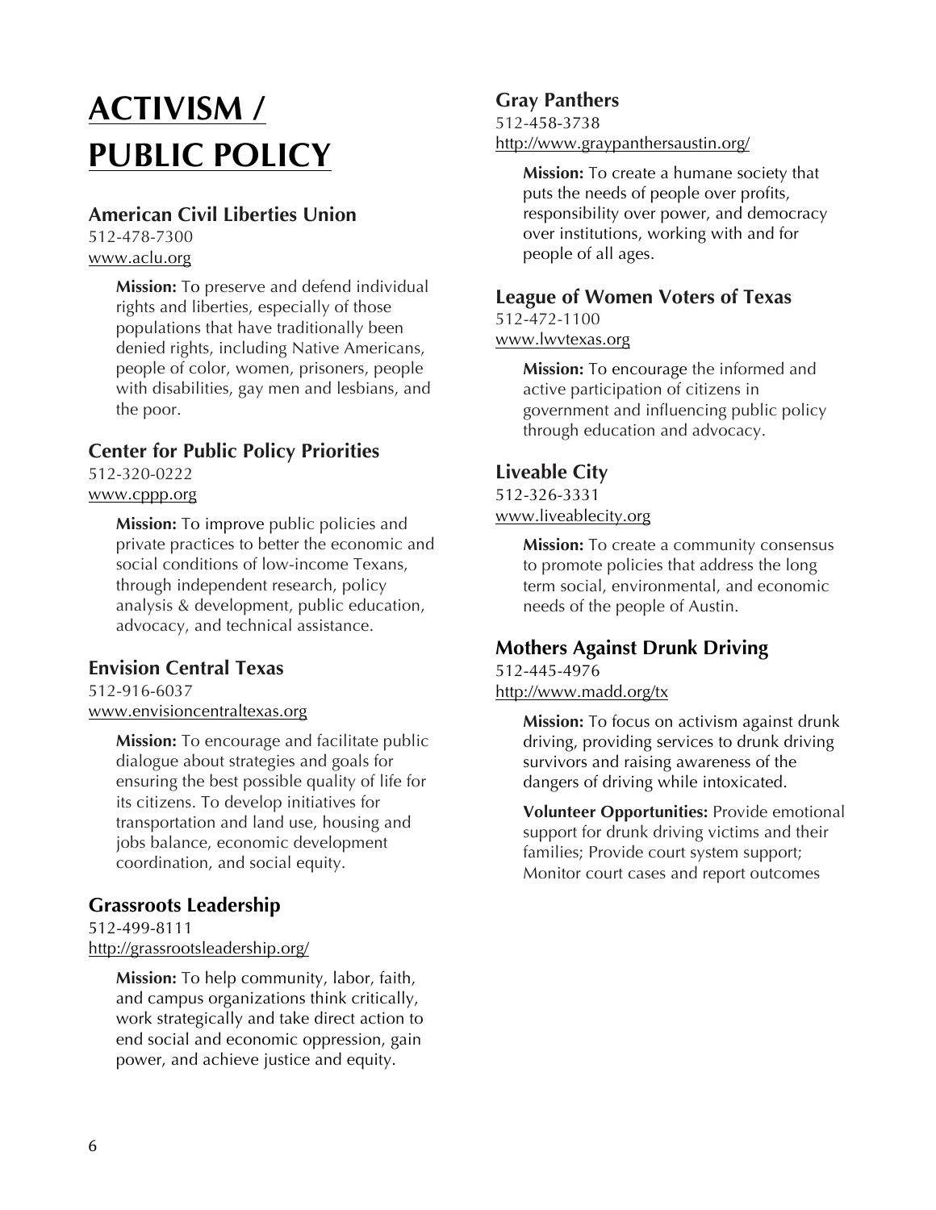# ACTIVISM / PUBLIC POLICY

## American Civil Liberties Union

512-478-7300
www.aclu.org

**Mission:** To preserve and defend individual rights and liberties, especially of those populations that have traditionally been denied rights, including Native Americans, people of color, women, prisoners, people with disabilities, gay men and lesbians, and the poor.

## Center for Public Policy Priorities

512-320-0222
www.cppp.org

**Mission:** To improve public policies and private practices to better the economic and social conditions of low-income Texans, through independent research, policy analysis & development, public education, advocacy, and technical assistance.

## Envision Central Texas

512-916-6037
www.envisioncentraltexas.org

**Mission:** To encourage and facilitate public dialogue about strategies and goals for ensuring the best possible quality of life for its citizens. To develop initiatives for transportation and land use, housing and jobs balance, economic development coordination, and social equity.

## Grassroots Leadership

512-499-8111
http://grassrootsleadership.org/

**Mission:** To help community, labor, faith, and campus organizations think critically, work strategically and take direct action to end social and economic oppression, gain power, and achieve justice and equity.

## Gray Panthers

512-458-3738
http://www.graypanthersaustin.org/

**Mission:** To create a humane society that puts the needs of people over profits, responsibility over power, and democracy over institutions, working with and for people of all ages.

## League of Women Voters of Texas

512-472-1100
www.lwvtexas.org

**Mission:** To encourage the informed and active participation of citizens in government and influencing public policy through education and advocacy.

## Liveable City

512-326-3331
www.liveablecity.org

**Mission:** To create a community consensus to promote policies that address the long term social, environmental, and economic needs of the people of Austin.

## Mothers Against Drunk Driving

512-445-4976
http://www.madd.org/tx

**Mission:** To focus on activism against drunk driving, providing services to drunk driving survivors and raising awareness of the dangers of driving while intoxicated.

**Volunteer Opportunities:** Provide emotional support for drunk driving victims and their families; Provide court system support; Monitor court cases and report outcomes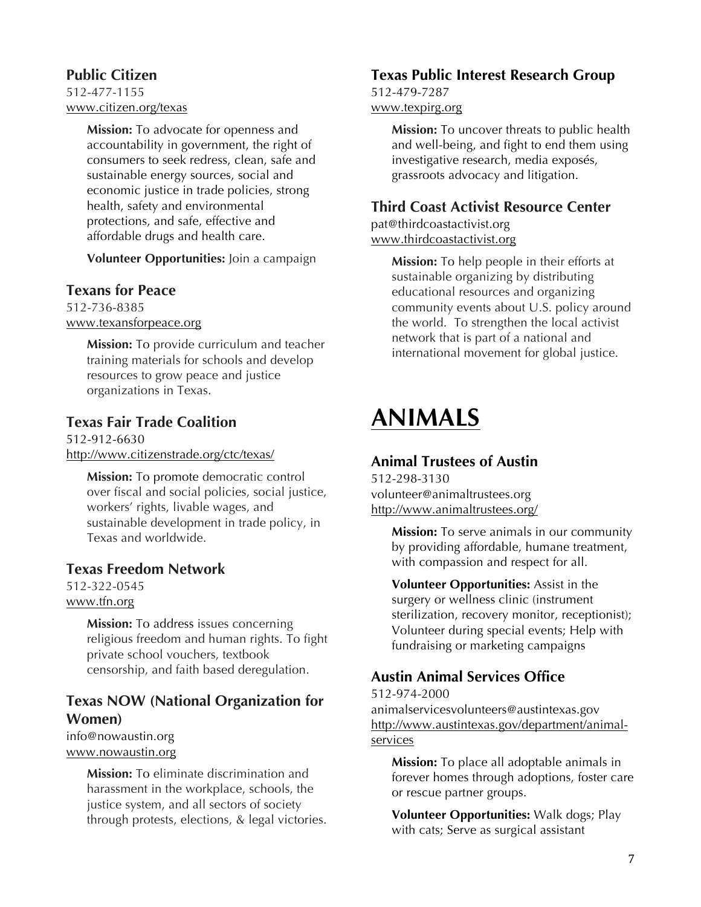### Public Citizen

512-477-1155
www.citizen.org/texas

**Mission:** To advocate for openness and accountability in government, the right of consumers to seek redress, clean, safe and sustainable energy sources, social and economic justice in trade policies, strong health, safety and environmental protections, and safe, effective and affordable drugs and health care.

**Volunteer Opportunities:** Join a campaign

### Texans for Peace

512-736-8385
www.texansforpeace.org

**Mission:** To provide curriculum and teacher training materials for schools and develop resources to grow peace and justice organizations in Texas.

### Texas Fair Trade Coalition

512-912-6630
http://www.citizenstrade.org/ctc/texas/

**Mission:** To promote democratic control over fiscal and social policies, social justice, workers' rights, livable wages, and sustainable development in trade policy, in Texas and worldwide.

### Texas Freedom Network

512-322-0545
www.tfn.org

**Mission:** To address issues concerning religious freedom and human rights. To fight private school vouchers, textbook censorship, and faith based deregulation.

### Texas NOW (National Organization for Women)

info@nowaustin.org
www.nowaustin.org

**Mission:** To eliminate discrimination and harassment in the workplace, schools, the justice system, and all sectors of society through protests, elections, & legal victories.

### Texas Public Interest Research Group

512-479-7287
www.texpirg.org

**Mission:** To uncover threats to public health and well-being, and fight to end them using investigative research, media exposés, grassroots advocacy and litigation.

### Third Coast Activist Resource Center

pat@thirdcoastactivist.org
www.thirdcoastactivist.org

**Mission:** To help people in their efforts at sustainable organizing by distributing educational resources and organizing community events about U.S. policy around the world. To strengthen the local activist network that is part of a national and international movement for global justice.

# ANIMALS

### Animal Trustees of Austin

512-298-3130
volunteer@animaltrustees.org
http://www.animaltrustees.org/

**Mission:** To serve animals in our community by providing affordable, humane treatment, with compassion and respect for all.

**Volunteer Opportunities:** Assist in the surgery or wellness clinic (instrument sterilization, recovery monitor, receptionist); Volunteer during special events; Help with fundraising or marketing campaigns

### Austin Animal Services Office

512-974-2000
animalservicesvolunteers@austintexas.gov
http://www.austintexas.gov/department/animal-services

**Mission:** To place all adoptable animals in forever homes through adoptions, foster care or rescue partner groups.

**Volunteer Opportunities:** Walk dogs; Play with cats; Serve as surgical assistant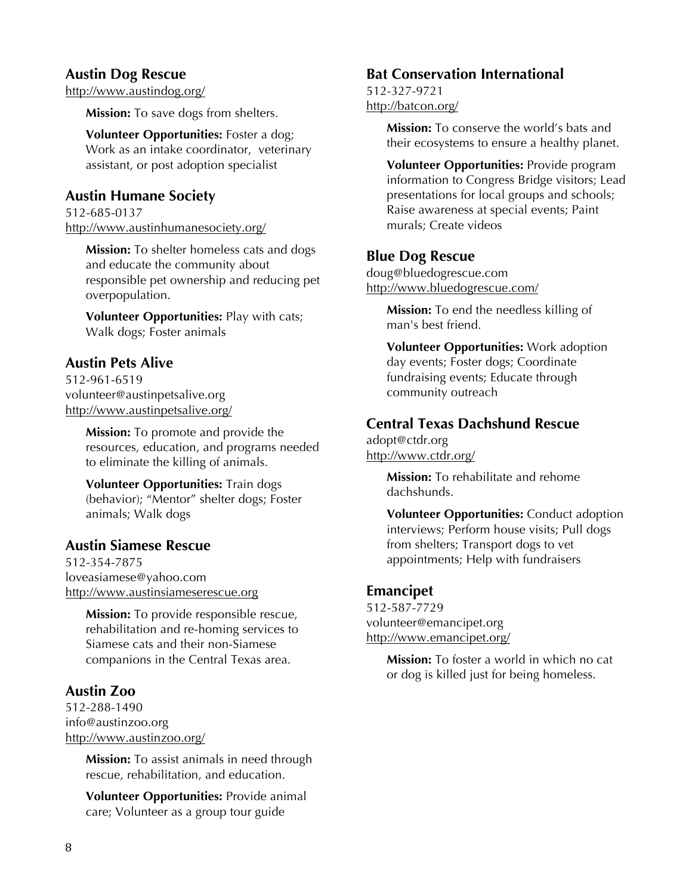## Austin Dog Rescue

http://www.austindog.org/

**Mission:** To save dogs from shelters.

**Volunteer Opportunities:** Foster a dog; Work as an intake coordinator, veterinary assistant, or post adoption specialist

## Austin Humane Society

512-685-0137
http://www.austinhumanesociety.org/

**Mission:** To shelter homeless cats and dogs and educate the community about responsible pet ownership and reducing pet overpopulation.

**Volunteer Opportunities:** Play with cats; Walk dogs; Foster animals

## Austin Pets Alive

512-961-6519
volunteer@austinpetsalive.org
http://www.austinpetsalive.org/

**Mission:** To promote and provide the resources, education, and programs needed to eliminate the killing of animals.

**Volunteer Opportunities:** Train dogs (behavior); "Mentor" shelter dogs; Foster animals; Walk dogs

## Austin Siamese Rescue

512-354-7875
loveasiamese@yahoo.com
http://www.austinsiameserescue.org

**Mission:** To provide responsible rescue, rehabilitation and re-homing services to Siamese cats and their non-Siamese companions in the Central Texas area.

## Austin Zoo

512-288-1490
info@austinzoo.org
http://www.austinzoo.org/

**Mission:** To assist animals in need through rescue, rehabilitation, and education.

**Volunteer Opportunities:** Provide animal care; Volunteer as a group tour guide

## Bat Conservation International

512-327-9721
http://batcon.org/

**Mission:** To conserve the world's bats and their ecosystems to ensure a healthy planet.

**Volunteer Opportunities:** Provide program information to Congress Bridge visitors; Lead presentations for local groups and schools; Raise awareness at special events; Paint murals; Create videos

## Blue Dog Rescue

doug@bluedogrescue.com
http://www.bluedogrescue.com/

**Mission:** To end the needless killing of man's best friend.

**Volunteer Opportunities:** Work adoption day events; Foster dogs; Coordinate fundraising events; Educate through community outreach

## Central Texas Dachshund Rescue

adopt@ctdr.org
http://www.ctdr.org/

**Mission:** To rehabilitate and rehome dachshunds.

**Volunteer Opportunities:** Conduct adoption interviews; Perform house visits; Pull dogs from shelters; Transport dogs to vet appointments; Help with fundraisers

## Emancipet

512-587-7729
volunteer@emancipet.org
http://www.emancipet.org/

**Mission:** To foster a world in which no cat or dog is killed just for being homeless.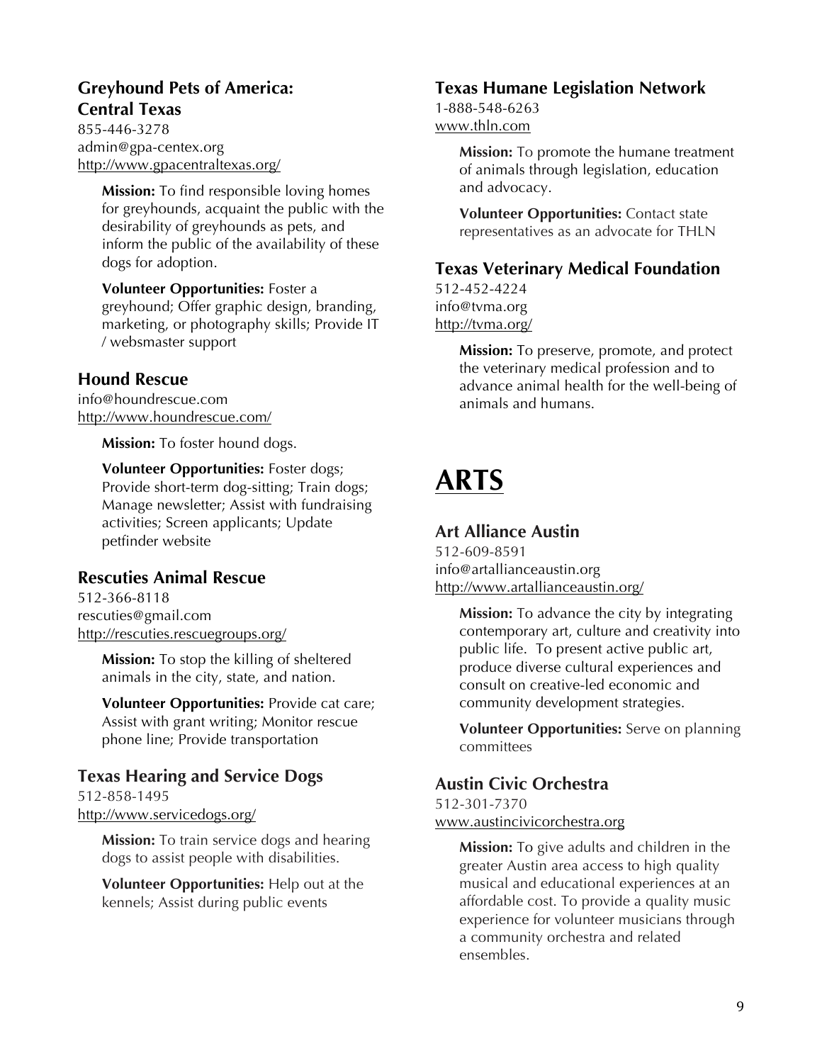### Greyhound Pets of America: Central Texas

855-446-3278
admin@gpa-centex.org
http://www.gpacentraltexas.org/

**Mission:** To find responsible loving homes for greyhounds, acquaint the public with the desirability of greyhounds as pets, and inform the public of the availability of these dogs for adoption.

**Volunteer Opportunities:** Foster a greyhound; Offer graphic design, branding, marketing, or photography skills; Provide IT / websmaster support

### Hound Rescue

info@houndrescue.com
http://www.houndrescue.com/

**Mission:** To foster hound dogs.

**Volunteer Opportunities:** Foster dogs; Provide short-term dog-sitting; Train dogs; Manage newsletter; Assist with fundraising activities; Screen applicants; Update petfinder website

### Rescuties Animal Rescue

512-366-8118
rescuties@gmail.com
http://rescuties.rescuegroups.org/

**Mission:** To stop the killing of sheltered animals in the city, state, and nation.

**Volunteer Opportunities:** Provide cat care; Assist with grant writing; Monitor rescue phone line; Provide transportation

### Texas Hearing and Service Dogs

512-858-1495
http://www.servicedogs.org/

**Mission:** To train service dogs and hearing dogs to assist people with disabilities.

**Volunteer Opportunities:** Help out at the kennels; Assist during public events

### Texas Humane Legislation Network

1-888-548-6263
www.thln.com

**Mission:** To promote the humane treatment of animals through legislation, education and advocacy.

**Volunteer Opportunities:** Contact state representatives as an advocate for THLN

### Texas Veterinary Medical Foundation

512-452-4224
info@tvma.org
http://tvma.org/

**Mission:** To preserve, promote, and protect the veterinary medical profession and to advance animal health for the well-being of animals and humans.

# ARTS

### Art Alliance Austin

512-609-8591
info@artallianceaustin.org
http://www.artallianceaustin.org/

**Mission:** To advance the city by integrating contemporary art, culture and creativity into public life. To present active public art, produce diverse cultural experiences and consult on creative-led economic and community development strategies.

**Volunteer Opportunities:** Serve on planning committees

### Austin Civic Orchestra

512-301-7370
www.austincivicorchestra.org

**Mission:** To give adults and children in the greater Austin area access to high quality musical and educational experiences at an affordable cost. To provide a quality music experience for volunteer musicians through a community orchestra and related ensembles.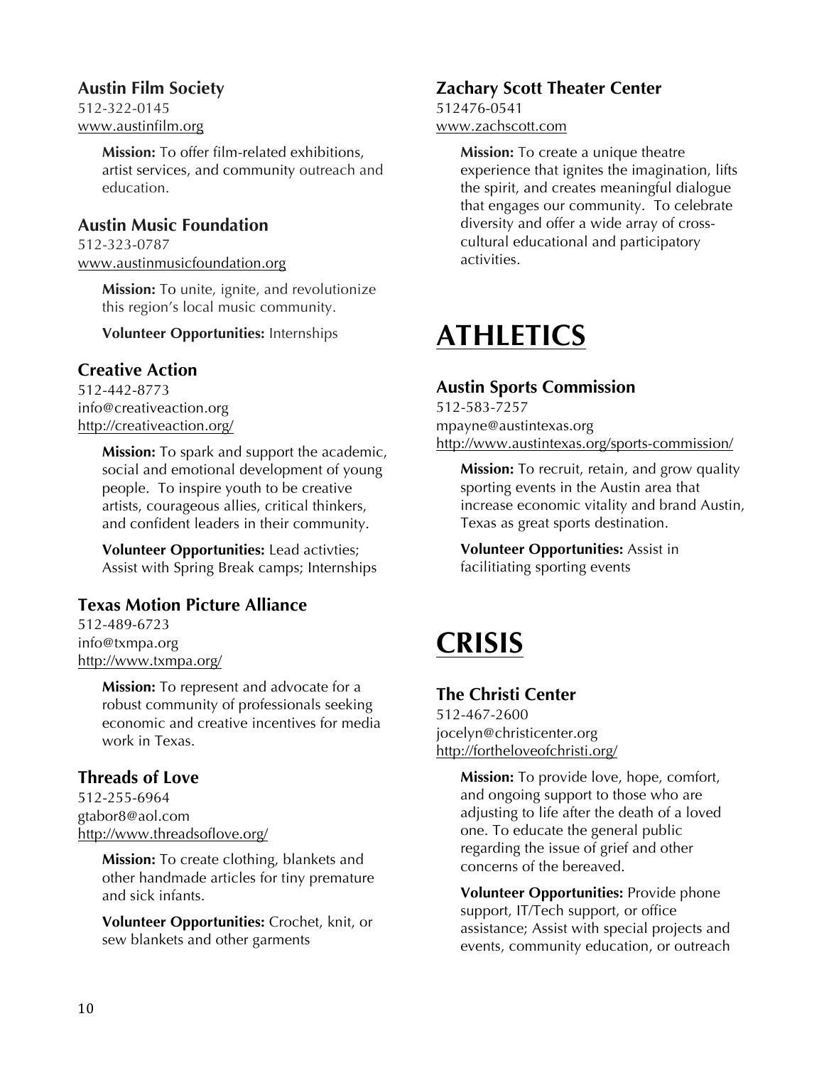### Austin Film Society

512-322-0145
www.austinfilm.org

**Mission:** To offer film-related exhibitions, artist services, and community outreach and education.

### Austin Music Foundation

512-323-0787
www.austinmusicfoundation.org

**Mission:** To unite, ignite, and revolutionize this region's local music community.

**Volunteer Opportunities:** Internships

### Creative Action

512-442-8773
info@creativeaction.org
http://creativeaction.org/

**Mission:** To spark and support the academic, social and emotional development of young people. To inspire youth to be creative artists, courageous allies, critical thinkers, and confident leaders in their community.

**Volunteer Opportunities:** Lead activties; Assist with Spring Break camps; Internships

### Texas Motion Picture Alliance

512-489-6723
info@txmpa.org
http://www.txmpa.org/

**Mission:** To represent and advocate for a robust community of professionals seeking economic and creative incentives for media work in Texas.

### Threads of Love

512-255-6964
gtabor8@aol.com
http://www.threadsoflove.org/

**Mission:** To create clothing, blankets and other handmade articles for tiny premature and sick infants.

**Volunteer Opportunities:** Crochet, knit, or sew blankets and other garments

### Zachary Scott Theater Center

512476-0541
www.zachscott.com

**Mission:** To create a unique theatre experience that ignites the imagination, lifts the spirit, and creates meaningful dialogue that engages our community. To celebrate diversity and offer a wide array of cross-cultural educational and participatory activities.

# ATHLETICS

### Austin Sports Commission

512-583-7257
mpayne@austintexas.org
http://www.austintexas.org/sports-commission/

**Mission:** To recruit, retain, and grow quality sporting events in the Austin area that increase economic vitality and brand Austin, Texas as great sports destination.

**Volunteer Opportunities:** Assist in facilitiating sporting events

# CRISIS

### The Christi Center

512-467-2600
jocelyn@christicenter.org
http://fortheloveofchristi.org/

**Mission:** To provide love, hope, comfort, and ongoing support to those who are adjusting to life after the death of a loved one. To educate the general public regarding the issue of grief and other concerns of the bereaved.

**Volunteer Opportunities:** Provide phone support, IT/Tech support, or office assistance; Assist with special projects and events, community education, or outreach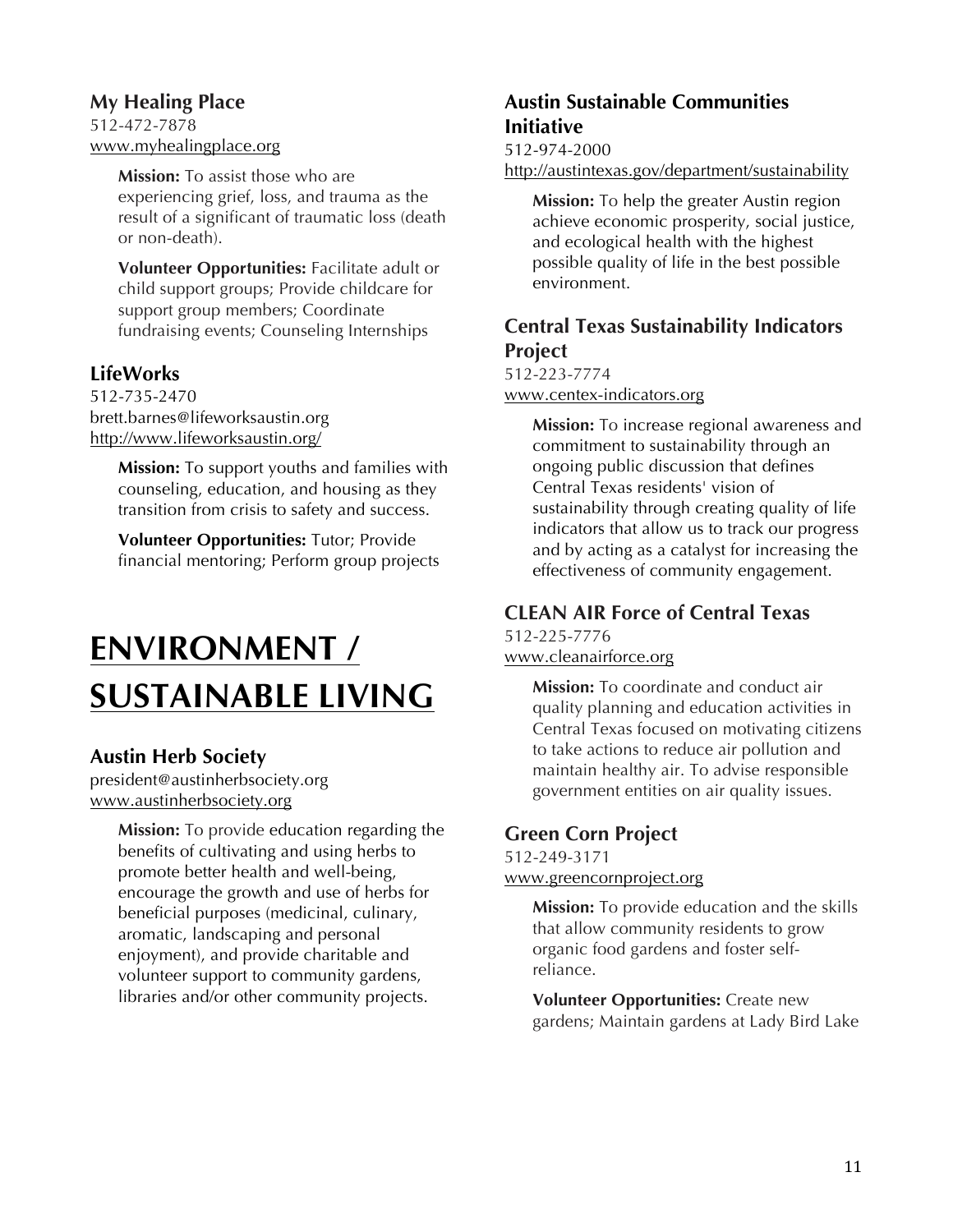### My Healing Place

512-472-7878
www.myhealingplace.org

**Mission:** To assist those who are experiencing grief, loss, and trauma as the result of a significant of traumatic loss (death or non-death).

**Volunteer Opportunities:** Facilitate adult or child support groups; Provide childcare for support group members; Coordinate fundraising events; Counseling Internships

### LifeWorks

512-735-2470
brett.barnes@lifeworksaustin.org
http://www.lifeworksaustin.org/

**Mission:** To support youths and families with counseling, education, and housing as they transition from crisis to safety and success.

**Volunteer Opportunities:** Tutor; Provide financial mentoring; Perform group projects

# ENVIRONMENT / SUSTAINABLE LIVING

### Austin Herb Society

president@austinherbsociety.org
www.austinherbsociety.org

**Mission:** To provide education regarding the benefits of cultivating and using herbs to promote better health and well-being, encourage the growth and use of herbs for beneficial purposes (medicinal, culinary, aromatic, landscaping and personal enjoyment), and provide charitable and volunteer support to community gardens, libraries and/or other community projects.

### Austin Sustainable Communities Initiative

512-974-2000
http://austintexas.gov/department/sustainability

**Mission:** To help the greater Austin region achieve economic prosperity, social justice, and ecological health with the highest possible quality of life in the best possible environment.

### Central Texas Sustainability Indicators Project

512-223-7774
www.centex-indicators.org

**Mission:** To increase regional awareness and commitment to sustainability through an ongoing public discussion that defines Central Texas residents' vision of sustainability through creating quality of life indicators that allow us to track our progress and by acting as a catalyst for increasing the effectiveness of community engagement.

### CLEAN AIR Force of Central Texas

512-225-7776
www.cleanairforce.org

**Mission:** To coordinate and conduct air quality planning and education activities in Central Texas focused on motivating citizens to take actions to reduce air pollution and maintain healthy air. To advise responsible government entities on air quality issues.

### Green Corn Project

512-249-3171
www.greencornproject.org

**Mission:** To provide education and the skills that allow community residents to grow organic food gardens and foster self-reliance.

**Volunteer Opportunities:** Create new gardens; Maintain gardens at Lady Bird Lake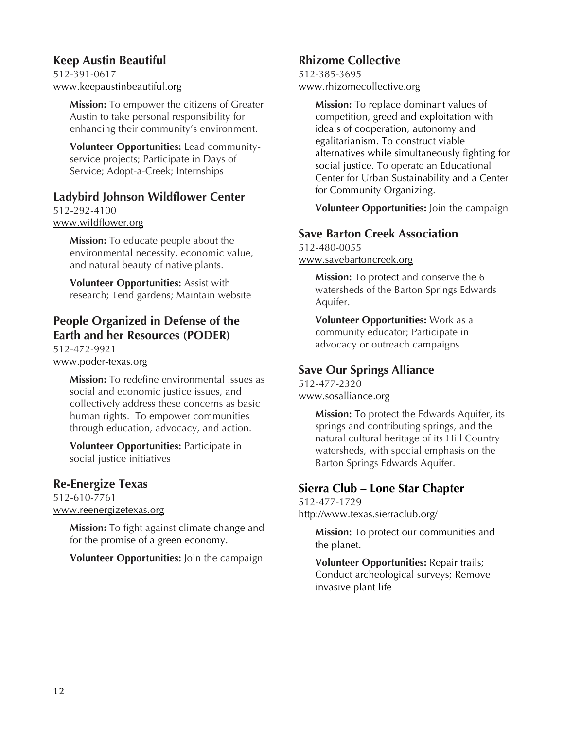### Keep Austin Beautiful

512-391-0617
www.keepaustinbeautiful.org

**Mission:** To empower the citizens of Greater Austin to take personal responsibility for enhancing their community's environment.

**Volunteer Opportunities:** Lead community-service projects; Participate in Days of Service; Adopt-a-Creek; Internships

### Ladybird Johnson Wildflower Center

512-292-4100
www.wildflower.org

**Mission:** To educate people about the environmental necessity, economic value, and natural beauty of native plants.

**Volunteer Opportunities:** Assist with research; Tend gardens; Maintain website

### People Organized in Defense of the Earth and her Resources (PODER)

512-472-9921
www.poder-texas.org

**Mission:** To redefine environmental issues as social and economic justice issues, and collectively address these concerns as basic human rights. To empower communities through education, advocacy, and action.

**Volunteer Opportunities:** Participate in social justice initiatives

### Re-Energize Texas

512-610-7761
www.reenergizetexas.org

**Mission:** To fight against climate change and for the promise of a green economy.

**Volunteer Opportunities:** Join the campaign

### Rhizome Collective

512-385-3695
www.rhizomecollective.org

**Mission:** To replace dominant values of competition, greed and exploitation with ideals of cooperation, autonomy and egalitarianism. To construct viable alternatives while simultaneously fighting for social justice. To operate an Educational Center for Urban Sustainability and a Center for Community Organizing.

**Volunteer Opportunities:** Join the campaign

### Save Barton Creek Association

512-480-0055
www.savebartoncreek.org

**Mission:** To protect and conserve the 6 watersheds of the Barton Springs Edwards Aquifer.

**Volunteer Opportunities:** Work as a community educator; Participate in advocacy or outreach campaigns

### Save Our Springs Alliance

512-477-2320
www.sosalliance.org

**Mission:** To protect the Edwards Aquifer, its springs and contributing springs, and the natural cultural heritage of its Hill Country watersheds, with special emphasis on the Barton Springs Edwards Aquifer.

### Sierra Club – Lone Star Chapter

512-477-1729
http://www.texas.sierraclub.org/

**Mission:** To protect our communities and the planet.

**Volunteer Opportunities:** Repair trails; Conduct archeological surveys; Remove invasive plant life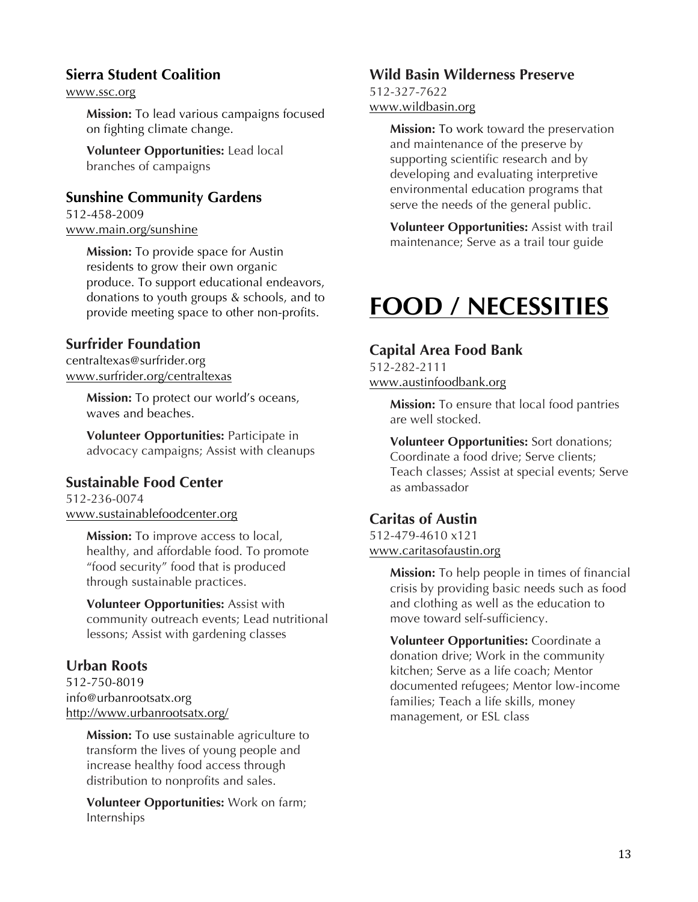### Sierra Student Coalition

www.ssc.org

**Mission:** To lead various campaigns focused on fighting climate change.

**Volunteer Opportunities:** Lead local branches of campaigns

### Sunshine Community Gardens

512-458-2009
www.main.org/sunshine

**Mission:** To provide space for Austin residents to grow their own organic produce. To support educational endeavors, donations to youth groups & schools, and to provide meeting space to other non-profits.

### Surfrider Foundation

centraltexas@surfrider.org
www.surfrider.org/centraltexas

**Mission:** To protect our world's oceans, waves and beaches.

**Volunteer Opportunities:** Participate in advocacy campaigns; Assist with cleanups

### Sustainable Food Center

512-236-0074
www.sustainablefoodcenter.org

**Mission:** To improve access to local, healthy, and affordable food. To promote "food security" food that is produced through sustainable practices.

**Volunteer Opportunities:** Assist with community outreach events; Lead nutritional lessons; Assist with gardening classes

### Urban Roots

512-750-8019
info@urbanrootsatx.org
http://www.urbanrootsatx.org/

**Mission:** To use sustainable agriculture to transform the lives of young people and increase healthy food access through distribution to nonprofits and sales.

**Volunteer Opportunities:** Work on farm; Internships

### Wild Basin Wilderness Preserve

512-327-7622
www.wildbasin.org

**Mission:** To work toward the preservation and maintenance of the preserve by supporting scientific research and by developing and evaluating interpretive environmental education programs that serve the needs of the general public.

**Volunteer Opportunities:** Assist with trail maintenance; Serve as a trail tour guide

# FOOD / NECESSITIES

### Capital Area Food Bank

512-282-2111
www.austinfoodbank.org

**Mission:** To ensure that local food pantries are well stocked.

**Volunteer Opportunities:** Sort donations; Coordinate a food drive; Serve clients; Teach classes; Assist at special events; Serve as ambassador

### Caritas of Austin

512-479-4610 x121
www.caritasofaustin.org

**Mission:** To help people in times of financial crisis by providing basic needs such as food and clothing as well as the education to move toward self-sufficiency.

**Volunteer Opportunities:** Coordinate a donation drive; Work in the community kitchen; Serve as a life coach; Mentor documented refugees; Mentor low-income families; Teach a life skills, money management, or ESL class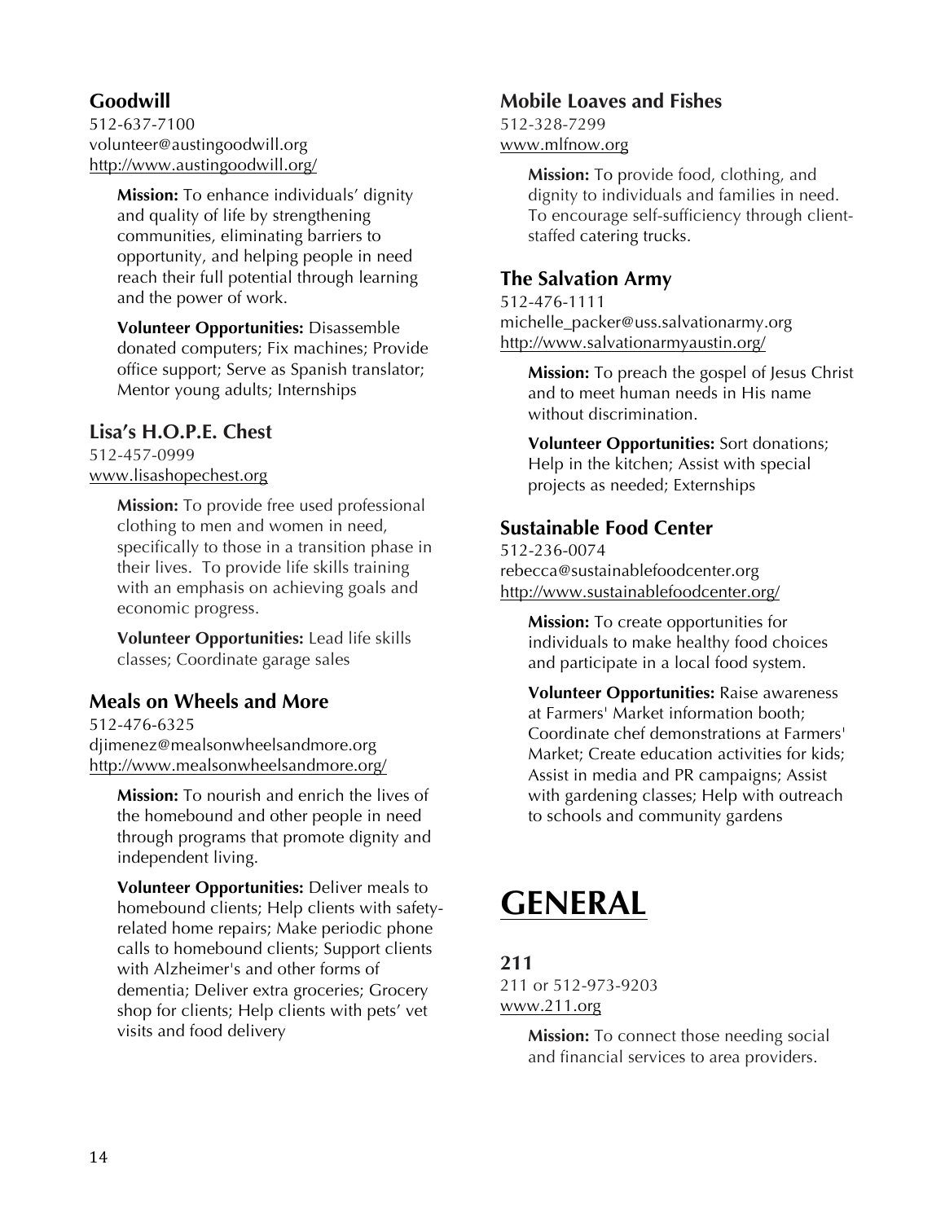### Goodwill

512-637-7100
volunteer@austingoodwill.org
http://www.austingoodwill.org/

**Mission:** To enhance individuals' dignity and quality of life by strengthening communities, eliminating barriers to opportunity, and helping people in need reach their full potential through learning and the power of work.

**Volunteer Opportunities:** Disassemble donated computers; Fix machines; Provide office support; Serve as Spanish translator; Mentor young adults; Internships

### Lisa's H.O.P.E. Chest

512-457-0999
www.lisashopechest.org

**Mission:** To provide free used professional clothing to men and women in need, specifically to those in a transition phase in their lives. To provide life skills training with an emphasis on achieving goals and economic progress.

**Volunteer Opportunities:** Lead life skills classes; Coordinate garage sales

### Meals on Wheels and More

512-476-6325
djimenez@mealsonwheelsandmore.org
http://www.mealsonwheelsandmore.org/

**Mission:** To nourish and enrich the lives of the homebound and other people in need through programs that promote dignity and independent living.

**Volunteer Opportunities:** Deliver meals to homebound clients; Help clients with safety-related home repairs; Make periodic phone calls to homebound clients; Support clients with Alzheimer's and other forms of dementia; Deliver extra groceries; Grocery shop for clients; Help clients with pets' vet visits and food delivery

### Mobile Loaves and Fishes

512-328-7299
www.mlfnow.org

**Mission:** To provide food, clothing, and dignity to individuals and families in need. To encourage self-sufficiency through client-staffed catering trucks.

### The Salvation Army

512-476-1111
michelle_packer@uss.salvationarmy.org
http://www.salvationarmyaustin.org/

**Mission:** To preach the gospel of Jesus Christ and to meet human needs in His name without discrimination.

**Volunteer Opportunities:** Sort donations; Help in the kitchen; Assist with special projects as needed; Externships

### Sustainable Food Center

512-236-0074
rebecca@sustainablefoodcenter.org
http://www.sustainablefoodcenter.org/

**Mission:** To create opportunities for individuals to make healthy food choices and participate in a local food system.

**Volunteer Opportunities:** Raise awareness at Farmers' Market information booth; Coordinate chef demonstrations at Farmers' Market; Create education activities for kids; Assist in media and PR campaigns; Assist with gardening classes; Help with outreach to schools and community gardens

# GENERAL

### 211

211 or 512-973-9203
www.211.org

**Mission:** To connect those needing social and financial services to area providers.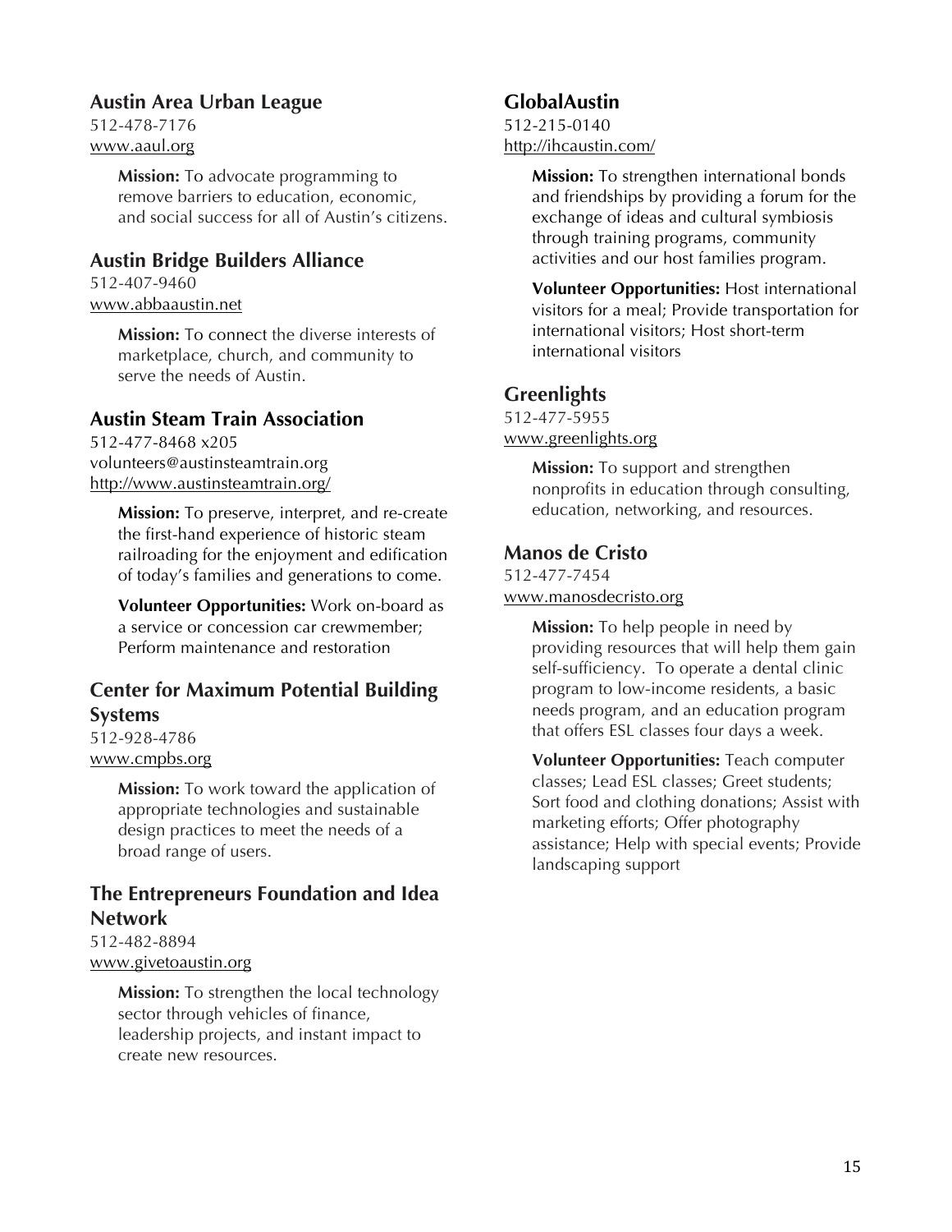### Austin Area Urban League

512-478-7176
www.aaul.org

**Mission:** To advocate programming to remove barriers to education, economic, and social success for all of Austin's citizens.

### Austin Bridge Builders Alliance

512-407-9460
www.abbaaustin.net

**Mission:** To connect the diverse interests of marketplace, church, and community to serve the needs of Austin.

### Austin Steam Train Association

512-477-8468 x205
volunteers@austinsteamtrain.org
http://www.austinsteamtrain.org/

**Mission:** To preserve, interpret, and re-create the first-hand experience of historic steam railroading for the enjoyment and edification of today's families and generations to come.

**Volunteer Opportunities:** Work on-board as a service or concession car crewmember; Perform maintenance and restoration

### Center for Maximum Potential Building Systems

512-928-4786
www.cmpbs.org

**Mission:** To work toward the application of appropriate technologies and sustainable design practices to meet the needs of a broad range of users.

### The Entrepreneurs Foundation and Idea Network

512-482-8894
www.givetoaustin.org

**Mission:** To strengthen the local technology sector through vehicles of finance, leadership projects, and instant impact to create new resources.

### GlobalAustin

512-215-0140
http://ihcaustin.com/

**Mission:** To strengthen international bonds and friendships by providing a forum for the exchange of ideas and cultural symbiosis through training programs, community activities and our host families program.

**Volunteer Opportunities:** Host international visitors for a meal; Provide transportation for international visitors; Host short-term international visitors

### Greenlights

512-477-5955
www.greenlights.org

**Mission:** To support and strengthen nonprofits in education through consulting, education, networking, and resources.

### Manos de Cristo

512-477-7454
www.manosdecristo.org

**Mission:** To help people in need by providing resources that will help them gain self-sufficiency. To operate a dental clinic program to low-income residents, a basic needs program, and an education program that offers ESL classes four days a week.

**Volunteer Opportunities:** Teach computer classes; Lead ESL classes; Greet students; Sort food and clothing donations; Assist with marketing efforts; Offer photography assistance; Help with special events; Provide landscaping support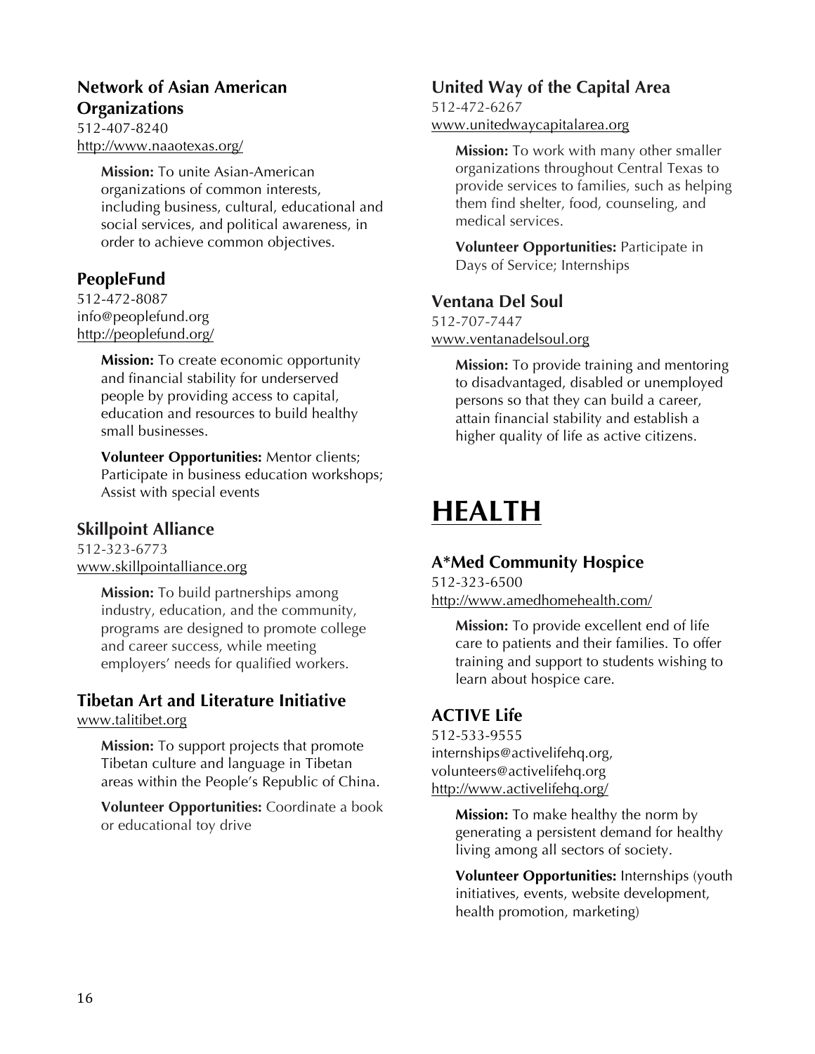### Network of Asian American Organizations

512-407-8240
http://www.naaotexas.org/

**Mission:** To unite Asian-American organizations of common interests, including business, cultural, educational and social services, and political awareness, in order to achieve common objectives.

### PeopleFund

512-472-8087
info@peoplefund.org
http://peoplefund.org/

**Mission:** To create economic opportunity and financial stability for underserved people by providing access to capital, education and resources to build healthy small businesses.

**Volunteer Opportunities:** Mentor clients; Participate in business education workshops; Assist with special events

### Skillpoint Alliance

512-323-6773
www.skillpointalliance.org

**Mission:** To build partnerships among industry, education, and the community, programs are designed to promote college and career success, while meeting employers' needs for qualified workers.

### Tibetan Art and Literature Initiative

www.talitibet.org

**Mission:** To support projects that promote Tibetan culture and language in Tibetan areas within the People's Republic of China.

**Volunteer Opportunities:** Coordinate a book or educational toy drive

### United Way of the Capital Area

512-472-6267
www.unitedwaycapitalarea.org

**Mission:** To work with many other smaller organizations throughout Central Texas to provide services to families, such as helping them find shelter, food, counseling, and medical services.

**Volunteer Opportunities:** Participate in Days of Service; Internships

### Ventana Del Soul

512-707-7447
www.ventanadelsoul.org

**Mission:** To provide training and mentoring to disadvantaged, disabled or unemployed persons so that they can build a career, attain financial stability and establish a higher quality of life as active citizens.

# HEALTH

### A*Med Community Hospice

512-323-6500
http://www.amedhomehealth.com/

**Mission:** To provide excellent end of life care to patients and their families. To offer training and support to students wishing to learn about hospice care.

### ACTIVE Life

512-533-9555
internships@activelifehq.org,
volunteers@activelifehq.org
http://www.activelifehq.org/

**Mission:** To make healthy the norm by generating a persistent demand for healthy living among all sectors of society.

**Volunteer Opportunities:** Internships (youth initiatives, events, website development, health promotion, marketing)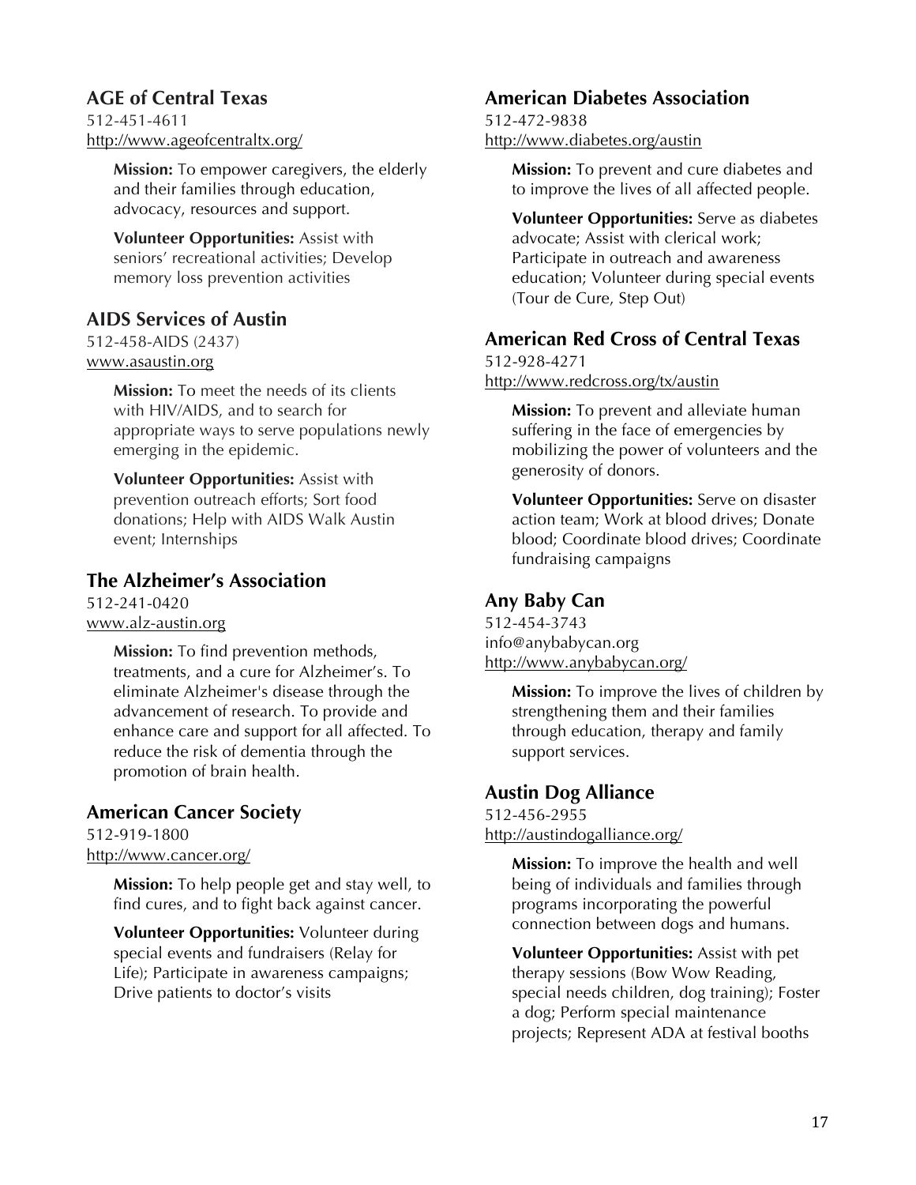## AGE of Central Texas

512-451-4611
http://www.ageofcentraltx.org/

**Mission:** To empower caregivers, the elderly and their families through education, advocacy, resources and support.

**Volunteer Opportunities:** Assist with seniors' recreational activities; Develop memory loss prevention activities

## AIDS Services of Austin

512-458-AIDS (2437)
www.asaustin.org

**Mission:** To meet the needs of its clients with HIV/AIDS, and to search for appropriate ways to serve populations newly emerging in the epidemic.

**Volunteer Opportunities:** Assist with prevention outreach efforts; Sort food donations; Help with AIDS Walk Austin event; Internships

## The Alzheimer's Association

512-241-0420
www.alz-austin.org

**Mission:** To find prevention methods, treatments, and a cure for Alzheimer's. To eliminate Alzheimer's disease through the advancement of research. To provide and enhance care and support for all affected. To reduce the risk of dementia through the promotion of brain health.

## American Cancer Society

512-919-1800
http://www.cancer.org/

**Mission:** To help people get and stay well, to find cures, and to fight back against cancer.

**Volunteer Opportunities:** Volunteer during special events and fundraisers (Relay for Life); Participate in awareness campaigns; Drive patients to doctor's visits

## American Diabetes Association

512-472-9838
http://www.diabetes.org/austin

**Mission:** To prevent and cure diabetes and to improve the lives of all affected people.

**Volunteer Opportunities:** Serve as diabetes advocate; Assist with clerical work; Participate in outreach and awareness education; Volunteer during special events (Tour de Cure, Step Out)

## American Red Cross of Central Texas

512-928-4271
http://www.redcross.org/tx/austin

**Mission:** To prevent and alleviate human suffering in the face of emergencies by mobilizing the power of volunteers and the generosity of donors.

**Volunteer Opportunities:** Serve on disaster action team; Work at blood drives; Donate blood; Coordinate blood drives; Coordinate fundraising campaigns

## Any Baby Can

512-454-3743
info@anybabycan.org
http://www.anybabycan.org/

**Mission:** To improve the lives of children by strengthening them and their families through education, therapy and family support services.

## Austin Dog Alliance

512-456-2955
http://austindogalliance.org/

**Mission:** To improve the health and well being of individuals and families through programs incorporating the powerful connection between dogs and humans.

**Volunteer Opportunities:** Assist with pet therapy sessions (Bow Wow Reading, special needs children, dog training); Foster a dog; Perform special maintenance projects; Represent ADA at festival booths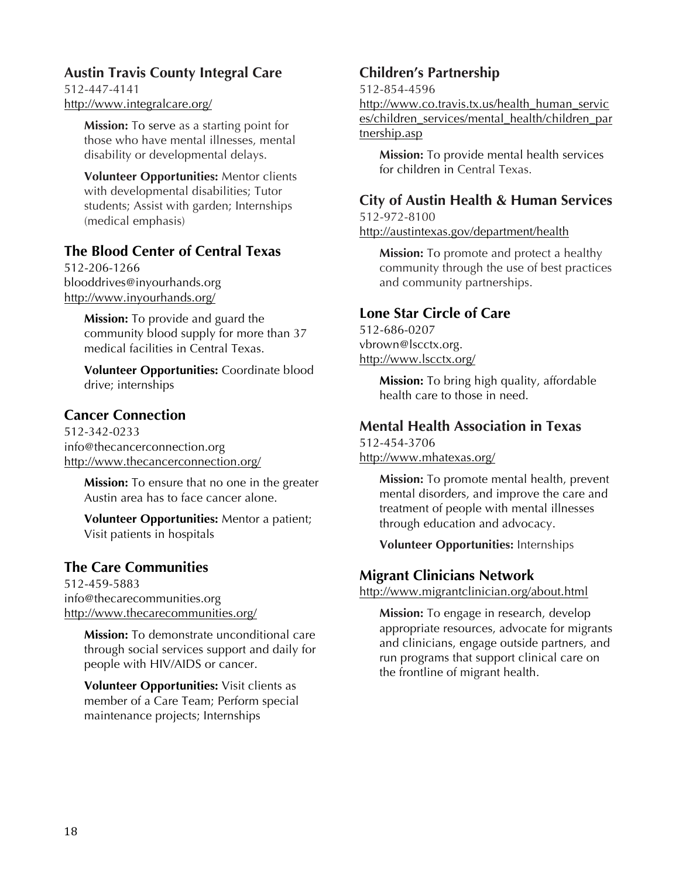### Austin Travis County Integral Care

512-447-4141
http://www.integralcare.org/

**Mission:** To serve as a starting point for those who have mental illnesses, mental disability or developmental delays.

**Volunteer Opportunities:** Mentor clients with developmental disabilities; Tutor students; Assist with garden; Internships (medical emphasis)

### The Blood Center of Central Texas

512-206-1266
blooddrives@inyourhands.org
http://www.inyourhands.org/

**Mission:** To provide and guard the community blood supply for more than 37 medical facilities in Central Texas.

**Volunteer Opportunities:** Coordinate blood drive; internships

### Cancer Connection

512-342-0233
info@thecancerconnection.org
http://www.thecancerconnection.org/

**Mission:** To ensure that no one in the greater Austin area has to face cancer alone.

**Volunteer Opportunities:** Mentor a patient; Visit patients in hospitals

### The Care Communities

512-459-5883
info@thecarecommunities.org
http://www.thecarecommunities.org/

**Mission:** To demonstrate unconditional care through social services support and daily for people with HIV/AIDS or cancer.

**Volunteer Opportunities:** Visit clients as member of a Care Team; Perform special maintenance projects; Internships

### Children's Partnership

512-854-4596
http://www.co.travis.tx.us/health_human_services/children_services/mental_health/children_partnership.asp

**Mission:** To provide mental health services for children in Central Texas.

### City of Austin Health & Human Services

512-972-8100
http://austintexas.gov/department/health

**Mission:** To promote and protect a healthy community through the use of best practices and community partnerships.

### Lone Star Circle of Care

512-686-0207
vbrown@lscctx.org.
http://www.lscctx.org/

**Mission:** To bring high quality, affordable health care to those in need.

### Mental Health Association in Texas

512-454-3706
http://www.mhatexas.org/

**Mission:** To promote mental health, prevent mental disorders, and improve the care and treatment of people with mental illnesses through education and advocacy.

**Volunteer Opportunities:** Internships

### Migrant Clinicians Network

http://www.migrantclinician.org/about.html

**Mission:** To engage in research, develop appropriate resources, advocate for migrants and clinicians, engage outside partners, and run programs that support clinical care on the frontline of migrant health.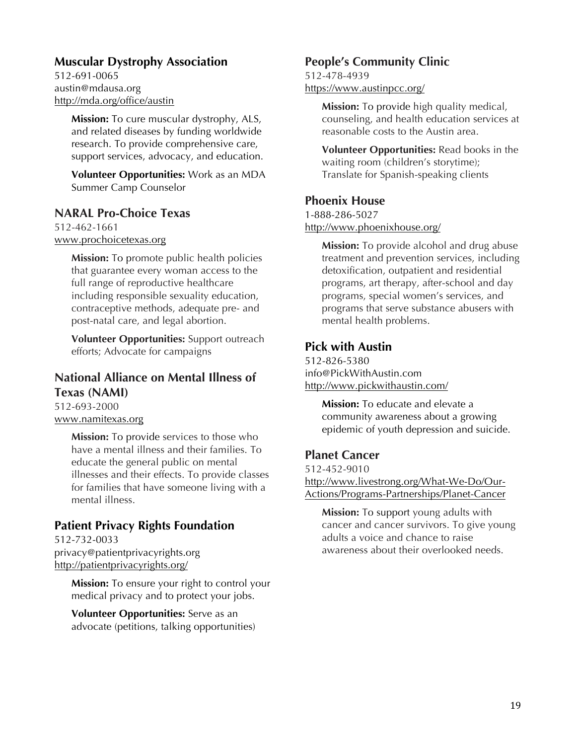### Muscular Dystrophy Association

512-691-0065
austin@mdausa.org
http://mda.org/office/austin

**Mission:** To cure muscular dystrophy, ALS, and related diseases by funding worldwide research. To provide comprehensive care, support services, advocacy, and education.

**Volunteer Opportunities:** Work as an MDA Summer Camp Counselor

### NARAL Pro-Choice Texas

512-462-1661
www.prochoicetexas.org

**Mission:** To promote public health policies that guarantee every woman access to the full range of reproductive healthcare including responsible sexuality education, contraceptive methods, adequate pre- and post-natal care, and legal abortion.

**Volunteer Opportunities:** Support outreach efforts; Advocate for campaigns

### National Alliance on Mental Illness of Texas (NAMI)

512-693-2000
www.namitexas.org

**Mission:** To provide services to those who have a mental illness and their families. To educate the general public on mental illnesses and their effects. To provide classes for families that have someone living with a mental illness.

### Patient Privacy Rights Foundation

512-732-0033
privacy@patientprivacyrights.org
http://patientprivacyrights.org/

**Mission:** To ensure your right to control your medical privacy and to protect your jobs.

**Volunteer Opportunities:** Serve as an advocate (petitions, talking opportunities)

### People's Community Clinic

512-478-4939
https://www.austinpcc.org/

**Mission:** To provide high quality medical, counseling, and health education services at reasonable costs to the Austin area.

**Volunteer Opportunities:** Read books in the waiting room (children's storytime); Translate for Spanish-speaking clients

### Phoenix House

1-888-286-5027
http://www.phoenixhouse.org/

**Mission:** To provide alcohol and drug abuse treatment and prevention services, including detoxification, outpatient and residential programs, art therapy, after-school and day programs, special women's services, and programs that serve substance abusers with mental health problems.

### Pick with Austin

512-826-5380
info@PickWithAustin.com
http://www.pickwithaustin.com/

**Mission:** To educate and elevate a community awareness about a growing epidemic of youth depression and suicide.

### Planet Cancer

512-452-9010
http://www.livestrong.org/What-We-Do/Our-Actions/Programs-Partnerships/Planet-Cancer

**Mission:** To support young adults with cancer and cancer survivors. To give young adults a voice and chance to raise awareness about their overlooked needs.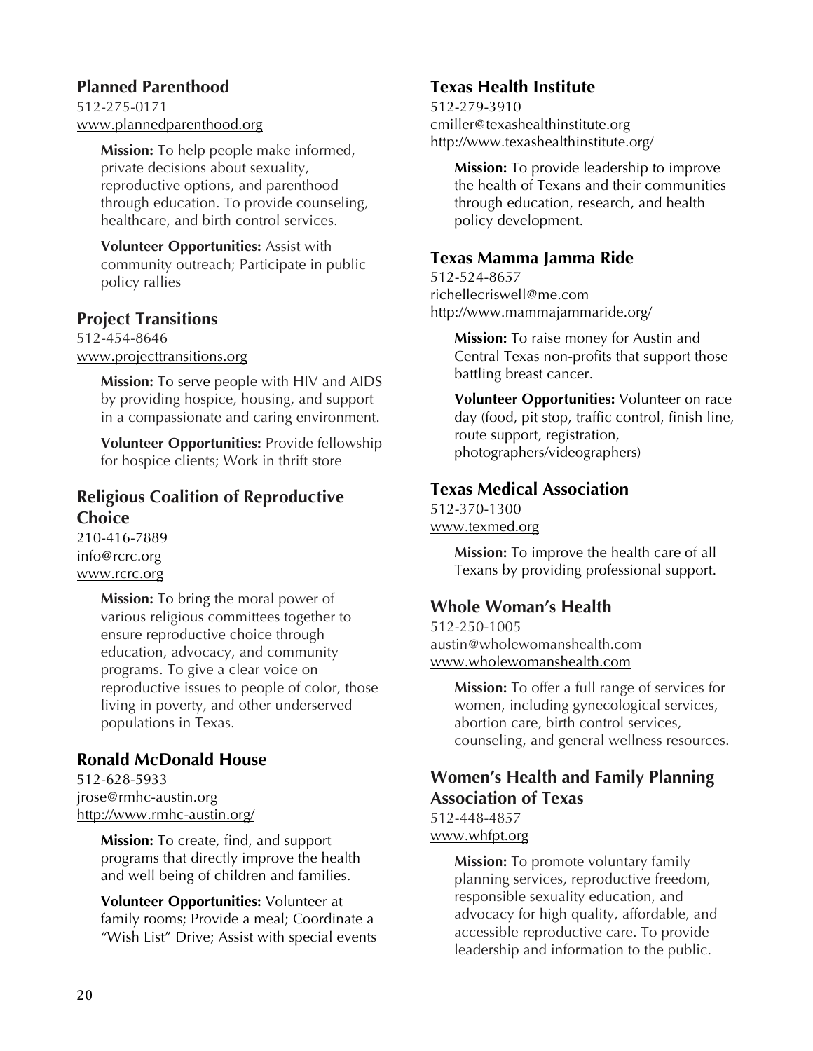### Planned Parenthood

512-275-0171
www.plannedparenthood.org

**Mission:** To help people make informed, private decisions about sexuality, reproductive options, and parenthood through education. To provide counseling, healthcare, and birth control services.

**Volunteer Opportunities:** Assist with community outreach; Participate in public policy rallies

### Project Transitions

512-454-8646
www.projecttransitions.org

**Mission:** To serve people with HIV and AIDS by providing hospice, housing, and support in a compassionate and caring environment.

**Volunteer Opportunities:** Provide fellowship for hospice clients; Work in thrift store

### Religious Coalition of Reproductive Choice

210-416-7889
info@rcrc.org
www.rcrc.org

**Mission:** To bring the moral power of various religious committees together to ensure reproductive choice through education, advocacy, and community programs. To give a clear voice on reproductive issues to people of color, those living in poverty, and other underserved populations in Texas.

### Ronald McDonald House

512-628-5933
jrose@rmhc-austin.org
http://www.rmhc-austin.org/

**Mission:** To create, find, and support programs that directly improve the health and well being of children and families.

**Volunteer Opportunities:** Volunteer at family rooms; Provide a meal; Coordinate a "Wish List" Drive; Assist with special events

### Texas Health Institute

512-279-3910
cmiller@texashealthinstitute.org
http://www.texashealthinstitute.org/

**Mission:** To provide leadership to improve the health of Texans and their communities through education, research, and health policy development.

### Texas Mamma Jamma Ride

512-524-8657
richellecriswell@me.com
http://www.mammajammaride.org/

**Mission:** To raise money for Austin and Central Texas non-profits that support those battling breast cancer.

**Volunteer Opportunities:** Volunteer on race day (food, pit stop, traffic control, finish line, route support, registration, photographers/videographers)

### Texas Medical Association

512-370-1300
www.texmed.org

**Mission:** To improve the health care of all Texans by providing professional support.

### Whole Woman's Health

512-250-1005
austin@wholewomanshealth.com
www.wholewomanshealth.com

**Mission:** To offer a full range of services for women, including gynecological services, abortion care, birth control services, counseling, and general wellness resources.

### Women's Health and Family Planning Association of Texas

512-448-4857
www.whfpt.org

**Mission:** To promote voluntary family planning services, reproductive freedom, responsible sexuality education, and advocacy for high quality, affordable, and accessible reproductive care. To provide leadership and information to the public.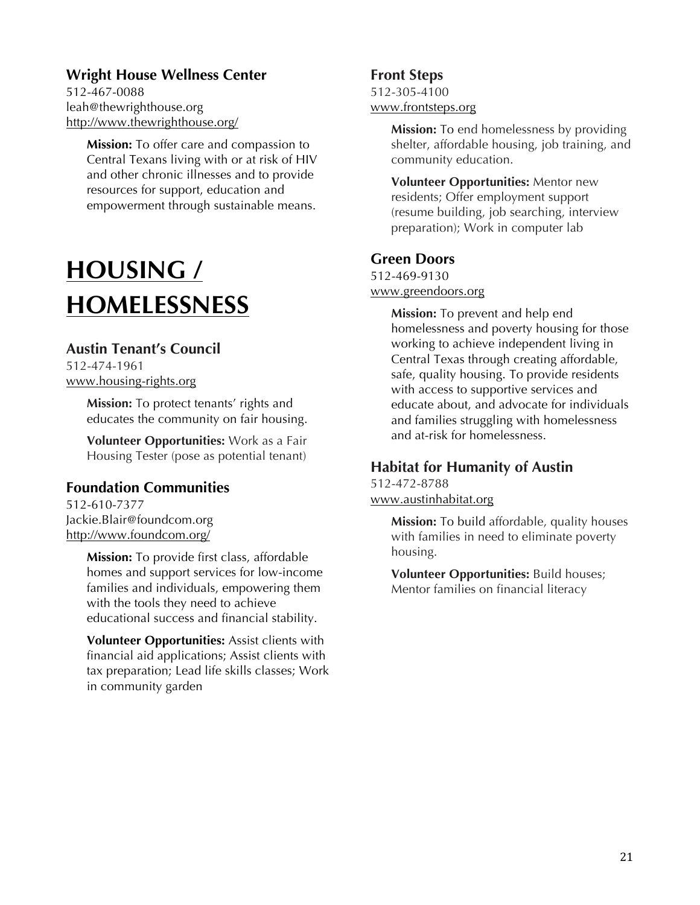### Wright House Wellness Center

512-467-0088
leah@thewrighthouse.org
http://www.thewrighthouse.org/

> **Mission:** To offer care and compassion to Central Texans living with or at risk of HIV and other chronic illnesses and to provide resources for support, education and empowerment through sustainable means.

# HOUSING / HOMELESSNESS

### Austin Tenant's Council

512-474-1961
www.housing-rights.org

> **Mission:** To protect tenants' rights and educates the community on fair housing.
>
> **Volunteer Opportunities:** Work as a Fair Housing Tester (pose as potential tenant)

### Foundation Communities

512-610-7377
Jackie.Blair@foundcom.org
http://www.foundcom.org/

> **Mission:** To provide first class, affordable homes and support services for low-income families and individuals, empowering them with the tools they need to achieve educational success and financial stability.
>
> **Volunteer Opportunities:** Assist clients with financial aid applications; Assist clients with tax preparation; Lead life skills classes; Work in community garden

### Front Steps

512-305-4100
www.frontsteps.org

> **Mission:** To end homelessness by providing shelter, affordable housing, job training, and community education.
>
> **Volunteer Opportunities:** Mentor new residents; Offer employment support (resume building, job searching, interview preparation); Work in computer lab

### Green Doors

512-469-9130
www.greendoors.org

> **Mission:** To prevent and help end homelessness and poverty housing for those working to achieve independent living in Central Texas through creating affordable, safe, quality housing. To provide residents with access to supportive services and educate about, and advocate for individuals and families struggling with homelessness and at-risk for homelessness.

### Habitat for Humanity of Austin

512-472-8788
www.austinhabitat.org

> **Mission:** To build affordable, quality houses with families in need to eliminate poverty housing.
>
> **Volunteer Opportunities:** Build houses; Mentor families on financial literacy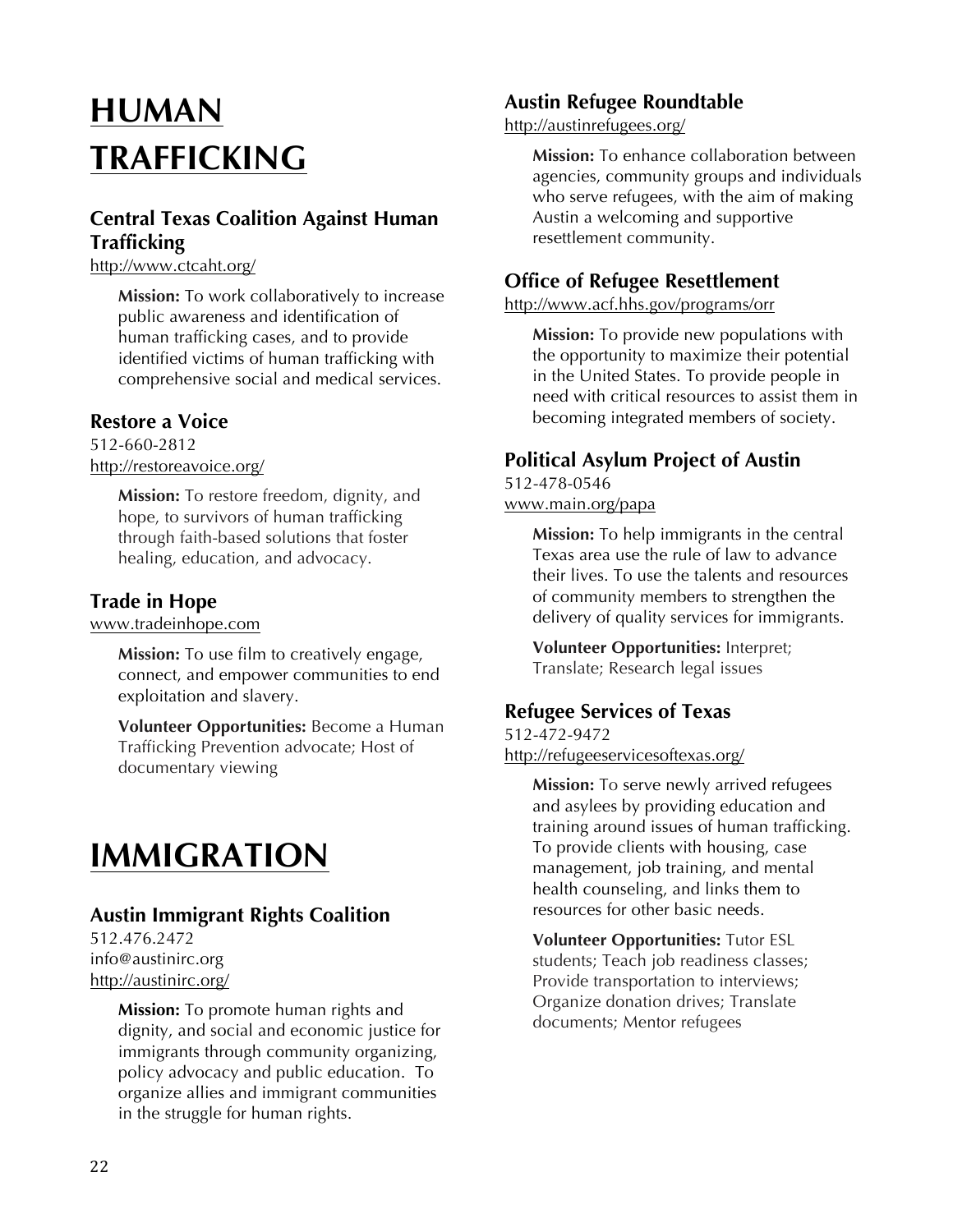# HUMAN TRAFFICKING

## Central Texas Coalition Against Human Trafficking

http://www.ctcaht.org/

**Mission:** To work collaboratively to increase public awareness and identification of human trafficking cases, and to provide identified victims of human trafficking with comprehensive social and medical services.

## Restore a Voice

512-660-2812
http://restoreavoice.org/

**Mission:** To restore freedom, dignity, and hope, to survivors of human trafficking through faith-based solutions that foster healing, education, and advocacy.

## Trade in Hope

www.tradeinhope.com

**Mission:** To use film to creatively engage, connect, and empower communities to end exploitation and slavery.

**Volunteer Opportunities:** Become a Human Trafficking Prevention advocate; Host of documentary viewing

# IMMIGRATION

## Austin Immigrant Rights Coalition

512.476.2472
info@austinirc.org
http://austinirc.org/

**Mission:** To promote human rights and dignity, and social and economic justice for immigrants through community organizing, policy advocacy and public education. To organize allies and immigrant communities in the struggle for human rights.

## Austin Refugee Roundtable

http://austinrefugees.org/

**Mission:** To enhance collaboration between agencies, community groups and individuals who serve refugees, with the aim of making Austin a welcoming and supportive resettlement community.

## Office of Refugee Resettlement

http://www.acf.hhs.gov/programs/orr

**Mission:** To provide new populations with the opportunity to maximize their potential in the United States. To provide people in need with critical resources to assist them in becoming integrated members of society.

## Political Asylum Project of Austin

512-478-0546
www.main.org/papa

**Mission:** To help immigrants in the central Texas area use the rule of law to advance their lives. To use the talents and resources of community members to strengthen the delivery of quality services for immigrants.

**Volunteer Opportunities:** Interpret; Translate; Research legal issues

## Refugee Services of Texas

512-472-9472
http://refugeeservicesoftexas.org/

**Mission:** To serve newly arrived refugees and asylees by providing education and training around issues of human trafficking. To provide clients with housing, case management, job training, and mental health counseling, and links them to resources for other basic needs.

**Volunteer Opportunities:** Tutor ESL students; Teach job readiness classes; Provide transportation to interviews; Organize donation drives; Translate documents; Mentor refugees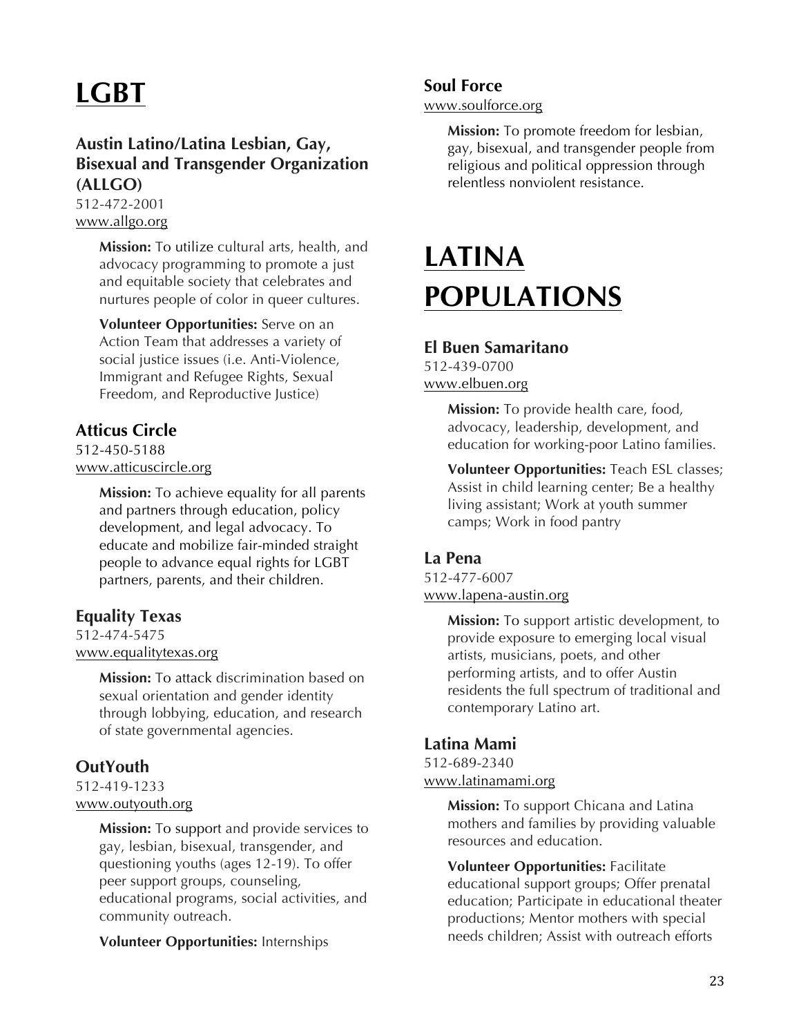# LGBT

### Austin Latino/Latina Lesbian, Gay, Bisexual and Transgender Organization (ALLGO)

512-472-2001
www.allgo.org

**Mission:** To utilize cultural arts, health, and advocacy programming to promote a just and equitable society that celebrates and nurtures people of color in queer cultures.

**Volunteer Opportunities:** Serve on an Action Team that addresses a variety of social justice issues (i.e. Anti-Violence, Immigrant and Refugee Rights, Sexual Freedom, and Reproductive Justice)

### Atticus Circle

512-450-5188
www.atticuscircle.org

**Mission:** To achieve equality for all parents and partners through education, policy development, and legal advocacy. To educate and mobilize fair-minded straight people to advance equal rights for LGBT partners, parents, and their children.

### Equality Texas

512-474-5475
www.equalitytexas.org

**Mission:** To attack discrimination based on sexual orientation and gender identity through lobbying, education, and research of state governmental agencies.

### OutYouth

512-419-1233
www.outyouth.org

**Mission:** To support and provide services to gay, lesbian, bisexual, transgender, and questioning youths (ages 12-19). To offer peer support groups, counseling, educational programs, social activities, and community outreach.

**Volunteer Opportunities:** Internships

### Soul Force

www.soulforce.org

**Mission:** To promote freedom for lesbian, gay, bisexual, and transgender people from religious and political oppression through relentless nonviolent resistance.

# LATINA POPULATIONS

### El Buen Samaritano

512-439-0700
www.elbuen.org

**Mission:** To provide health care, food, advocacy, leadership, development, and education for working-poor Latino families.

**Volunteer Opportunities:** Teach ESL classes; Assist in child learning center; Be a healthy living assistant; Work at youth summer camps; Work in food pantry

### La Pena

512-477-6007
www.lapena-austin.org

**Mission:** To support artistic development, to provide exposure to emerging local visual artists, musicians, poets, and other performing artists, and to offer Austin residents the full spectrum of traditional and contemporary Latino art.

### Latina Mami

512-689-2340
www.latinamami.org

**Mission:** To support Chicana and Latina mothers and families by providing valuable resources and education.

**Volunteer Opportunities:** Facilitate educational support groups; Offer prenatal education; Participate in educational theater productions; Mentor mothers with special needs children; Assist with outreach efforts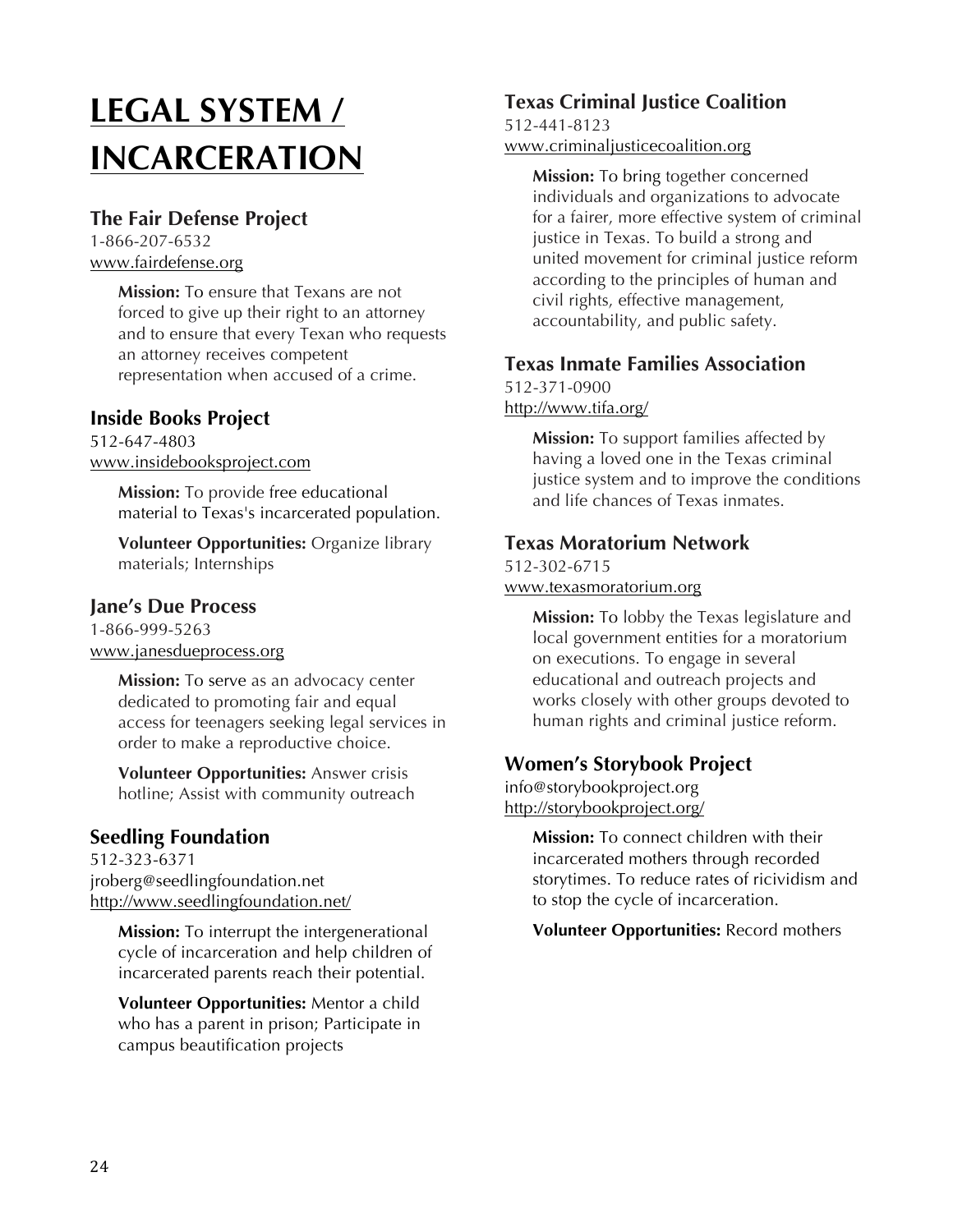# LEGAL SYSTEM / INCARCERATION

## The Fair Defense Project

1-866-207-6532
www.fairdefense.org

**Mission:** To ensure that Texans are not forced to give up their right to an attorney and to ensure that every Texan who requests an attorney receives competent representation when accused of a crime.

## Inside Books Project

512-647-4803
www.insidebooksproject.com

**Mission:** To provide free educational material to Texas's incarcerated population.

**Volunteer Opportunities:** Organize library materials; Internships

## Jane's Due Process

1-866-999-5263
www.janesdueprocess.org

**Mission:** To serve as an advocacy center dedicated to promoting fair and equal access for teenagers seeking legal services in order to make a reproductive choice.

**Volunteer Opportunities:** Answer crisis hotline; Assist with community outreach

## Seedling Foundation

512-323-6371
jroberg@seedlingfoundation.net
http://www.seedlingfoundation.net/

**Mission:** To interrupt the intergenerational cycle of incarceration and help children of incarcerated parents reach their potential.

**Volunteer Opportunities:** Mentor a child who has a parent in prison; Participate in campus beautification projects

## Texas Criminal Justice Coalition

512-441-8123
www.criminaljusticecoalition.org

**Mission:** To bring together concerned individuals and organizations to advocate for a fairer, more effective system of criminal justice in Texas. To build a strong and united movement for criminal justice reform according to the principles of human and civil rights, effective management, accountability, and public safety.

## Texas Inmate Families Association

512-371-0900
http://www.tifa.org/

**Mission:** To support families affected by having a loved one in the Texas criminal justice system and to improve the conditions and life chances of Texas inmates.

## Texas Moratorium Network

512-302-6715
www.texasmoratorium.org

**Mission:** To lobby the Texas legislature and local government entities for a moratorium on executions. To engage in several educational and outreach projects and works closely with other groups devoted to human rights and criminal justice reform.

## Women's Storybook Project

info@storybookproject.org
http://storybookproject.org/

**Mission:** To connect children with their incarcerated mothers through recorded storytimes. To reduce rates of ricividism and to stop the cycle of incarceration.

**Volunteer Opportunities:** Record mothers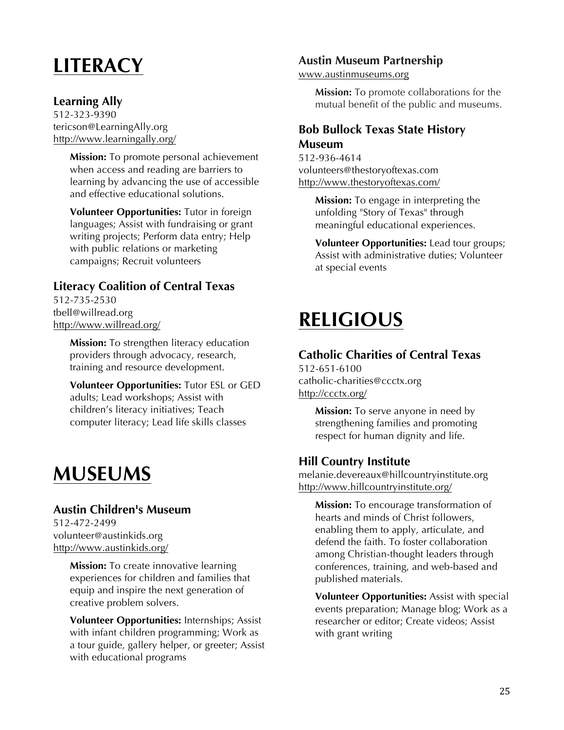# LITERACY

### Learning Ally

512-323-9390
tericson@LearningAlly.org
http://www.learningally.org/

**Mission:** To promote personal achievement when access and reading are barriers to learning by advancing the use of accessible and effective educational solutions.

**Volunteer Opportunities:** Tutor in foreign languages; Assist with fundraising or grant writing projects; Perform data entry; Help with public relations or marketing campaigns; Recruit volunteers

### Literacy Coalition of Central Texas

512-735-2530
tbell@willread.org
http://www.willread.org/

**Mission:** To strengthen literacy education providers through advocacy, research, training and resource development.

**Volunteer Opportunities:** Tutor ESL or GED adults; Lead workshops; Assist with children's literacy initiatives; Teach computer literacy; Lead life skills classes

# MUSEUMS

### Austin Children's Museum

512-472-2499
volunteer@austinkids.org
http://www.austinkids.org/

**Mission:** To create innovative learning experiences for children and families that equip and inspire the next generation of creative problem solvers.

**Volunteer Opportunities:** Internships; Assist with infant children programming; Work as a tour guide, gallery helper, or greeter; Assist with educational programs

### Austin Museum Partnership

www.austinmuseums.org

**Mission:** To promote collaborations for the mutual benefit of the public and museums.

### Bob Bullock Texas State History Museum

512-936-4614
volunteers@thestoryoftexas.com
http://www.thestoryoftexas.com/

**Mission:** To engage in interpreting the unfolding "Story of Texas" through meaningful educational experiences.

**Volunteer Opportunities:** Lead tour groups; Assist with administrative duties; Volunteer at special events

# RELIGIOUS

### Catholic Charities of Central Texas

512-651-6100
catholic-charities@ccctx.org
http://ccctx.org/

**Mission:** To serve anyone in need by strengthening families and promoting respect for human dignity and life.

### Hill Country Institute

melanie.devereaux@hillcountryinstitute.org
http://www.hillcountryinstitute.org/

**Mission:** To encourage transformation of hearts and minds of Christ followers, enabling them to apply, articulate, and defend the faith. To foster collaboration among Christian-thought leaders through conferences, training, and web-based and published materials.

**Volunteer Opportunities:** Assist with special events preparation; Manage blog; Work as a researcher or editor; Create videos; Assist with grant writing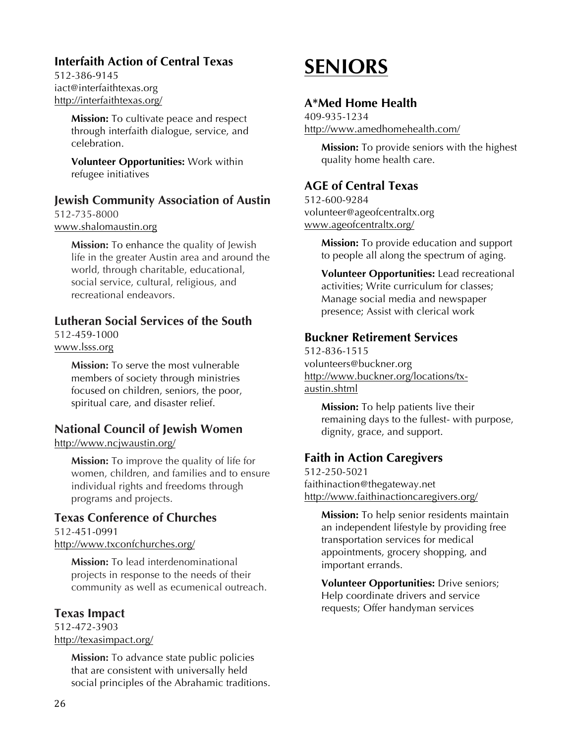### Interfaith Action of Central Texas

512-386-9145
iact@interfaithtexas.org
http://interfaithtexas.org/

**Mission:** To cultivate peace and respect through interfaith dialogue, service, and celebration.

**Volunteer Opportunities:** Work within refugee initiatives

### Jewish Community Association of Austin

512-735-8000
www.shalomaustin.org

**Mission:** To enhance the quality of Jewish life in the greater Austin area and around the world, through charitable, educational, social service, cultural, religious, and recreational endeavors.

### Lutheran Social Services of the South

512-459-1000
www.lsss.org

**Mission:** To serve the most vulnerable members of society through ministries focused on children, seniors, the poor, spiritual care, and disaster relief.

### National Council of Jewish Women

http://www.ncjwaustin.org/

**Mission:** To improve the quality of life for women, children, and families and to ensure individual rights and freedoms through programs and projects.

### Texas Conference of Churches

512-451-0991
http://www.txconfchurches.org/

**Mission:** To lead interdenominational projects in response to the needs of their community as well as ecumenical outreach.

### Texas Impact

512-472-3903
http://texasimpact.org/

**Mission:** To advance state public policies that are consistent with universally held social principles of the Abrahamic traditions.

# SENIORS

### A*Med Home Health

409-935-1234
http://www.amedhomehealth.com/

**Mission:** To provide seniors with the highest quality home health care.

### AGE of Central Texas

512-600-9284
volunteer@ageofcentraltx.org
www.ageofcentraltx.org/

**Mission:** To provide education and support to people all along the spectrum of aging.

**Volunteer Opportunities:** Lead recreational activities; Write curriculum for classes; Manage social media and newspaper presence; Assist with clerical work

### Buckner Retirement Services

512-836-1515
volunteers@buckner.org
http://www.buckner.org/locations/tx-austin.shtml

**Mission:** To help patients live their remaining days to the fullest- with purpose, dignity, grace, and support.

### Faith in Action Caregivers

512-250-5021
faithinaction@thegateway.net
http://www.faithinactioncaregivers.org/

**Mission:** To help senior residents maintain an independent lifestyle by providing free transportation services for medical appointments, grocery shopping, and important errands.

**Volunteer Opportunities:** Drive seniors; Help coordinate drivers and service requests; Offer handyman services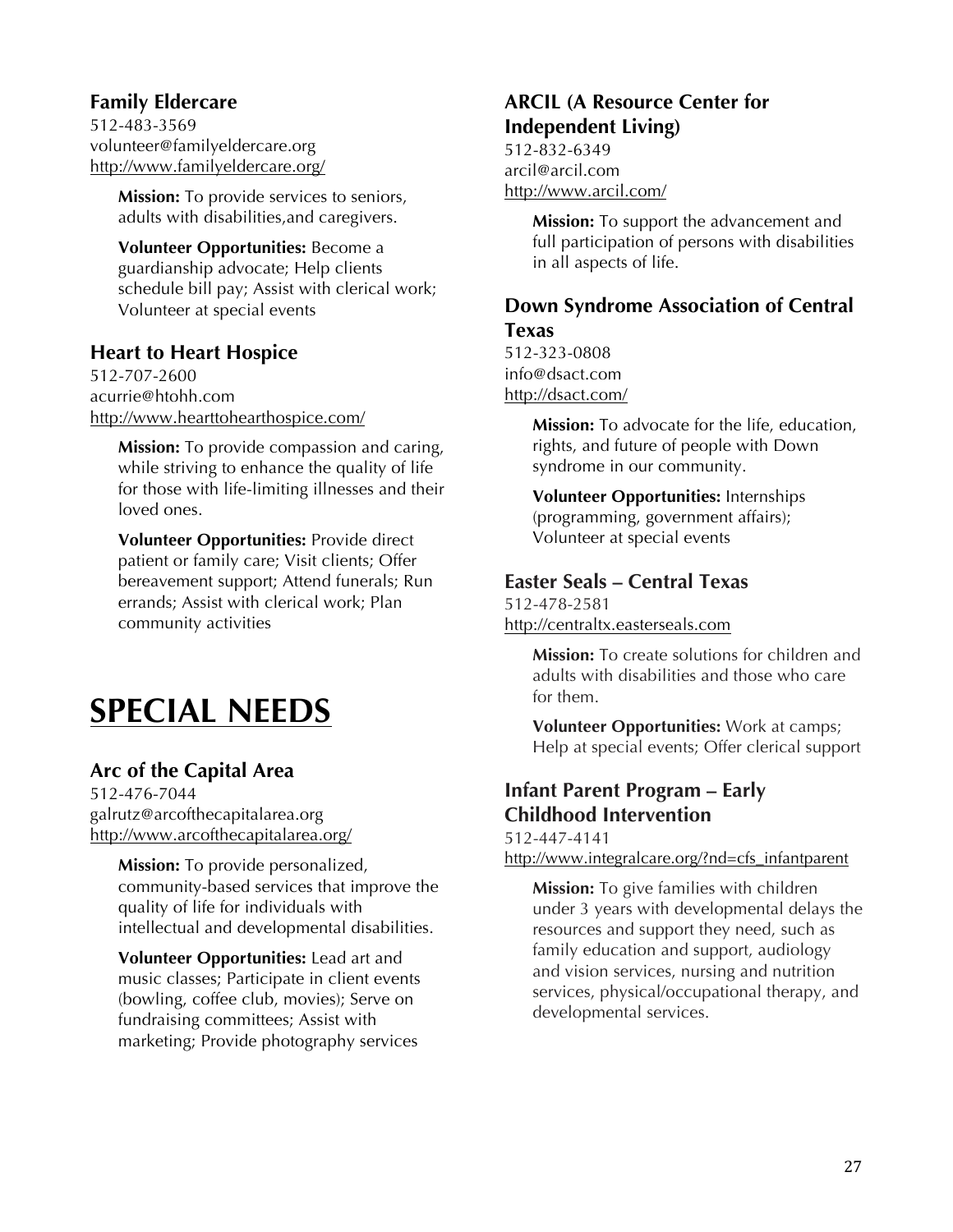### Family Eldercare

512-483-3569
volunteer@familyeldercare.org
http://www.familyeldercare.org/

**Mission:** To provide services to seniors, adults with disabilities,and caregivers.

**Volunteer Opportunities:** Become a guardianship advocate; Help clients schedule bill pay; Assist with clerical work; Volunteer at special events

### Heart to Heart Hospice

512-707-2600
acurrie@htohh.com
http://www.hearttohearthospice.com/

**Mission:** To provide compassion and caring, while striving to enhance the quality of life for those with life-limiting illnesses and their loved ones.

**Volunteer Opportunities:** Provide direct patient or family care; Visit clients; Offer bereavement support; Attend funerals; Run errands; Assist with clerical work; Plan community activities

# SPECIAL NEEDS

### Arc of the Capital Area

512-476-7044
galrutz@arcofthecapitalarea.org
http://www.arcofthecapitalarea.org/

**Mission:** To provide personalized, community-based services that improve the quality of life for individuals with intellectual and developmental disabilities.

**Volunteer Opportunities:** Lead art and music classes; Participate in client events (bowling, coffee club, movies); Serve on fundraising committees; Assist with marketing; Provide photography services

### ARCIL (A Resource Center for Independent Living)

512-832-6349
arcil@arcil.com
http://www.arcil.com/

**Mission:** To support the advancement and full participation of persons with disabilities in all aspects of life.

### Down Syndrome Association of Central Texas

512-323-0808
info@dsact.com
http://dsact.com/

**Mission:** To advocate for the life, education, rights, and future of people with Down syndrome in our community.

**Volunteer Opportunities:** Internships (programming, government affairs); Volunteer at special events

### Easter Seals – Central Texas

512-478-2581
http://centraltx.easterseals.com

**Mission:** To create solutions for children and adults with disabilities and those who care for them.

**Volunteer Opportunities:** Work at camps; Help at special events; Offer clerical support

### Infant Parent Program – Early Childhood Intervention

512-447-4141
http://www.integralcare.org/?nd=cfs_infantparent

**Mission:** To give families with children under 3 years with developmental delays the resources and support they need, such as family education and support, audiology and vision services, nursing and nutrition services, physical/occupational therapy, and developmental services.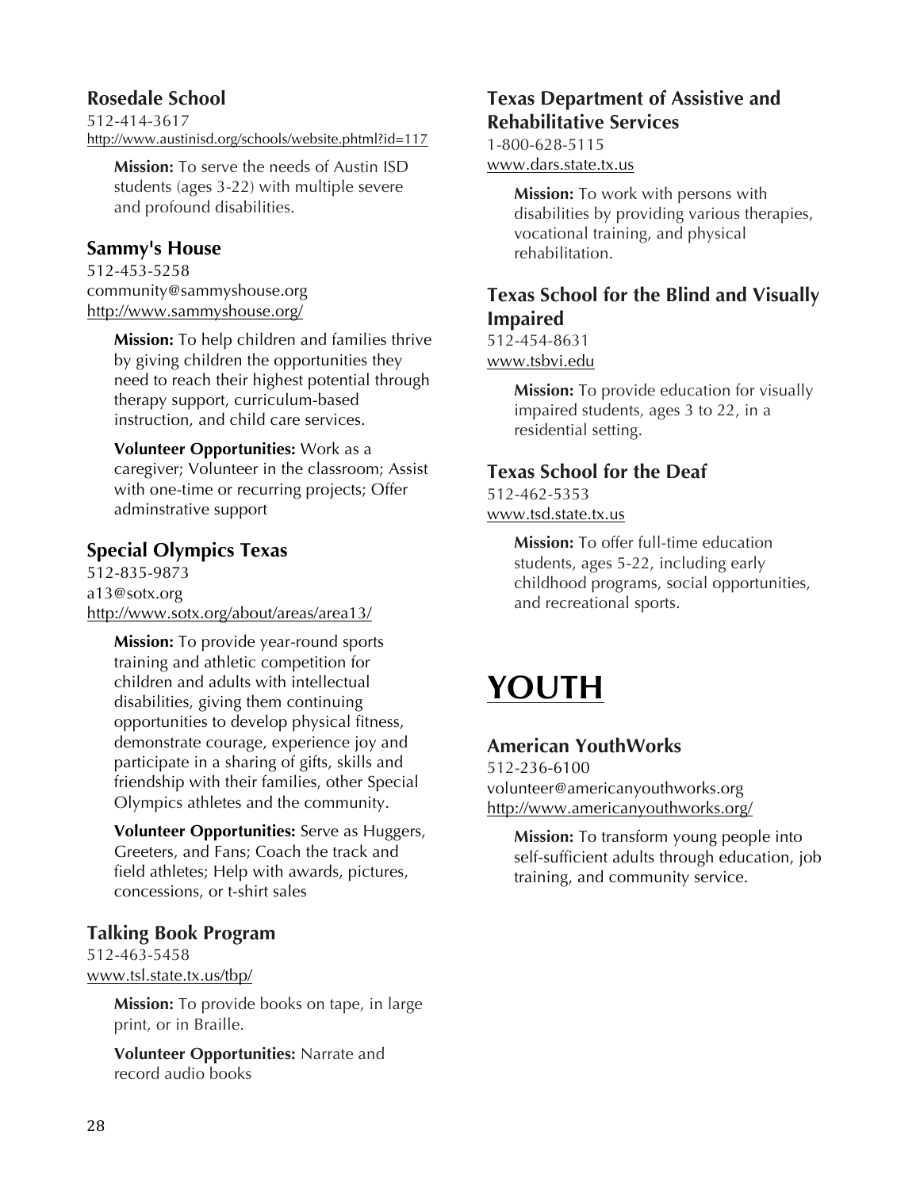### Rosedale School

512-414-3617
http://www.austinisd.org/schools/website.phtml?id=117

> **Mission:** To serve the needs of Austin ISD students (ages 3-22) with multiple severe and profound disabilities.

### Sammy's House

512-453-5258
community@sammyshouse.org
http://www.sammyshouse.org/

> **Mission:** To help children and families thrive by giving children the opportunities they need to reach their highest potential through therapy support, curriculum-based instruction, and child care services.
>
> **Volunteer Opportunities:** Work as a caregiver; Volunteer in the classroom; Assist with one-time or recurring projects; Offer adminstrative support

### Special Olympics Texas

512-835-9873
a13@sotx.org
http://www.sotx.org/about/areas/area13/

> **Mission:** To provide year-round sports training and athletic competition for children and adults with intellectual disabilities, giving them continuing opportunities to develop physical fitness, demonstrate courage, experience joy and participate in a sharing of gifts, skills and friendship with their families, other Special Olympics athletes and the community.
>
> **Volunteer Opportunities:** Serve as Huggers, Greeters, and Fans; Coach the track and field athletes; Help with awards, pictures, concessions, or t-shirt sales

### Talking Book Program

512-463-5458
www.tsl.state.tx.us/tbp/

> **Mission:** To provide books on tape, in large print, or in Braille.
>
> **Volunteer Opportunities:** Narrate and record audio books

### Texas Department of Assistive and Rehabilitative Services

1-800-628-5115
www.dars.state.tx.us

> **Mission:** To work with persons with disabilities by providing various therapies, vocational training, and physical rehabilitation.

### Texas School for the Blind and Visually Impaired

512-454-8631
www.tsbvi.edu

> **Mission:** To provide education for visually impaired students, ages 3 to 22, in a residential setting.

### Texas School for the Deaf

512-462-5353
www.tsd.state.tx.us

> **Mission:** To offer full-time education students, ages 5-22, including early childhood programs, social opportunities, and recreational sports.

# YOUTH

### American YouthWorks

512-236-6100
volunteer@americanyouthworks.org
http://www.americanyouthworks.org/

> **Mission:** To transform young people into self-sufficient adults through education, job training, and community service.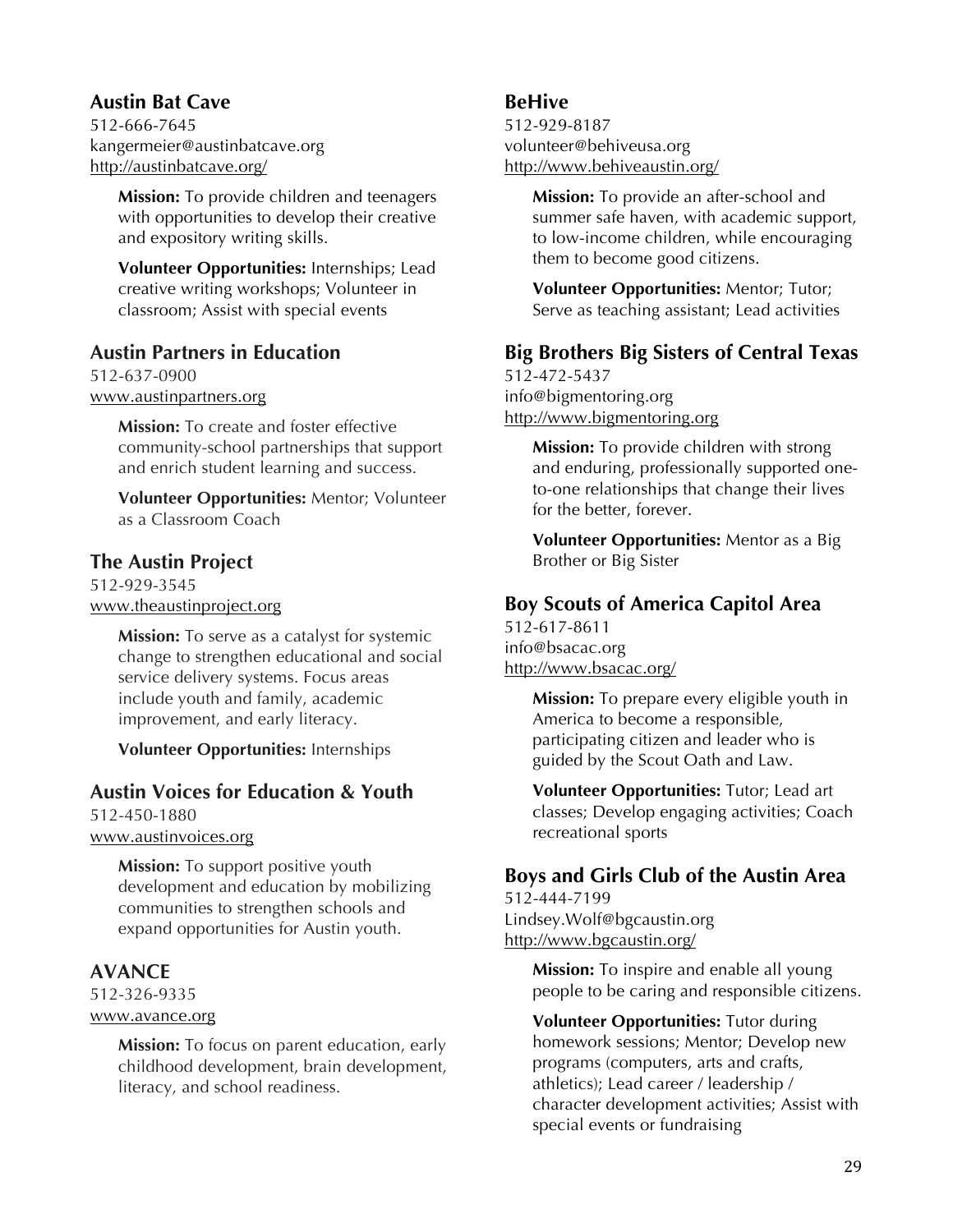### Austin Bat Cave

512-666-7645
kangermeier@austinbatcave.org
http://austinbatcave.org/

**Mission:** To provide children and teenagers with opportunities to develop their creative and expository writing skills.

**Volunteer Opportunities:** Internships; Lead creative writing workshops; Volunteer in classroom; Assist with special events

### Austin Partners in Education

512-637-0900
www.austinpartners.org

**Mission:** To create and foster effective community-school partnerships that support and enrich student learning and success.

**Volunteer Opportunities:** Mentor; Volunteer as a Classroom Coach

### The Austin Project

512-929-3545
www.theaustinproject.org

**Mission:** To serve as a catalyst for systemic change to strengthen educational and social service delivery systems. Focus areas include youth and family, academic improvement, and early literacy.

**Volunteer Opportunities:** Internships

### Austin Voices for Education & Youth

512-450-1880
www.austinvoices.org

**Mission:** To support positive youth development and education by mobilizing communities to strengthen schools and expand opportunities for Austin youth.

### AVANCE

512-326-9335
www.avance.org

**Mission:** To focus on parent education, early childhood development, brain development, literacy, and school readiness.

### BeHive

512-929-8187
volunteer@behiveusa.org
http://www.behiveaustin.org/

**Mission:** To provide an after-school and summer safe haven, with academic support, to low-income children, while encouraging them to become good citizens.

**Volunteer Opportunities:** Mentor; Tutor; Serve as teaching assistant; Lead activities

### Big Brothers Big Sisters of Central Texas

512-472-5437
info@bigmentoring.org
http://www.bigmentoring.org

**Mission:** To provide children with strong and enduring, professionally supported one-to-one relationships that change their lives for the better, forever.

**Volunteer Opportunities:** Mentor as a Big Brother or Big Sister

### Boy Scouts of America Capitol Area

512-617-8611
info@bsacac.org
http://www.bsacac.org/

**Mission:** To prepare every eligible youth in America to become a responsible, participating citizen and leader who is guided by the Scout Oath and Law.

**Volunteer Opportunities:** Tutor; Lead art classes; Develop engaging activities; Coach recreational sports

### Boys and Girls Club of the Austin Area

512-444-7199
Lindsey.Wolf@bgcaustin.org
http://www.bgcaustin.org/

**Mission:** To inspire and enable all young people to be caring and responsible citizens.

**Volunteer Opportunities:** Tutor during homework sessions; Mentor; Develop new programs (computers, arts and crafts, athletics); Lead career / leadership / character development activities; Assist with special events or fundraising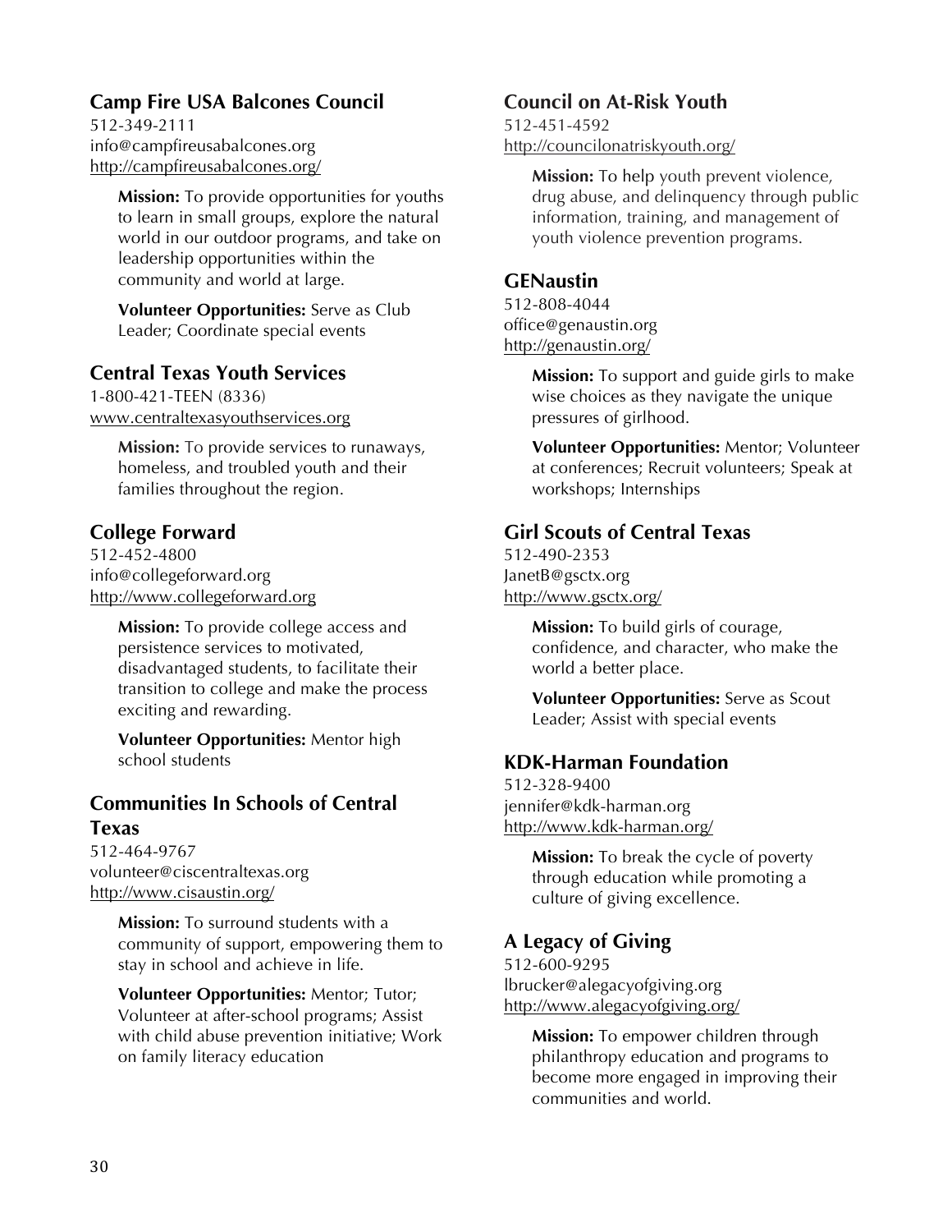## Camp Fire USA Balcones Council

512-349-2111
info@campfireusabalcones.org
http://campfireusabalcones.org/

**Mission:** To provide opportunities for youths to learn in small groups, explore the natural world in our outdoor programs, and take on leadership opportunities within the community and world at large.

**Volunteer Opportunities:** Serve as Club Leader; Coordinate special events

## Central Texas Youth Services

1-800-421-TEEN (8336)
www.centraltexasyouthservices.org

**Mission:** To provide services to runaways, homeless, and troubled youth and their families throughout the region.

## College Forward

512-452-4800
info@collegeforward.org
http://www.collegeforward.org

**Mission:** To provide college access and persistence services to motivated, disadvantaged students, to facilitate their transition to college and make the process exciting and rewarding.

**Volunteer Opportunities:** Mentor high school students

## Communities In Schools of Central Texas

512-464-9767
volunteer@ciscentraltexas.org
http://www.cisaustin.org/

**Mission:** To surround students with a community of support, empowering them to stay in school and achieve in life.

**Volunteer Opportunities:** Mentor; Tutor; Volunteer at after-school programs; Assist with child abuse prevention initiative; Work on family literacy education

## Council on At-Risk Youth

512-451-4592
http://councilonatriskyouth.org/

**Mission:** To help youth prevent violence, drug abuse, and delinquency through public information, training, and management of youth violence prevention programs.

## GENaustin

512-808-4044
office@genaustin.org
http://genaustin.org/

**Mission:** To support and guide girls to make wise choices as they navigate the unique pressures of girlhood.

**Volunteer Opportunities:** Mentor; Volunteer at conferences; Recruit volunteers; Speak at workshops; Internships

## Girl Scouts of Central Texas

512-490-2353
JanetB@gsctx.org
http://www.gsctx.org/

**Mission:** To build girls of courage, confidence, and character, who make the world a better place.

**Volunteer Opportunities:** Serve as Scout Leader; Assist with special events

## KDK-Harman Foundation

512-328-9400
jennifer@kdk-harman.org
http://www.kdk-harman.org/

**Mission:** To break the cycle of poverty through education while promoting a culture of giving excellence.

## A Legacy of Giving

512-600-9295
lbrucker@alegacyofgiving.org
http://www.alegacyofgiving.org/

**Mission:** To empower children through philanthropy education and programs to become more engaged in improving their communities and world.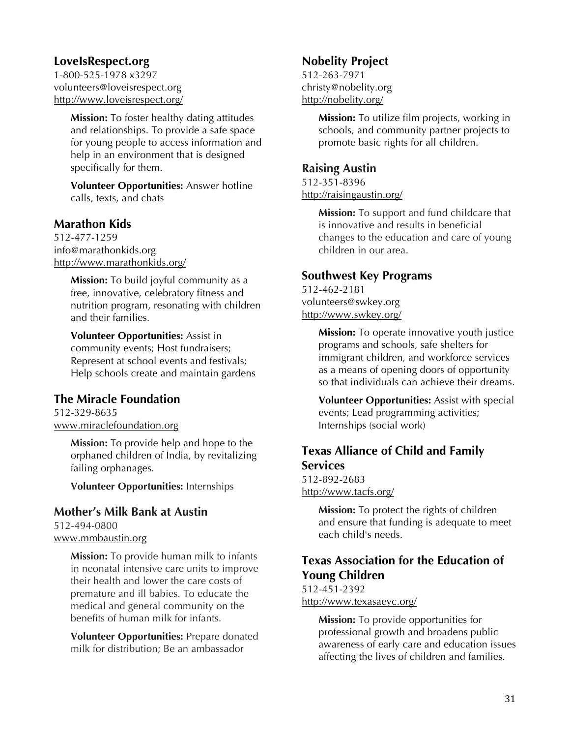### LoveIsRespect.org

1-800-525-1978 x3297
volunteers@loveisrespect.org
http://www.loveisrespect.org/

**Mission:** To foster healthy dating attitudes and relationships. To provide a safe space for young people to access information and help in an environment that is designed specifically for them.

**Volunteer Opportunities:** Answer hotline calls, texts, and chats

### Marathon Kids

512-477-1259
info@marathonkids.org
http://www.marathonkids.org/

**Mission:** To build joyful community as a free, innovative, celebratory fitness and nutrition program, resonating with children and their families.

**Volunteer Opportunities:** Assist in community events; Host fundraisers; Represent at school events and festivals; Help schools create and maintain gardens

### The Miracle Foundation

512-329-8635
www.miraclefoundation.org

**Mission:** To provide help and hope to the orphaned children of India, by revitalizing failing orphanages.

**Volunteer Opportunities:** Internships

### Mother's Milk Bank at Austin

512-494-0800
www.mmbaustin.org

**Mission:** To provide human milk to infants in neonatal intensive care units to improve their health and lower the care costs of premature and ill babies. To educate the medical and general community on the benefits of human milk for infants.

**Volunteer Opportunities:** Prepare donated milk for distribution; Be an ambassador

### Nobelity Project

512-263-7971
christy@nobelity.org
http://nobelity.org/

**Mission:** To utilize film projects, working in schools, and community partner projects to promote basic rights for all children.

### Raising Austin

512-351-8396
http://raisingaustin.org/

**Mission:** To support and fund childcare that is innovative and results in beneficial changes to the education and care of young children in our area.

### Southwest Key Programs

512-462-2181
volunteers@swkey.org
http://www.swkey.org/

**Mission:** To operate innovative youth justice programs and schools, safe shelters for immigrant children, and workforce services as a means of opening doors of opportunity so that individuals can achieve their dreams.

**Volunteer Opportunities:** Assist with special events; Lead programming activities; Internships (social work)

### Texas Alliance of Child and Family Services

512-892-2683
http://www.tacfs.org/

**Mission:** To protect the rights of children and ensure that funding is adequate to meet each child's needs.

### Texas Association for the Education of Young Children

512-451-2392
http://www.texasaeyc.org/

**Mission:** To provide opportunities for professional growth and broadens public awareness of early care and education issues affecting the lives of children and families.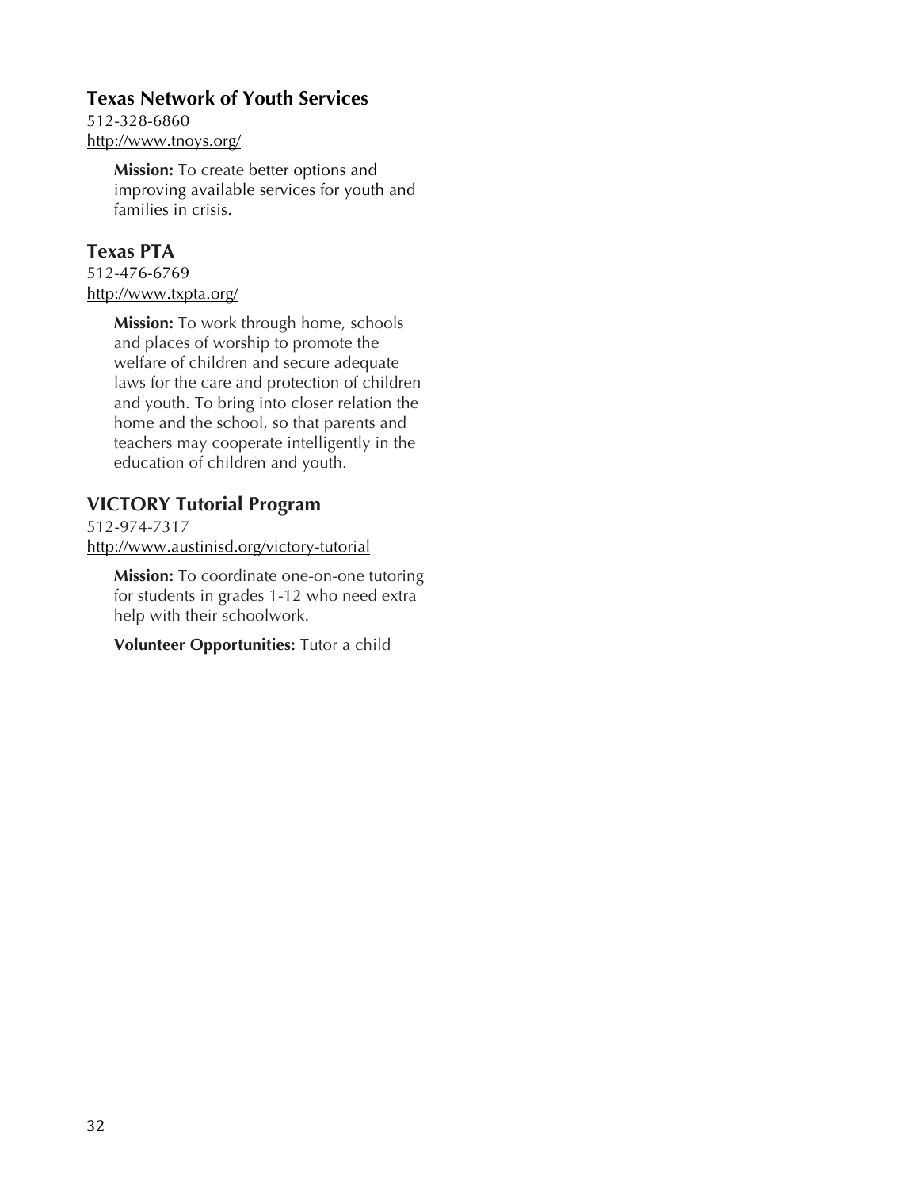## Texas Network of Youth Services

512-328-6860
http://www.tnoys.org/

**Mission:** To create better options and improving available services for youth and families in crisis.

## Texas PTA

512-476-6769
http://www.txpta.org/

**Mission:** To work through home, schools and places of worship to promote the welfare of children and secure adequate laws for the care and protection of children and youth. To bring into closer relation the home and the school, so that parents and teachers may cooperate intelligently in the education of children and youth.

## VICTORY Tutorial Program

512-974-7317
http://www.austinisd.org/victory-tutorial

**Mission:** To coordinate one-on-one tutoring for students in grades 1-12 who need extra help with their schoolwork.

**Volunteer Opportunities:** Tutor a child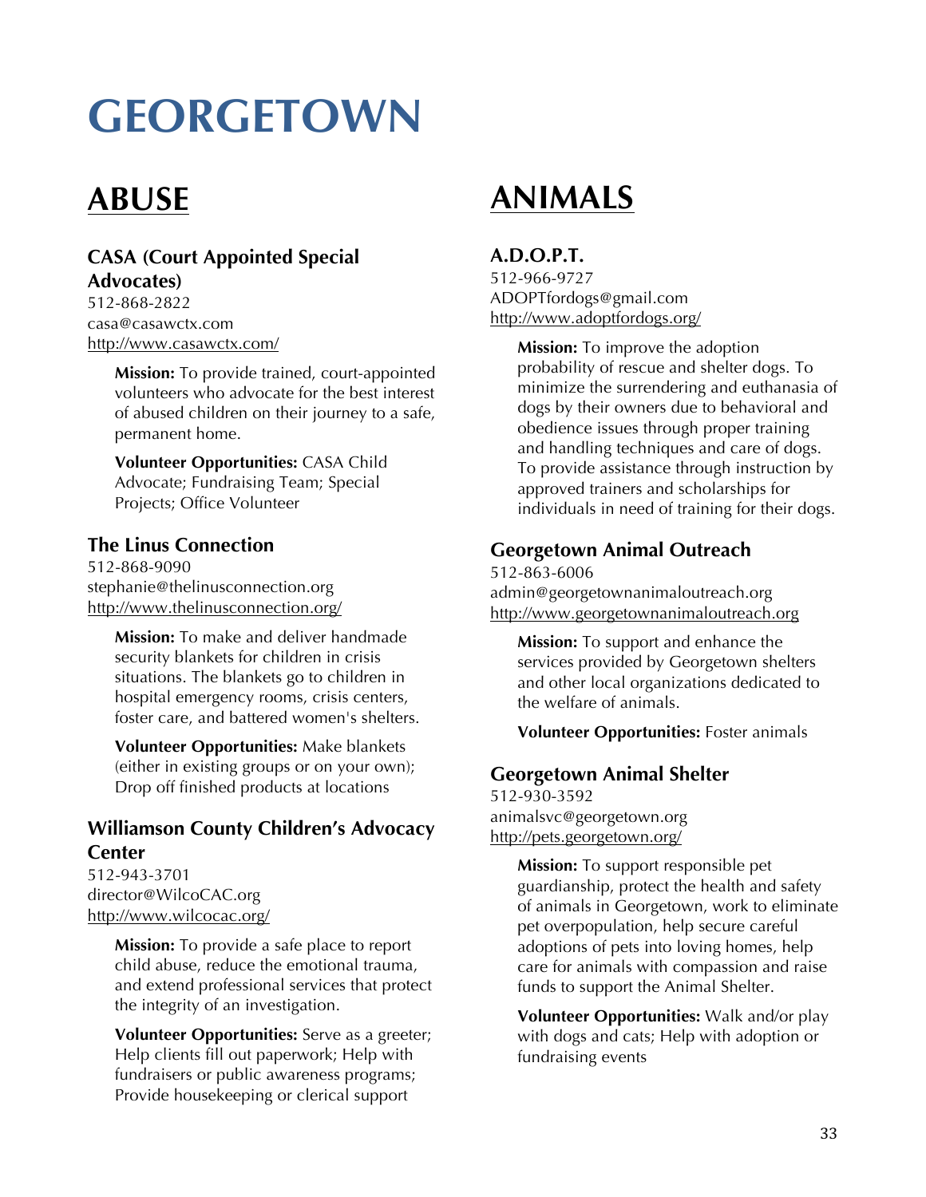# GEORGETOWN

## ABUSE

### CASA (Court Appointed Special Advocates)

512-868-2822
casa@casawctx.com
http://www.casawctx.com/

**Mission:** To provide trained, court-appointed volunteers who advocate for the best interest of abused children on their journey to a safe, permanent home.

**Volunteer Opportunities:** CASA Child Advocate; Fundraising Team; Special Projects; Office Volunteer

### The Linus Connection

512-868-9090
stephanie@thelinusconnection.org
http://www.thelinusconnection.org/

**Mission:** To make and deliver handmade security blankets for children in crisis situations. The blankets go to children in hospital emergency rooms, crisis centers, foster care, and battered women's shelters.

**Volunteer Opportunities:** Make blankets (either in existing groups or on your own); Drop off finished products at locations

### Williamson County Children's Advocacy Center

512-943-3701
director@WilcoCAC.org
http://www.wilcocac.org/

**Mission:** To provide a safe place to report child abuse, reduce the emotional trauma, and extend professional services that protect the integrity of an investigation.

**Volunteer Opportunities:** Serve as a greeter; Help clients fill out paperwork; Help with fundraisers or public awareness programs; Provide housekeeping or clerical support

## ANIMALS

### A.D.O.P.T.

512-966-9727
ADOPTfordogs@gmail.com
http://www.adoptfordogs.org/

**Mission:** To improve the adoption probability of rescue and shelter dogs. To minimize the surrendering and euthanasia of dogs by their owners due to behavioral and obedience issues through proper training and handling techniques and care of dogs. To provide assistance through instruction by approved trainers and scholarships for individuals in need of training for their dogs.

### Georgetown Animal Outreach

512-863-6006
admin@georgetownanimaloutreach.org
http://www.georgetownanimaloutreach.org

**Mission:** To support and enhance the services provided by Georgetown shelters and other local organizations dedicated to the welfare of animals.

**Volunteer Opportunities:** Foster animals

### Georgetown Animal Shelter

512-930-3592
animalsvc@georgetown.org
http://pets.georgetown.org/

**Mission:** To support responsible pet guardianship, protect the health and safety of animals in Georgetown, work to eliminate pet overpopulation, help secure careful adoptions of pets into loving homes, help care for animals with compassion and raise funds to support the Animal Shelter.

**Volunteer Opportunities:** Walk and/or play with dogs and cats; Help with adoption or fundraising events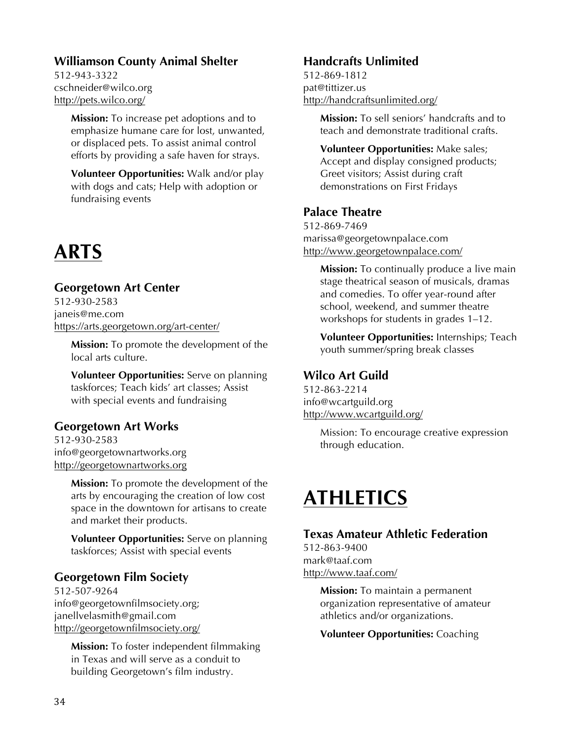### Williamson County Animal Shelter

512-943-3322
cschneider@wilco.org
http://pets.wilco.org/

**Mission:** To increase pet adoptions and to emphasize humane care for lost, unwanted, or displaced pets. To assist animal control efforts by providing a safe haven for strays.

**Volunteer Opportunities:** Walk and/or play with dogs and cats; Help with adoption or fundraising events

# ARTS

### Georgetown Art Center

512-930-2583
janeis@me.com
https://arts.georgetown.org/art-center/

**Mission:** To promote the development of the local arts culture.

**Volunteer Opportunities:** Serve on planning taskforces; Teach kids' art classes; Assist with special events and fundraising

### Georgetown Art Works

512-930-2583
info@georgetownartworks.org
http://georgetownartworks.org

**Mission:** To promote the development of the arts by encouraging the creation of low cost space in the downtown for artisans to create and market their products.

**Volunteer Opportunities:** Serve on planning taskforces; Assist with special events

### Georgetown Film Society

512-507-9264
info@georgetownfilmsociety.org;
janellvelasmith@gmail.com
http://georgetownfilmsociety.org/

**Mission:** To foster independent filmmaking in Texas and will serve as a conduit to building Georgetown's film industry.

### Handcrafts Unlimited

512-869-1812
pat@tittizer.us
http://handcraftsunlimited.org/

**Mission:** To sell seniors' handcrafts and to teach and demonstrate traditional crafts.

**Volunteer Opportunities:** Make sales; Accept and display consigned products; Greet visitors; Assist during craft demonstrations on First Fridays

### Palace Theatre

512-869-7469
marissa@georgetownpalace.com
http://www.georgetownpalace.com/

**Mission:** To continually produce a live main stage theatrical season of musicals, dramas and comedies. To offer year-round after school, weekend, and summer theatre workshops for students in grades 1–12.

**Volunteer Opportunities:** Internships; Teach youth summer/spring break classes

### Wilco Art Guild

512-863-2214
info@wcartguild.org
http://www.wcartguild.org/

Mission: To encourage creative expression through education.

# ATHLETICS

### Texas Amateur Athletic Federation

512-863-9400
mark@taaf.com
http://www.taaf.com/

**Mission:** To maintain a permanent organization representative of amateur athletics and/or organizations.

**Volunteer Opportunities:** Coaching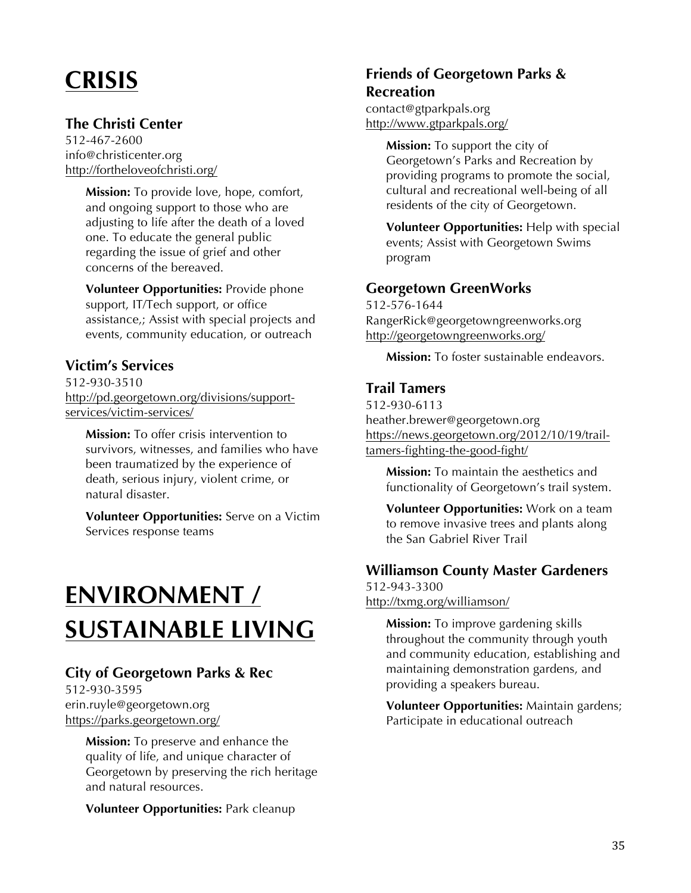# CRISIS

### The Christi Center

512-467-2600
info@christicenter.org
http://fortheloveofchristi.org/

**Mission:** To provide love, hope, comfort, and ongoing support to those who are adjusting to life after the death of a loved one. To educate the general public regarding the issue of grief and other concerns of the bereaved.

**Volunteer Opportunities:** Provide phone support, IT/Tech support, or office assistance,; Assist with special projects and events, community education, or outreach

### Victim's Services

512-930-3510
http://pd.georgetown.org/divisions/support-services/victim-services/

**Mission:** To offer crisis intervention to survivors, witnesses, and families who have been traumatized by the experience of death, serious injury, violent crime, or natural disaster.

**Volunteer Opportunities:** Serve on a Victim Services response teams

# ENVIRONMENT / SUSTAINABLE LIVING

### City of Georgetown Parks & Rec

512-930-3595
erin.ruyle@georgetown.org
https://parks.georgetown.org/

**Mission:** To preserve and enhance the quality of life, and unique character of Georgetown by preserving the rich heritage and natural resources.

**Volunteer Opportunities:** Park cleanup

### Friends of Georgetown Parks & Recreation

contact@gtparkpals.org
http://www.gtparkpals.org/

**Mission:** To support the city of Georgetown's Parks and Recreation by providing programs to promote the social, cultural and recreational well-being of all residents of the city of Georgetown.

**Volunteer Opportunities:** Help with special events; Assist with Georgetown Swims program

### Georgetown GreenWorks

512-576-1644
RangerRick@georgetowngreenworks.org
http://georgetowngreenworks.org/

**Mission:** To foster sustainable endeavors.

### Trail Tamers

512-930-6113
heather.brewer@georgetown.org
https://news.georgetown.org/2012/10/19/trail-tamers-fighting-the-good-fight/

**Mission:** To maintain the aesthetics and functionality of Georgetown's trail system.

**Volunteer Opportunities:** Work on a team to remove invasive trees and plants along the San Gabriel River Trail

### Williamson County Master Gardeners

512-943-3300
http://txmg.org/williamson/

**Mission:** To improve gardening skills throughout the community through youth and community education, establishing and maintaining demonstration gardens, and providing a speakers bureau.

**Volunteer Opportunities:** Maintain gardens; Participate in educational outreach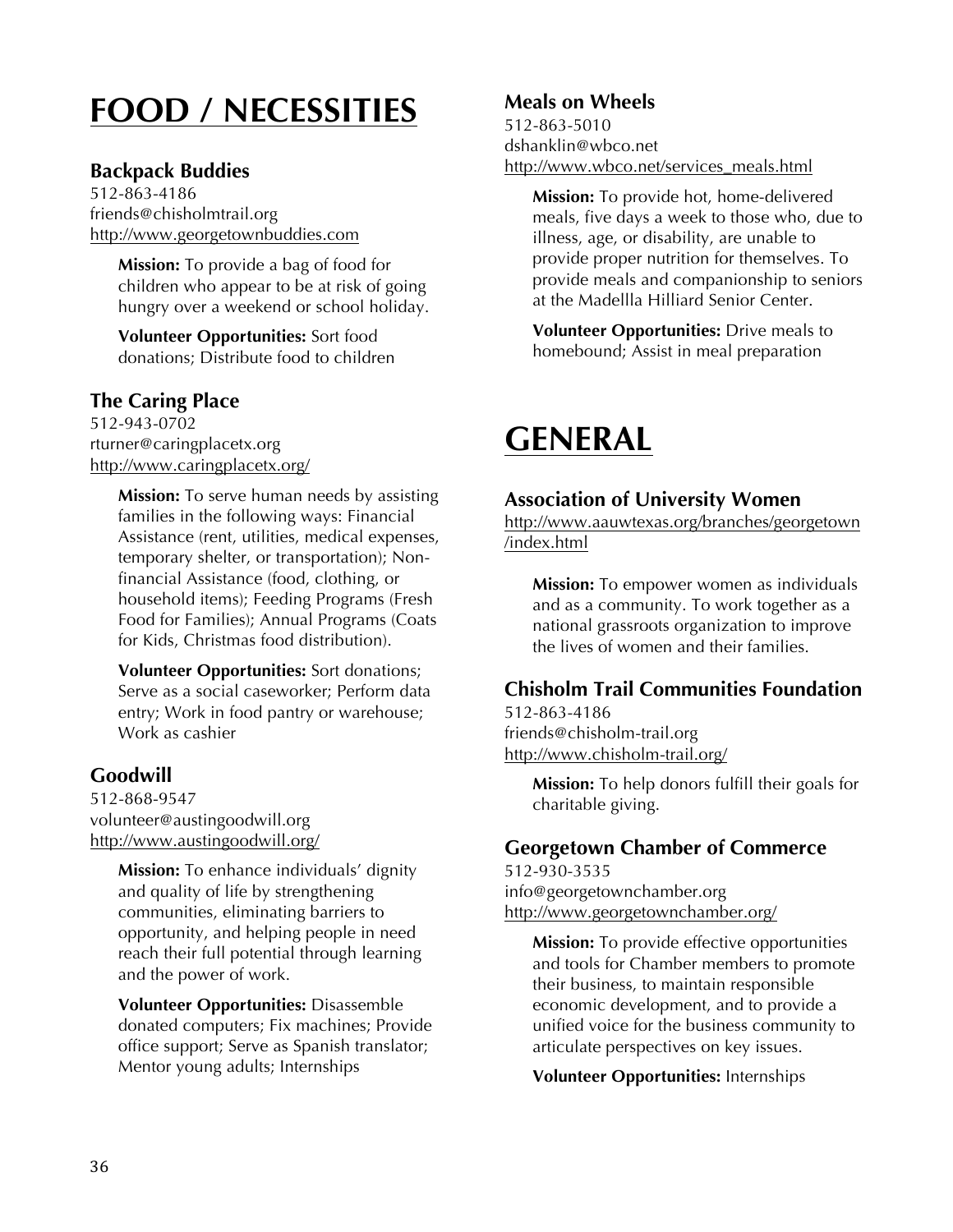# FOOD / NECESSITIES

### Backpack Buddies

512-863-4186
friends@chisholmtrail.org
http://www.georgetownbuddies.com

**Mission:** To provide a bag of food for children who appear to be at risk of going hungry over a weekend or school holiday.

**Volunteer Opportunities:** Sort food donations; Distribute food to children

### The Caring Place

512-943-0702
rturner@caringplacetx.org
http://www.caringplacetx.org/

**Mission:** To serve human needs by assisting families in the following ways: Financial Assistance (rent, utilities, medical expenses, temporary shelter, or transportation); Non-financial Assistance (food, clothing, or household items); Feeding Programs (Fresh Food for Families); Annual Programs (Coats for Kids, Christmas food distribution).

**Volunteer Opportunities:** Sort donations; Serve as a social caseworker; Perform data entry; Work in food pantry or warehouse; Work as cashier

### Goodwill

512-868-9547
volunteer@austingoodwill.org
http://www.austingoodwill.org/

**Mission:** To enhance individuals' dignity and quality of life by strengthening communities, eliminating barriers to opportunity, and helping people in need reach their full potential through learning and the power of work.

**Volunteer Opportunities:** Disassemble donated computers; Fix machines; Provide office support; Serve as Spanish translator; Mentor young adults; Internships

### Meals on Wheels

512-863-5010
dshanklin@wbco.net
http://www.wbco.net/services_meals.html

**Mission:** To provide hot, home-delivered meals, five days a week to those who, due to illness, age, or disability, are unable to provide proper nutrition for themselves. To provide meals and companionship to seniors at the Madellla Hilliard Senior Center.

**Volunteer Opportunities:** Drive meals to homebound; Assist in meal preparation

# GENERAL

### Association of University Women

http://www.aauwtexas.org/branches/georgetown/index.html

**Mission:** To empower women as individuals and as a community. To work together as a national grassroots organization to improve the lives of women and their families.

### Chisholm Trail Communities Foundation

512-863-4186
friends@chisholm-trail.org
http://www.chisholm-trail.org/

**Mission:** To help donors fulfill their goals for charitable giving.

### Georgetown Chamber of Commerce

512-930-3535
info@georgetownchamber.org
http://www.georgetownchamber.org/

**Mission:** To provide effective opportunities and tools for Chamber members to promote their business, to maintain responsible economic development, and to provide a unified voice for the business community to articulate perspectives on key issues.

**Volunteer Opportunities:** Internships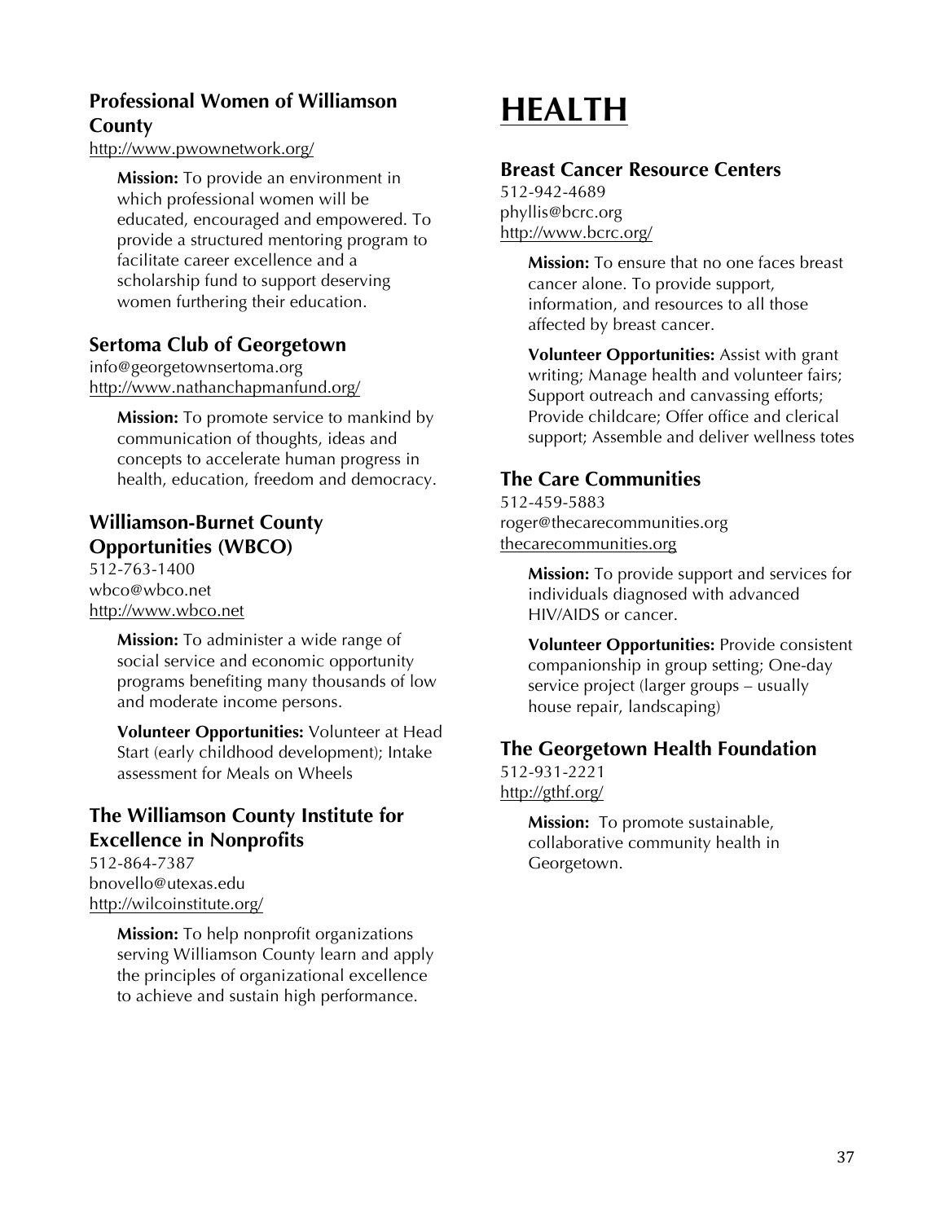### Professional Women of Williamson County

http://www.pwownetwork.org/

**Mission:** To provide an environment in which professional women will be educated, encouraged and empowered. To provide a structured mentoring program to facilitate career excellence and a scholarship fund to support deserving women furthering their education.

### Sertoma Club of Georgetown

info@georgetownsertoma.org
http://www.nathanchapmanfund.org/

**Mission:** To promote service to mankind by communication of thoughts, ideas and concepts to accelerate human progress in health, education, freedom and democracy.

### Williamson-Burnet County Opportunities (WBCO)

512-763-1400
wbco@wbco.net
http://www.wbco.net

**Mission:** To administer a wide range of social service and economic opportunity programs benefiting many thousands of low and moderate income persons.

**Volunteer Opportunities:** Volunteer at Head Start (early childhood development); Intake assessment for Meals on Wheels

### The Williamson County Institute for Excellence in Nonprofits

512-864-7387
bnovello@utexas.edu
http://wilcoinstitute.org/

**Mission:** To help nonprofit organizations serving Williamson County learn and apply the principles of organizational excellence to achieve and sustain high performance.

# HEALTH

### Breast Cancer Resource Centers

512-942-4689
phyllis@bcrc.org
http://www.bcrc.org/

**Mission:** To ensure that no one faces breast cancer alone. To provide support, information, and resources to all those affected by breast cancer.

**Volunteer Opportunities:** Assist with grant writing; Manage health and volunteer fairs; Support outreach and canvassing efforts; Provide childcare; Offer office and clerical support; Assemble and deliver wellness totes

### The Care Communities

512-459-5883
roger@thecarecommunities.org
thecarecommunities.org

**Mission:** To provide support and services for individuals diagnosed with advanced HIV/AIDS or cancer.

**Volunteer Opportunities:** Provide consistent companionship in group setting; One-day service project (larger groups – usually house repair, landscaping)

### The Georgetown Health Foundation

512-931-2221
http://gthf.org/

**Mission:** To promote sustainable, collaborative community health in Georgetown.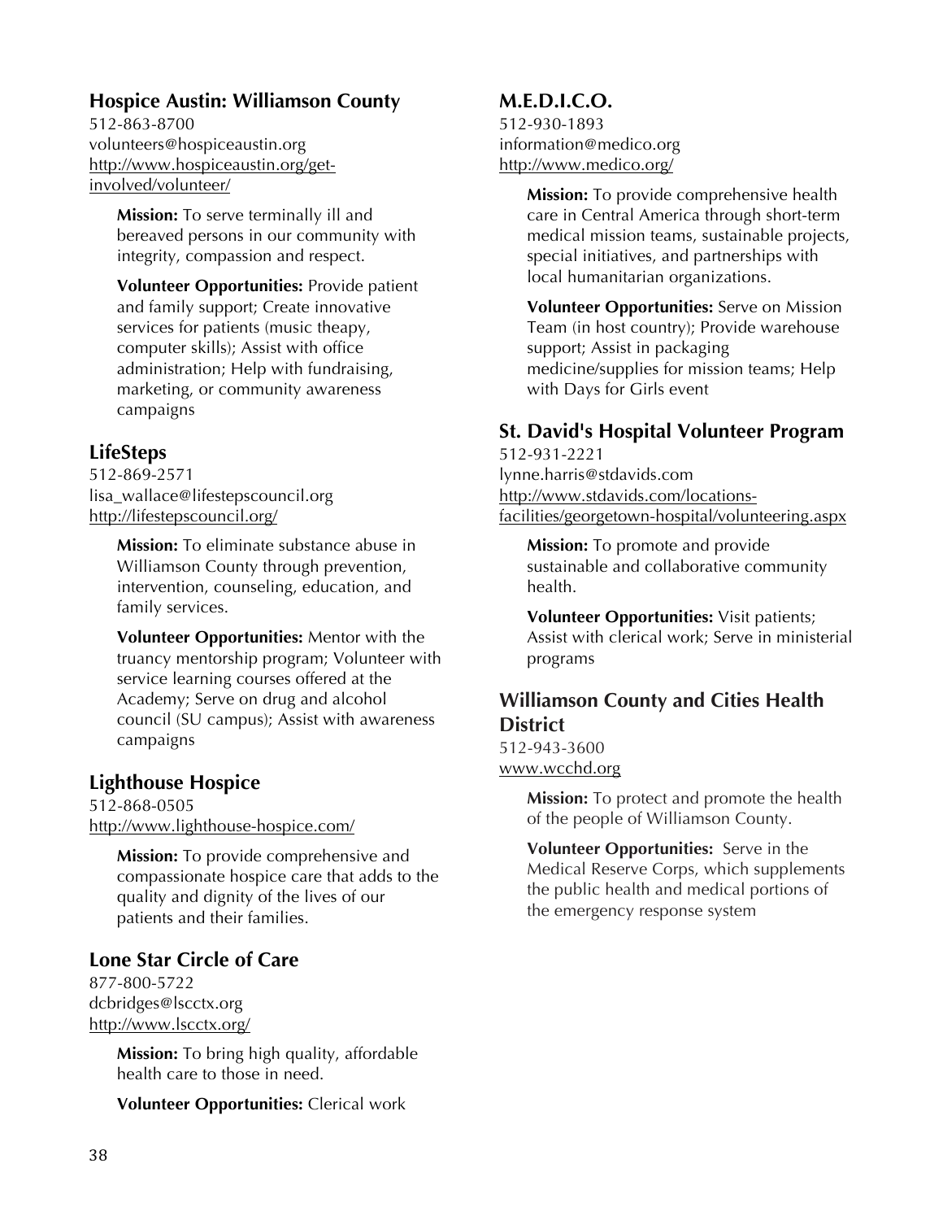### Hospice Austin: Williamson County

512-863-8700
volunteers@hospiceaustin.org
http://www.hospiceaustin.org/get-involved/volunteer/

**Mission:** To serve terminally ill and bereaved persons in our community with integrity, compassion and respect.

**Volunteer Opportunities:** Provide patient and family support; Create innovative services for patients (music theapy, computer skills); Assist with office administration; Help with fundraising, marketing, or community awareness campaigns

### LifeSteps

512-869-2571
lisa_wallace@lifestepscouncil.org
http://lifestepscouncil.org/

**Mission:** To eliminate substance abuse in Williamson County through prevention, intervention, counseling, education, and family services.

**Volunteer Opportunities:** Mentor with the truancy mentorship program; Volunteer with service learning courses offered at the Academy; Serve on drug and alcohol council (SU campus); Assist with awareness campaigns

### Lighthouse Hospice

512-868-0505
http://www.lighthouse-hospice.com/

**Mission:** To provide comprehensive and compassionate hospice care that adds to the quality and dignity of the lives of our patients and their families.

### Lone Star Circle of Care

877-800-5722
dcbridges@lscctx.org
http://www.lscctx.org/

**Mission:** To bring high quality, affordable health care to those in need.

**Volunteer Opportunities:** Clerical work

### M.E.D.I.C.O.

512-930-1893
information@medico.org
http://www.medico.org/

**Mission:** To provide comprehensive health care in Central America through short-term medical mission teams, sustainable projects, special initiatives, and partnerships with local humanitarian organizations.

**Volunteer Opportunities:** Serve on Mission Team (in host country); Provide warehouse support; Assist in packaging medicine/supplies for mission teams; Help with Days for Girls event

### St. David's Hospital Volunteer Program

512-931-2221
lynne.harris@stdavids.com
http://www.stdavids.com/locations-facilities/georgetown-hospital/volunteering.aspx

**Mission:** To promote and provide sustainable and collaborative community health.

**Volunteer Opportunities:** Visit patients; Assist with clerical work; Serve in ministerial programs

### Williamson County and Cities Health District

512-943-3600
www.wcchd.org

**Mission:** To protect and promote the health of the people of Williamson County.

**Volunteer Opportunities:** Serve in the Medical Reserve Corps, which supplements the public health and medical portions of the emergency response system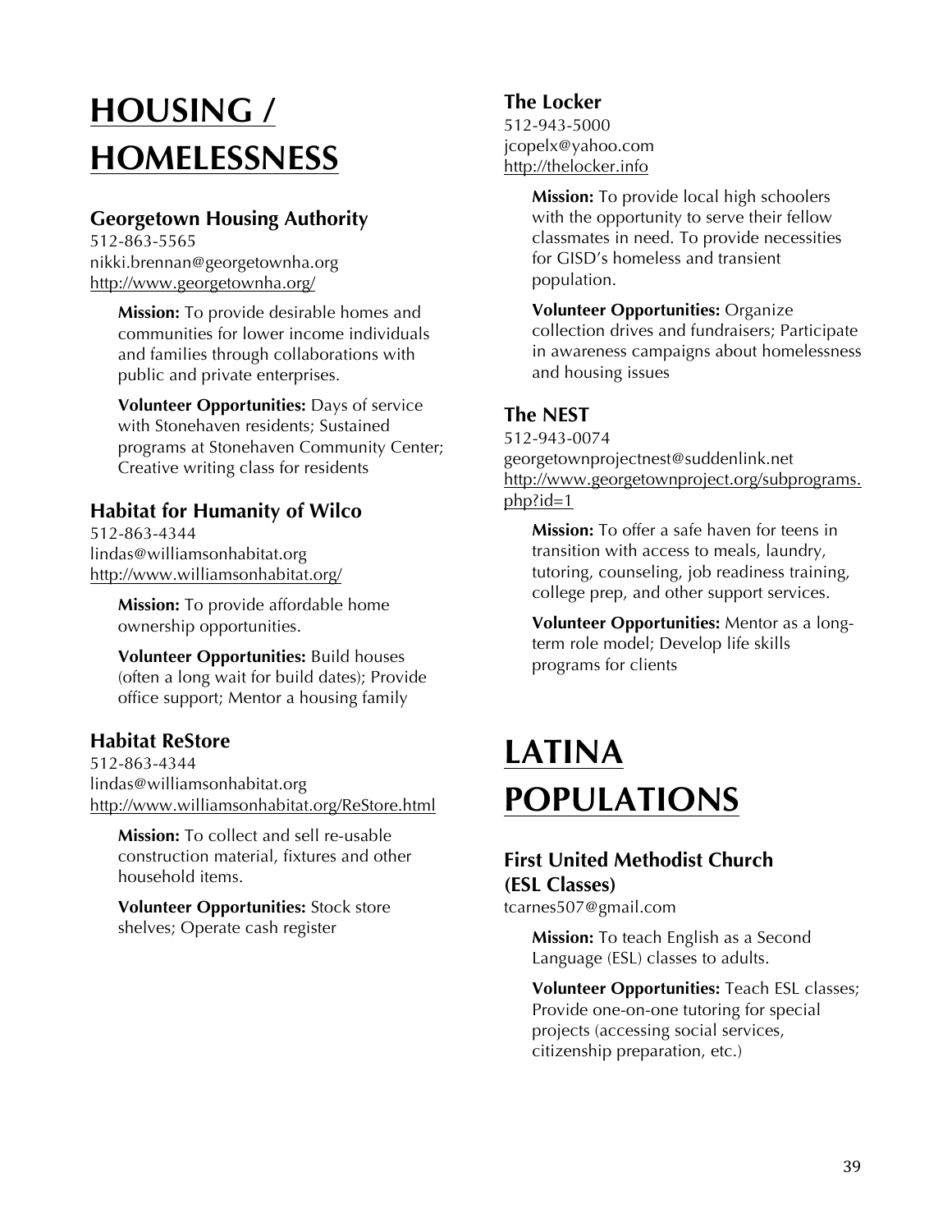# HOUSING / HOMELESSNESS

### Georgetown Housing Authority

512-863-5565
nikki.brennan@georgetownha.org
http://www.georgetownha.org/

**Mission:** To provide desirable homes and communities for lower income individuals and families through collaborations with public and private enterprises.

**Volunteer Opportunities:** Days of service with Stonehaven residents; Sustained programs at Stonehaven Community Center; Creative writing class for residents

### Habitat for Humanity of Wilco

512-863-4344
lindas@williamsonhabitat.org
http://www.williamsonhabitat.org/

**Mission:** To provide affordable home ownership opportunities.

**Volunteer Opportunities:** Build houses (often a long wait for build dates); Provide office support; Mentor a housing family

### Habitat ReStore

512-863-4344
lindas@williamsonhabitat.org
http://www.williamsonhabitat.org/ReStore.html

**Mission:** To collect and sell re-usable construction material, fixtures and other household items.

**Volunteer Opportunities:** Stock store shelves; Operate cash register

### The Locker

512-943-5000
jcopelx@yahoo.com
http://thelocker.info

**Mission:** To provide local high schoolers with the opportunity to serve their fellow classmates in need. To provide necessities for GISD's homeless and transient population.

**Volunteer Opportunities:** Organize collection drives and fundraisers; Participate in awareness campaigns about homelessness and housing issues

### The NEST

512-943-0074
georgetownprojectnest@suddenlink.net
http://www.georgetownproject.org/subprograms.php?id=1

**Mission:** To offer a safe haven for teens in transition with access to meals, laundry, tutoring, counseling, job readiness training, college prep, and other support services.

**Volunteer Opportunities:** Mentor as a long-term role model; Develop life skills programs for clients

# LATINA POPULATIONS

### First United Methodist Church (ESL Classes)

tcarnes507@gmail.com

**Mission:** To teach English as a Second Language (ESL) classes to adults.

**Volunteer Opportunities:** Teach ESL classes; Provide one-on-one tutoring for special projects (accessing social services, citizenship preparation, etc.)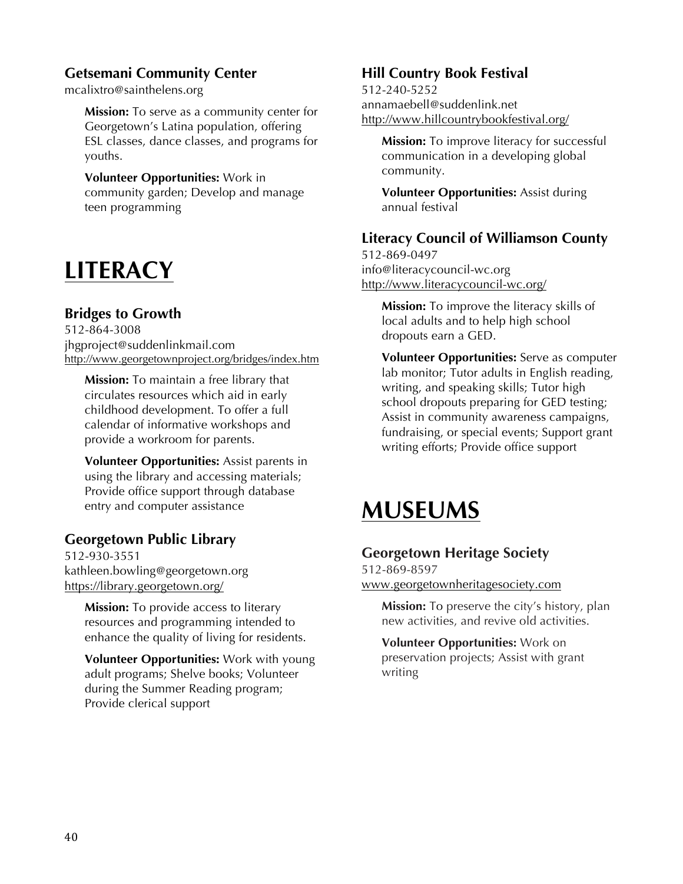### Getsemani Community Center

mcalixtro@sainthelens.org

**Mission:** To serve as a community center for Georgetown's Latina population, offering ESL classes, dance classes, and programs for youths.

**Volunteer Opportunities:** Work in community garden; Develop and manage teen programming

# LITERACY

### Bridges to Growth

512-864-3008
jhgproject@suddenlinkmail.com
http://www.georgetownproject.org/bridges/index.htm

**Mission:** To maintain a free library that circulates resources which aid in early childhood development. To offer a full calendar of informative workshops and provide a workroom for parents.

**Volunteer Opportunities:** Assist parents in using the library and accessing materials; Provide office support through database entry and computer assistance

### Georgetown Public Library

512-930-3551
kathleen.bowling@georgetown.org
https://library.georgetown.org/

**Mission:** To provide access to literary resources and programming intended to enhance the quality of living for residents.

**Volunteer Opportunities:** Work with young adult programs; Shelve books; Volunteer during the Summer Reading program; Provide clerical support

### Hill Country Book Festival

512-240-5252
annamaebell@suddenlink.net
http://www.hillcountrybookfestival.org/

**Mission:** To improve literacy for successful communication in a developing global community.

**Volunteer Opportunities:** Assist during annual festival

### Literacy Council of Williamson County

512-869-0497
info@literacycouncil-wc.org
http://www.literacycouncil-wc.org/

**Mission:** To improve the literacy skills of local adults and to help high school dropouts earn a GED.

**Volunteer Opportunities:** Serve as computer lab monitor; Tutor adults in English reading, writing, and speaking skills; Tutor high school dropouts preparing for GED testing; Assist in community awareness campaigns, fundraising, or special events; Support grant writing efforts; Provide office support

# MUSEUMS

### Georgetown Heritage Society

512-869-8597
www.georgetownheritagesociety.com

**Mission:** To preserve the city's history, plan new activities, and revive old activities.

**Volunteer Opportunities:** Work on preservation projects; Assist with grant writing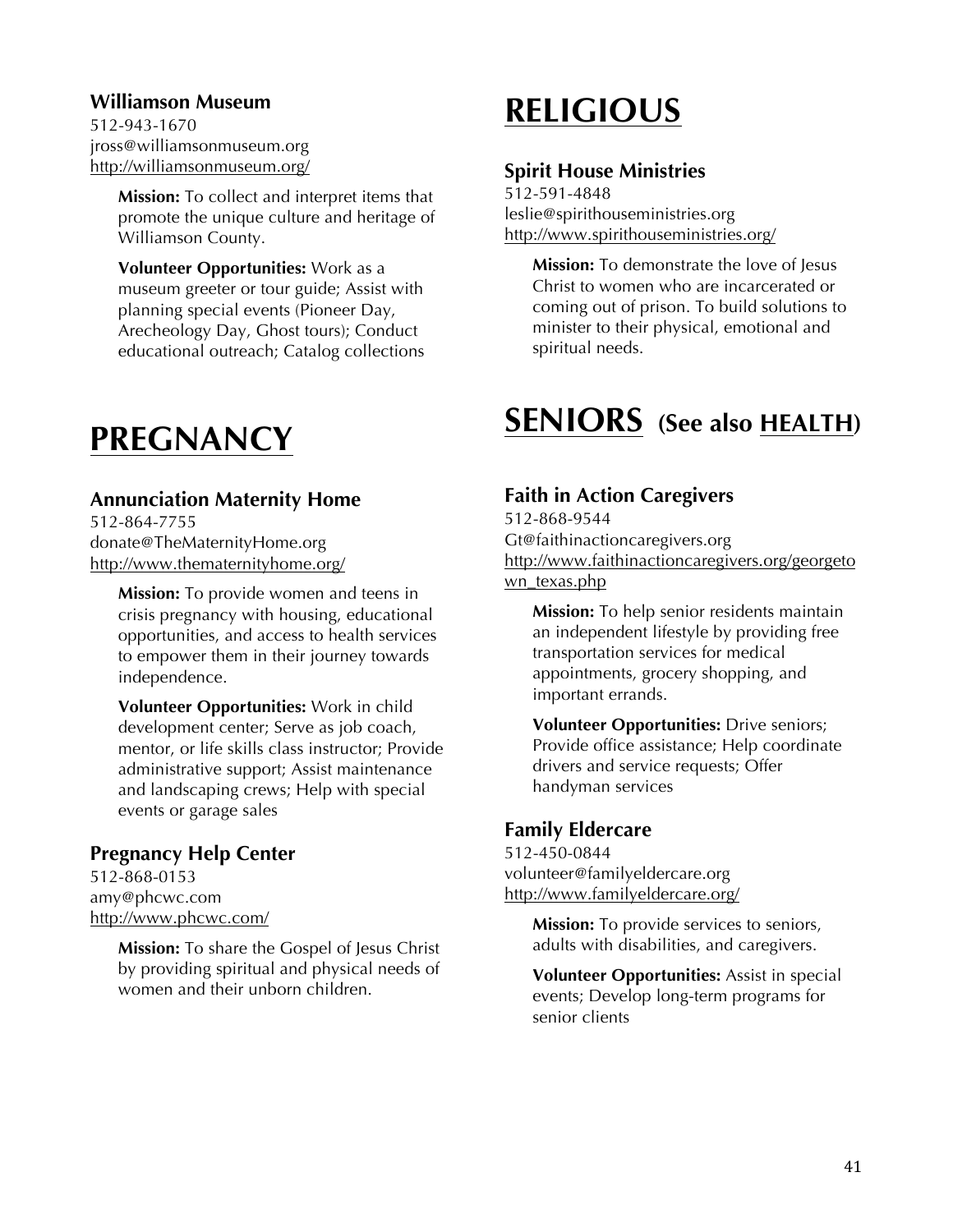### Williamson Museum

512-943-1670
jross@williamsonmuseum.org
http://williamsonmuseum.org/

**Mission:** To collect and interpret items that promote the unique culture and heritage of Williamson County.

**Volunteer Opportunities:** Work as a museum greeter or tour guide; Assist with planning special events (Pioneer Day, Arecheology Day, Ghost tours); Conduct educational outreach; Catalog collections

# PREGNANCY

### Annunciation Maternity Home

512-864-7755
donate@TheMaternityHome.org
http://www.thematernityhome.org/

**Mission:** To provide women and teens in crisis pregnancy with housing, educational opportunities, and access to health services to empower them in their journey towards independence.

**Volunteer Opportunities:** Work in child development center; Serve as job coach, mentor, or life skills class instructor; Provide administrative support; Assist maintenance and landscaping crews; Help with special events or garage sales

### Pregnancy Help Center

512-868-0153
amy@phcwc.com
http://www.phcwc.com/

**Mission:** To share the Gospel of Jesus Christ by providing spiritual and physical needs of women and their unborn children.

# RELIGIOUS

### Spirit House Ministries

512-591-4848
leslie@spirithouseministries.org
http://www.spirithouseministries.org/

**Mission:** To demonstrate the love of Jesus Christ to women who are incarcerated or coming out of prison. To build solutions to minister to their physical, emotional and spiritual needs.

# SENIORS (See also HEALTH)

### Faith in Action Caregivers

512-868-9544
Gt@faithinactioncaregivers.org
http://www.faithinactioncaregivers.org/georgetown_texas.php

**Mission:** To help senior residents maintain an independent lifestyle by providing free transportation services for medical appointments, grocery shopping, and important errands.

**Volunteer Opportunities:** Drive seniors; Provide office assistance; Help coordinate drivers and service requests; Offer handyman services

### Family Eldercare

512-450-0844
volunteer@familyeldercare.org
http://www.familyeldercare.org/

**Mission:** To provide services to seniors, adults with disabilities, and caregivers.

**Volunteer Opportunities:** Assist in special events; Develop long-term programs for senior clients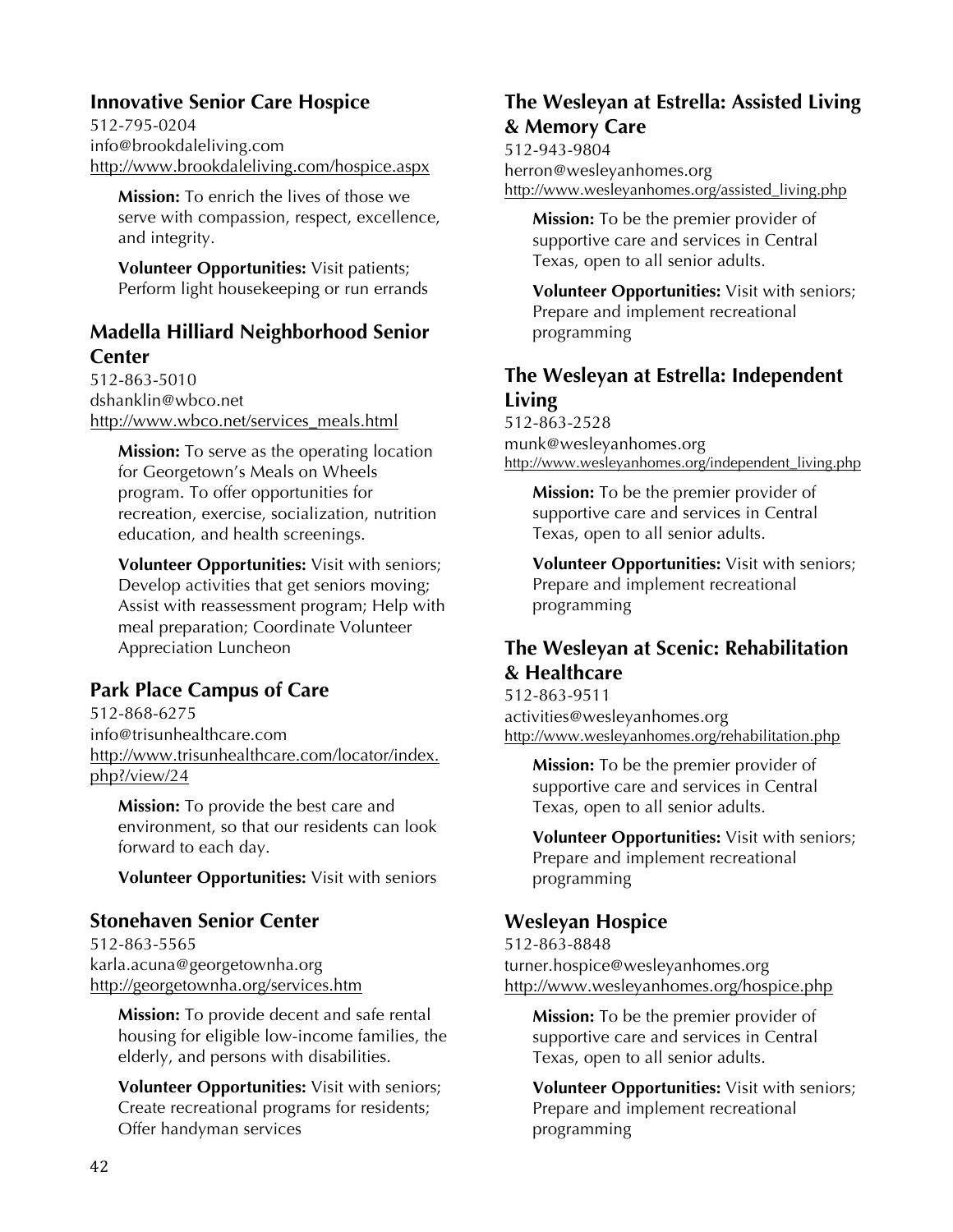### Innovative Senior Care Hospice

512-795-0204
info@brookdaleliving.com
http://www.brookdaleliving.com/hospice.aspx

**Mission:** To enrich the lives of those we serve with compassion, respect, excellence, and integrity.

**Volunteer Opportunities:** Visit patients; Perform light housekeeping or run errands

### Madella Hilliard Neighborhood Senior Center

512-863-5010
dshanklin@wbco.net
http://www.wbco.net/services_meals.html

**Mission:** To serve as the operating location for Georgetown's Meals on Wheels program. To offer opportunities for recreation, exercise, socialization, nutrition education, and health screenings.

**Volunteer Opportunities:** Visit with seniors; Develop activities that get seniors moving; Assist with reassessment program; Help with meal preparation; Coordinate Volunteer Appreciation Luncheon

### Park Place Campus of Care

512-868-6275
info@trisunhealthcare.com
http://www.trisunhealthcare.com/locator/index.php?/view/24

**Mission:** To provide the best care and environment, so that our residents can look forward to each day.

**Volunteer Opportunities:** Visit with seniors

### Stonehaven Senior Center

512-863-5565
karla.acuna@georgetownha.org
http://georgetownha.org/services.htm

**Mission:** To provide decent and safe rental housing for eligible low-income families, the elderly, and persons with disabilities.

**Volunteer Opportunities:** Visit with seniors; Create recreational programs for residents; Offer handyman services

### The Wesleyan at Estrella: Assisted Living & Memory Care

512-943-9804
herron@wesleyanhomes.org
http://www.wesleyanhomes.org/assisted_living.php

**Mission:** To be the premier provider of supportive care and services in Central Texas, open to all senior adults.

**Volunteer Opportunities:** Visit with seniors; Prepare and implement recreational programming

### The Wesleyan at Estrella: Independent Living

512-863-2528
munk@wesleyanhomes.org
http://www.wesleyanhomes.org/independent_living.php

**Mission:** To be the premier provider of supportive care and services in Central Texas, open to all senior adults.

**Volunteer Opportunities:** Visit with seniors; Prepare and implement recreational programming

### The Wesleyan at Scenic: Rehabilitation & Healthcare

512-863-9511
activities@wesleyanhomes.org
http://www.wesleyanhomes.org/rehabilitation.php

**Mission:** To be the premier provider of supportive care and services in Central Texas, open to all senior adults.

**Volunteer Opportunities:** Visit with seniors; Prepare and implement recreational programming

### Wesleyan Hospice

512-863-8848
turner.hospice@wesleyanhomes.org
http://www.wesleyanhomes.org/hospice.php

**Mission:** To be the premier provider of supportive care and services in Central Texas, open to all senior adults.

**Volunteer Opportunities:** Visit with seniors; Prepare and implement recreational programming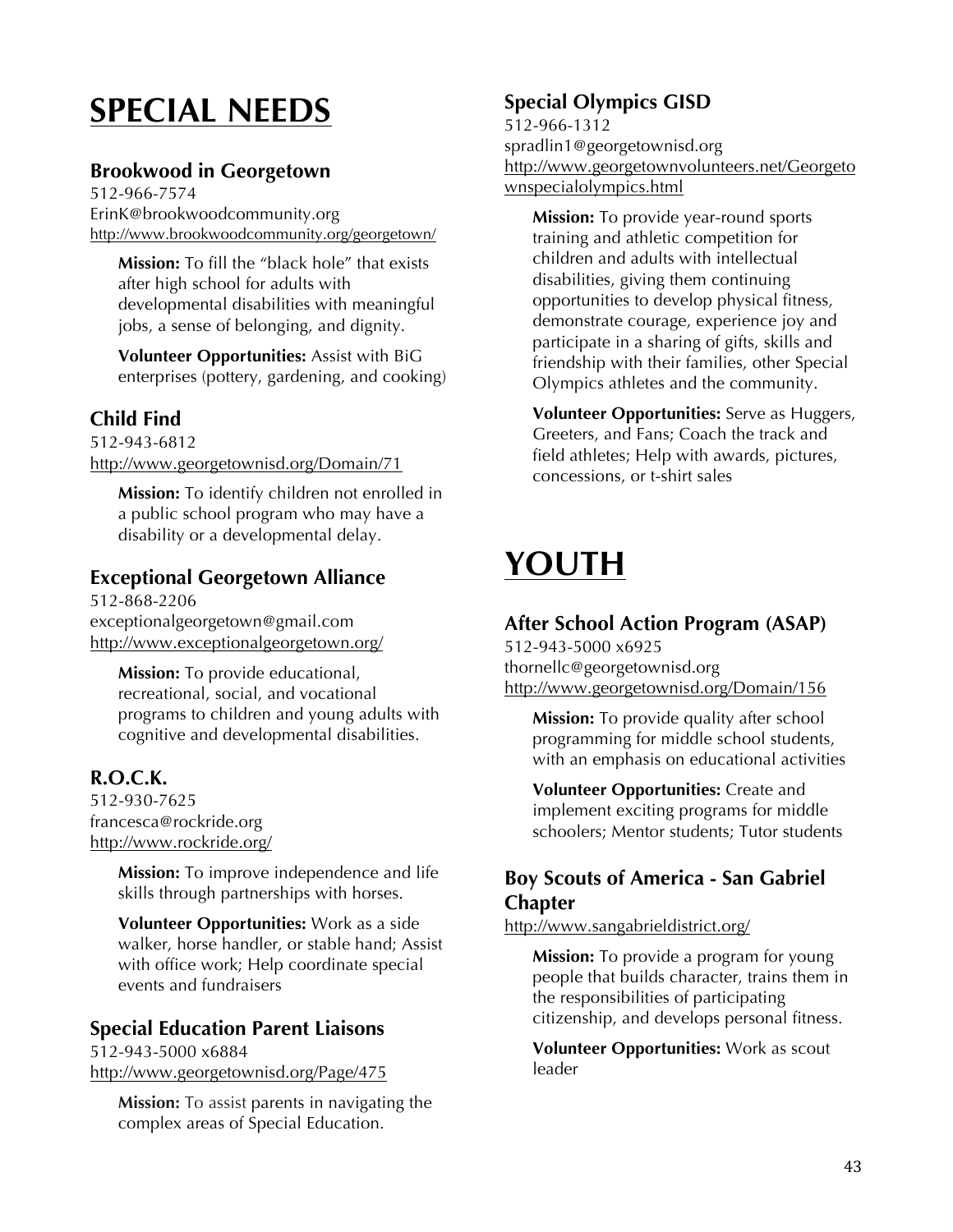# SPECIAL NEEDS

### Brookwood in Georgetown

512-966-7574
ErinK@brookwoodcommunity.org
http://www.brookwoodcommunity.org/georgetown/

**Mission:** To fill the "black hole" that exists after high school for adults with developmental disabilities with meaningful jobs, a sense of belonging, and dignity.

**Volunteer Opportunities:** Assist with BiG enterprises (pottery, gardening, and cooking)

### Child Find

512-943-6812
http://www.georgetownisd.org/Domain/71

**Mission:** To identify children not enrolled in a public school program who may have a disability or a developmental delay.

### Exceptional Georgetown Alliance

512-868-2206
exceptionalgeorgetown@gmail.com
http://www.exceptionalgeorgetown.org/

**Mission:** To provide educational, recreational, social, and vocational programs to children and young adults with cognitive and developmental disabilities.

### R.O.C.K.

512-930-7625
francesca@rockride.org
http://www.rockride.org/

**Mission:** To improve independence and life skills through partnerships with horses.

**Volunteer Opportunities:** Work as a side walker, horse handler, or stable hand; Assist with office work; Help coordinate special events and fundraisers

### Special Education Parent Liaisons

512-943-5000 x6884
http://www.georgetownisd.org/Page/475

**Mission:** To assist parents in navigating the complex areas of Special Education.

### Special Olympics GISD

512-966-1312
spradlin1@georgetownisd.org
http://www.georgetownvolunteers.net/Georgetownspecialolympics.html

**Mission:** To provide year-round sports training and athletic competition for children and adults with intellectual disabilities, giving them continuing opportunities to develop physical fitness, demonstrate courage, experience joy and participate in a sharing of gifts, skills and friendship with their families, other Special Olympics athletes and the community.

**Volunteer Opportunities:** Serve as Huggers, Greeters, and Fans; Coach the track and field athletes; Help with awards, pictures, concessions, or t-shirt sales

# YOUTH

### After School Action Program (ASAP)

512-943-5000 x6925
thornellc@georgetownisd.org
http://www.georgetownisd.org/Domain/156

**Mission:** To provide quality after school programming for middle school students, with an emphasis on educational activities

**Volunteer Opportunities:** Create and implement exciting programs for middle schoolers; Mentor students; Tutor students

### Boy Scouts of America - San Gabriel Chapter

http://www.sangabrieldistrict.org/

**Mission:** To provide a program for young people that builds character, trains them in the responsibilities of participating citizenship, and develops personal fitness.

**Volunteer Opportunities:** Work as scout leader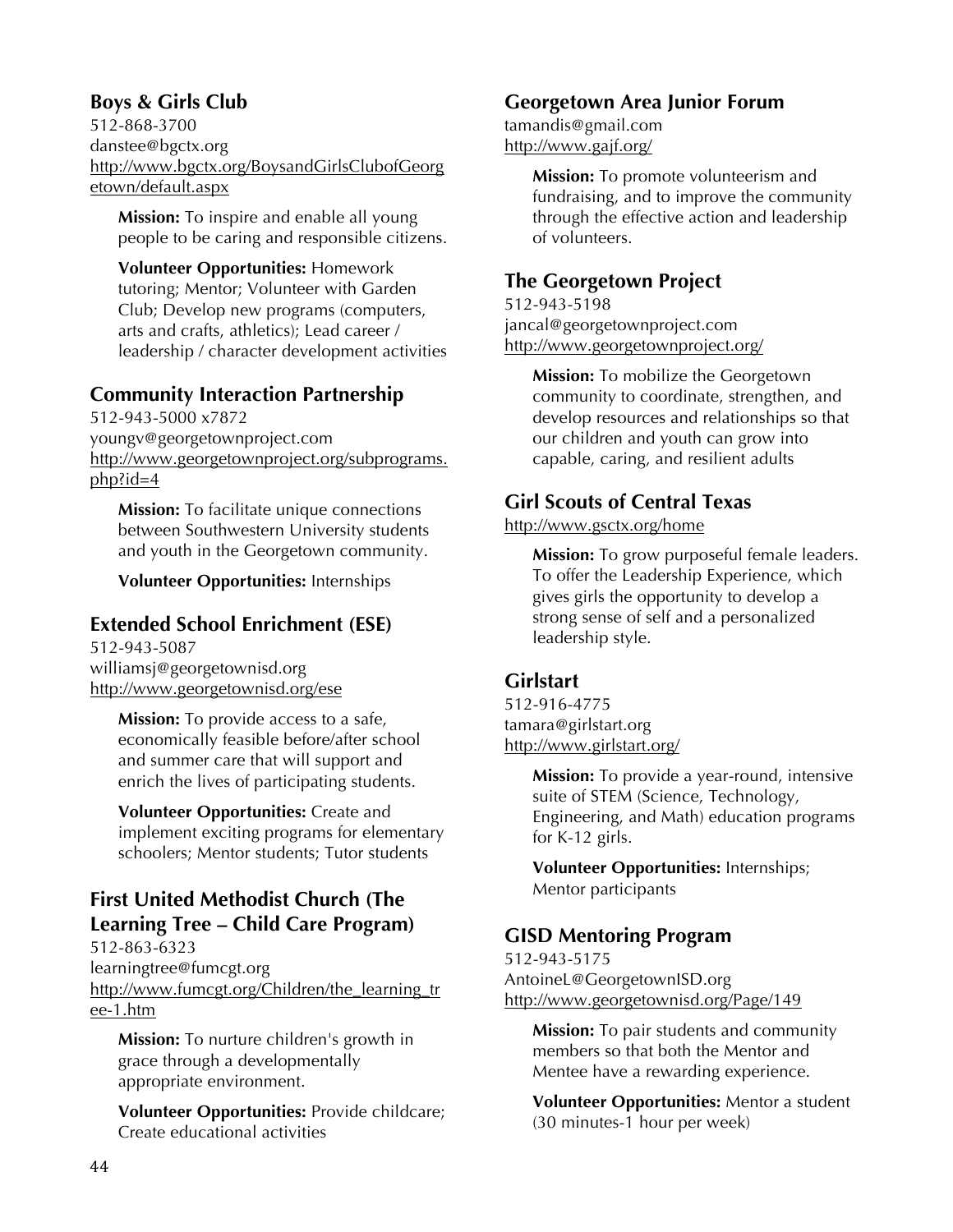## Boys & Girls Club

512-868-3700
danstee@bgctx.org
http://www.bgctx.org/BoysandGirlsClubofGeorgetown/default.aspx

**Mission:** To inspire and enable all young people to be caring and responsible citizens.

**Volunteer Opportunities:** Homework tutoring; Mentor; Volunteer with Garden Club; Develop new programs (computers, arts and crafts, athletics); Lead career / leadership / character development activities

## Community Interaction Partnership

512-943-5000 x7872
youngv@georgetownproject.com
http://www.georgetownproject.org/subprograms.php?id=4

**Mission:** To facilitate unique connections between Southwestern University students and youth in the Georgetown community.

**Volunteer Opportunities:** Internships

## Extended School Enrichment (ESE)

512-943-5087
williamsj@georgetownisd.org
http://www.georgetownisd.org/ese

**Mission:** To provide access to a safe, economically feasible before/after school and summer care that will support and enrich the lives of participating students.

**Volunteer Opportunities:** Create and implement exciting programs for elementary schoolers; Mentor students; Tutor students

## First United Methodist Church (The Learning Tree – Child Care Program)

512-863-6323
learningtree@fumcgt.org
http://www.fumcgt.org/Children/the_learning_tree-1.htm

**Mission:** To nurture children's growth in grace through a developmentally appropriate environment.

**Volunteer Opportunities:** Provide childcare; Create educational activities

## Georgetown Area Junior Forum

tamandis@gmail.com
http://www.gajf.org/

**Mission:** To promote volunteerism and fundraising, and to improve the community through the effective action and leadership of volunteers.

## The Georgetown Project

512-943-5198
jancal@georgetownproject.com
http://www.georgetownproject.org/

**Mission:** To mobilize the Georgetown community to coordinate, strengthen, and develop resources and relationships so that our children and youth can grow into capable, caring, and resilient adults

## Girl Scouts of Central Texas

http://www.gsctx.org/home

**Mission:** To grow purposeful female leaders. To offer the Leadership Experience, which gives girls the opportunity to develop a strong sense of self and a personalized leadership style.

## Girlstart

512-916-4775
tamara@girlstart.org
http://www.girlstart.org/

**Mission:** To provide a year-round, intensive suite of STEM (Science, Technology, Engineering, and Math) education programs for K-12 girls.

**Volunteer Opportunities:** Internships; Mentor participants

## GISD Mentoring Program

512-943-5175
AntoineL@GeorgetownISD.org
http://www.georgetownisd.org/Page/149

**Mission:** To pair students and community members so that both the Mentor and Mentee have a rewarding experience.

**Volunteer Opportunities:** Mentor a student (30 minutes-1 hour per week)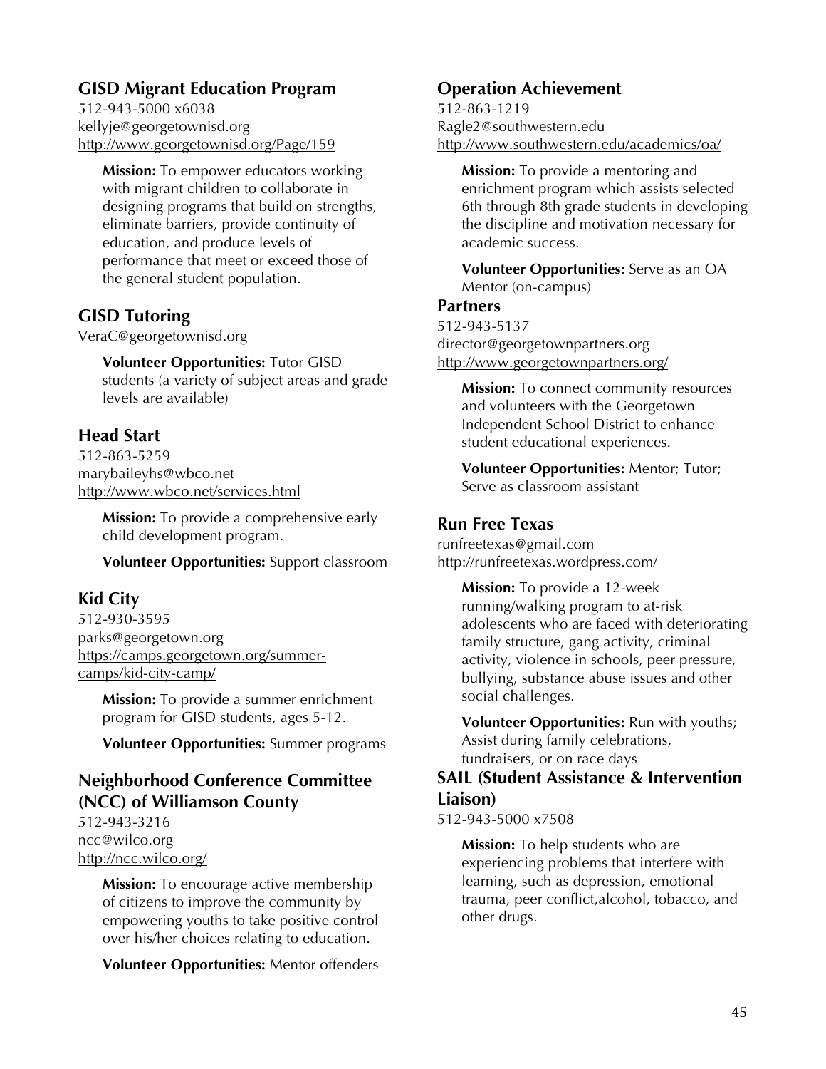## GISD Migrant Education Program

512-943-5000 x6038
kellyje@georgetownisd.org
http://www.georgetownisd.org/Page/159

**Mission:** To empower educators working with migrant children to collaborate in designing programs that build on strengths, eliminate barriers, provide continuity of education, and produce levels of performance that meet or exceed those of the general student population.

## GISD Tutoring

VeraC@georgetownisd.org

**Volunteer Opportunities:** Tutor GISD students (a variety of subject areas and grade levels are available)

## Head Start

512-863-5259
marybaileyhs@wbco.net
http://www.wbco.net/services.html

**Mission:** To provide a comprehensive early child development program.

**Volunteer Opportunities:** Support classroom

## Kid City

512-930-3595
parks@georgetown.org
https://camps.georgetown.org/summer-camps/kid-city-camp/

**Mission:** To provide a summer enrichment program for GISD students, ages 5-12.

**Volunteer Opportunities:** Summer programs

## Neighborhood Conference Committee (NCC) of Williamson County

512-943-3216
ncc@wilco.org
http://ncc.wilco.org/

**Mission:** To encourage active membership of citizens to improve the community by empowering youths to take positive control over his/her choices relating to education.

**Volunteer Opportunities:** Mentor offenders

## Operation Achievement

512-863-1219
Ragle2@southwestern.edu
http://www.southwestern.edu/academics/oa/

**Mission:** To provide a mentoring and enrichment program which assists selected 6th through 8th grade students in developing the discipline and motivation necessary for academic success.

**Volunteer Opportunities:** Serve as an OA Mentor (on-campus)

## Partners

512-943-5137
director@georgetownpartners.org
http://www.georgetownpartners.org/

**Mission:** To connect community resources and volunteers with the Georgetown Independent School District to enhance student educational experiences.

**Volunteer Opportunities:** Mentor; Tutor; Serve as classroom assistant

## Run Free Texas

runfreetexas@gmail.com
http://runfreetexas.wordpress.com/

**Mission:** To provide a 12-week running/walking program to at-risk adolescents who are faced with deteriorating family structure, gang activity, criminal activity, violence in schools, peer pressure, bullying, substance abuse issues and other social challenges.

**Volunteer Opportunities:** Run with youths; Assist during family celebrations, fundraisers, or on race days

## SAIL (Student Assistance & Intervention Liaison)

512-943-5000 x7508

**Mission:** To help students who are experiencing problems that interfere with learning, such as depression, emotional trauma, peer conflict,alcohol, tobacco, and other drugs.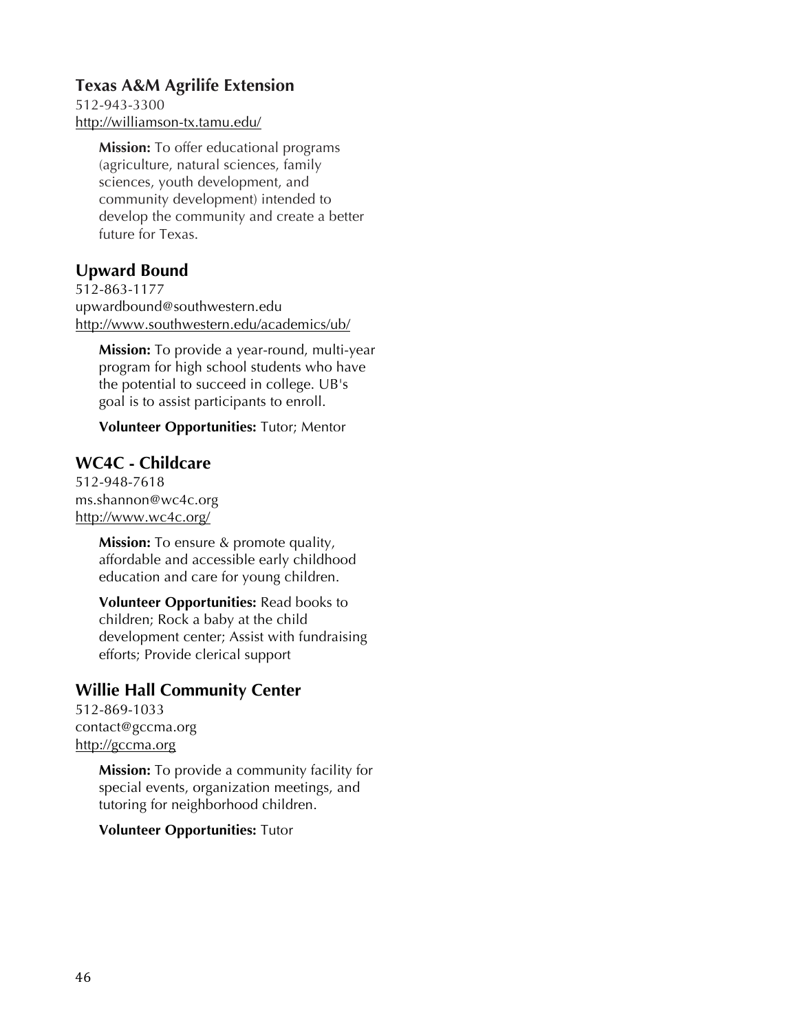## Texas A&M Agrilife Extension

512-943-3300
http://williamson-tx.tamu.edu/

**Mission:** To offer educational programs (agriculture, natural sciences, family sciences, youth development, and community development) intended to develop the community and create a better future for Texas.

## Upward Bound

512-863-1177
upwardbound@southwestern.edu
http://www.southwestern.edu/academics/ub/

**Mission:** To provide a year-round, multi-year program for high school students who have the potential to succeed in college. UB's goal is to assist participants to enroll.

**Volunteer Opportunities:** Tutor; Mentor

## WC4C - Childcare

512-948-7618
ms.shannon@wc4c.org
http://www.wc4c.org/

**Mission:** To ensure & promote quality, affordable and accessible early childhood education and care for young children.

**Volunteer Opportunities:** Read books to children; Rock a baby at the child development center; Assist with fundraising efforts; Provide clerical support

## Willie Hall Community Center

512-869-1033
contact@gccma.org
http://gccma.org

**Mission:** To provide a community facility for special events, organization meetings, and tutoring for neighborhood children.

**Volunteer Opportunities:** Tutor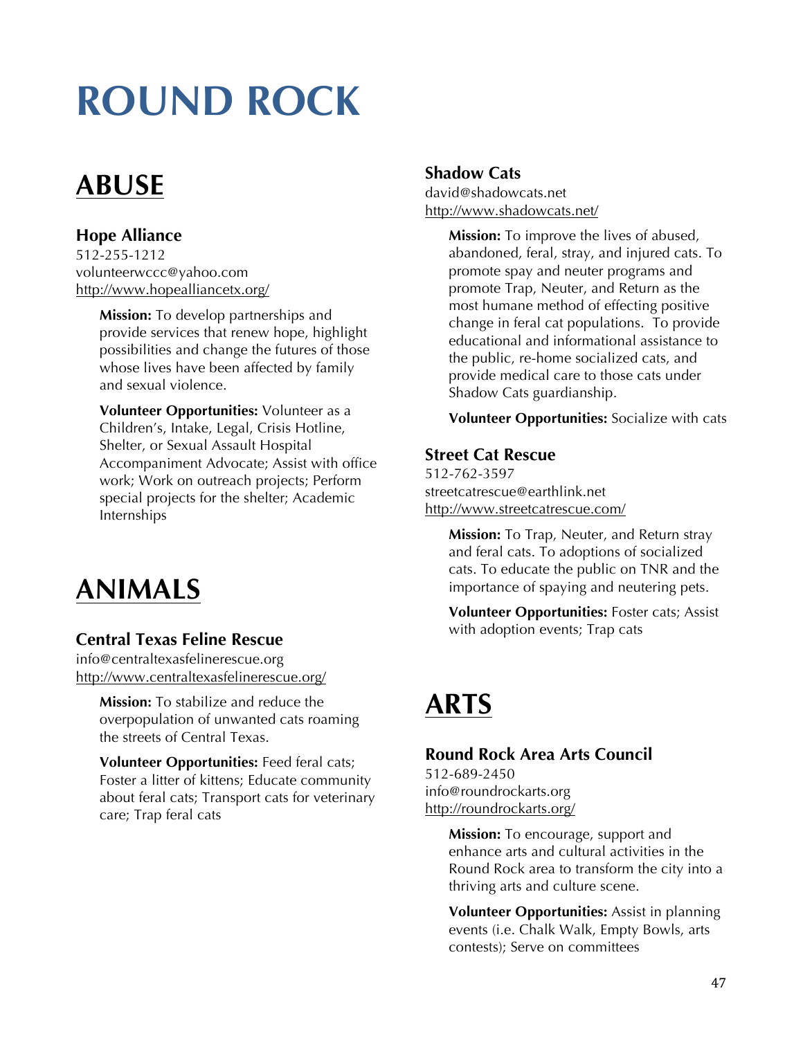# ROUND ROCK

## ABUSE

### Hope Alliance

512-255-1212
volunteerwccc@yahoo.com
http://www.hopealliancetx.org/

**Mission:** To develop partnerships and provide services that renew hope, highlight possibilities and change the futures of those whose lives have been affected by family and sexual violence.

**Volunteer Opportunities:** Volunteer as a Children's, Intake, Legal, Crisis Hotline, Shelter, or Sexual Assault Hospital Accompaniment Advocate; Assist with office work; Work on outreach projects; Perform special projects for the shelter; Academic Internships

## ANIMALS

### Central Texas Feline Rescue

info@centraltexasfelinerescue.org
http://www.centraltexasfelinerescue.org/

**Mission:** To stabilize and reduce the overpopulation of unwanted cats roaming the streets of Central Texas.

**Volunteer Opportunities:** Feed feral cats; Foster a litter of kittens; Educate community about feral cats; Transport cats for veterinary care; Trap feral cats

### Shadow Cats

david@shadowcats.net
http://www.shadowcats.net/

**Mission:** To improve the lives of abused, abandoned, feral, stray, and injured cats. To promote spay and neuter programs and promote Trap, Neuter, and Return as the most humane method of effecting positive change in feral cat populations. To provide educational and informational assistance to the public, re-home socialized cats, and provide medical care to those cats under Shadow Cats guardianship.

**Volunteer Opportunities:** Socialize with cats

### Street Cat Rescue

512-762-3597
streetcatrescue@earthlink.net
http://www.streetcatrescue.com/

**Mission:** To Trap, Neuter, and Return stray and feral cats. To adoptions of socialized cats. To educate the public on TNR and the importance of spaying and neutering pets.

**Volunteer Opportunities:** Foster cats; Assist with adoption events; Trap cats

## ARTS

### Round Rock Area Arts Council

512-689-2450
info@roundrockarts.org
http://roundrockarts.org/

**Mission:** To encourage, support and enhance arts and cultural activities in the Round Rock area to transform the city into a thriving arts and culture scene.

**Volunteer Opportunities:** Assist in planning events (i.e. Chalk Walk, Empty Bowls, arts contests); Serve on committees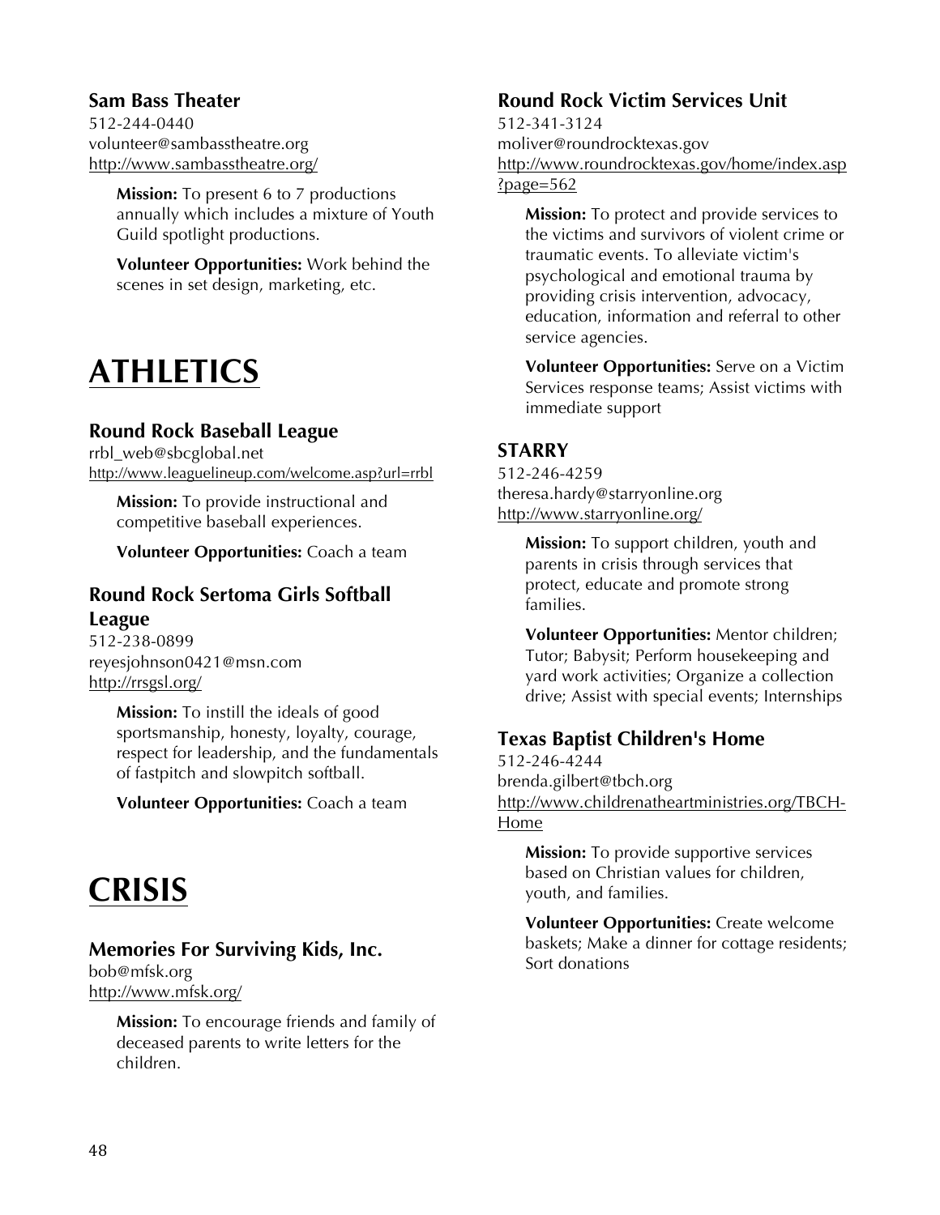### Sam Bass Theater

512-244-0440
volunteer@sambasstheatre.org
http://www.sambasstheatre.org/

**Mission:** To present 6 to 7 productions annually which includes a mixture of Youth Guild spotlight productions.

**Volunteer Opportunities:** Work behind the scenes in set design, marketing, etc.

# ATHLETICS

### Round Rock Baseball League

rrbl_web@sbcglobal.net
http://www.leaguelineup.com/welcome.asp?url=rrbl

**Mission:** To provide instructional and competitive baseball experiences.

**Volunteer Opportunities:** Coach a team

### Round Rock Sertoma Girls Softball League

512-238-0899
reyesjohnson0421@msn.com
http://rrsgsl.org/

**Mission:** To instill the ideals of good sportsmanship, honesty, loyalty, courage, respect for leadership, and the fundamentals of fastpitch and slowpitch softball.

**Volunteer Opportunities:** Coach a team

# CRISIS

### Memories For Surviving Kids, Inc.

bob@mfsk.org
http://www.mfsk.org/

**Mission:** To encourage friends and family of deceased parents to write letters for the children.

### Round Rock Victim Services Unit

512-341-3124
moliver@roundrocktexas.gov
http://www.roundrocktexas.gov/home/index.asp?page=562

**Mission:** To protect and provide services to the victims and survivors of violent crime or traumatic events. To alleviate victim's psychological and emotional trauma by providing crisis intervention, advocacy, education, information and referral to other service agencies.

**Volunteer Opportunities:** Serve on a Victim Services response teams; Assist victims with immediate support

### STARRY

512-246-4259
theresa.hardy@starryonline.org
http://www.starryonline.org/

**Mission:** To support children, youth and parents in crisis through services that protect, educate and promote strong families.

**Volunteer Opportunities:** Mentor children; Tutor; Babysit; Perform housekeeping and yard work activities; Organize a collection drive; Assist with special events; Internships

### Texas Baptist Children's Home

512-246-4244
brenda.gilbert@tbch.org
http://www.childrenatheartministries.org/TBCH-Home

**Mission:** To provide supportive services based on Christian values for children, youth, and families.

**Volunteer Opportunities:** Create welcome baskets; Make a dinner for cottage residents; Sort donations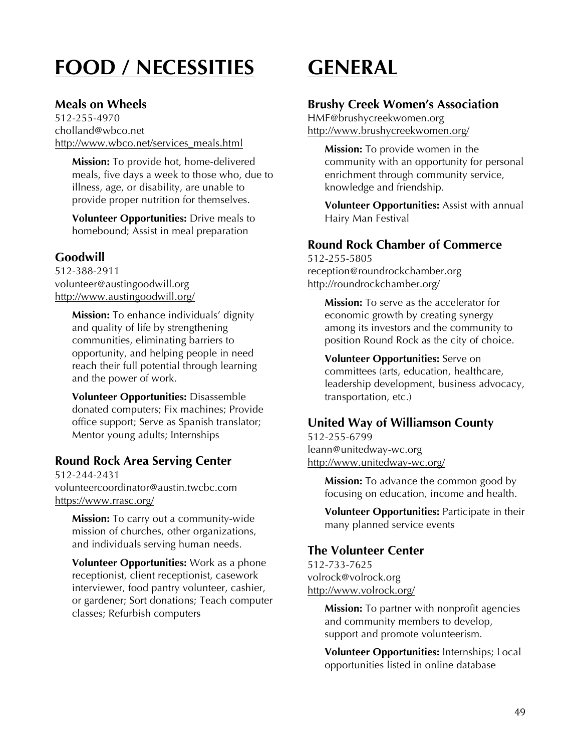# FOOD / NECESSITIES

### Meals on Wheels

512-255-4970
cholland@wbco.net
http://www.wbco.net/services_meals.html

**Mission:** To provide hot, home-delivered meals, five days a week to those who, due to illness, age, or disability, are unable to provide proper nutrition for themselves.

**Volunteer Opportunities:** Drive meals to homebound; Assist in meal preparation

### Goodwill

512-388-2911
volunteer@austingoodwill.org
http://www.austingoodwill.org/

**Mission:** To enhance individuals' dignity and quality of life by strengthening communities, eliminating barriers to opportunity, and helping people in need reach their full potential through learning and the power of work.

**Volunteer Opportunities:** Disassemble donated computers; Fix machines; Provide office support; Serve as Spanish translator; Mentor young adults; Internships

### Round Rock Area Serving Center

512-244-2431
volunteercoordinator@austin.twcbc.com
https://www.rrasc.org/

**Mission:** To carry out a community-wide mission of churches, other organizations, and individuals serving human needs.

**Volunteer Opportunities:** Work as a phone receptionist, client receptionist, casework interviewer, food pantry volunteer, cashier, or gardener; Sort donations; Teach computer classes; Refurbish computers

# GENERAL

### Brushy Creek Women's Association

HMF@brushycreekwomen.org
http://www.brushycreekwomen.org/

**Mission:** To provide women in the community with an opportunity for personal enrichment through community service, knowledge and friendship.

**Volunteer Opportunities:** Assist with annual Hairy Man Festival

### Round Rock Chamber of Commerce

512-255-5805
reception@roundrockchamber.org
http://roundrockchamber.org/

**Mission:** To serve as the accelerator for economic growth by creating synergy among its investors and the community to position Round Rock as the city of choice.

**Volunteer Opportunities:** Serve on committees (arts, education, healthcare, leadership development, business advocacy, transportation, etc.)

### United Way of Williamson County

512-255-6799
leann@unitedway-wc.org
http://www.unitedway-wc.org/

**Mission:** To advance the common good by focusing on education, income and health.

**Volunteer Opportunities:** Participate in their many planned service events

### The Volunteer Center

512-733-7625
volrock@volrock.org
http://www.volrock.org/

**Mission:** To partner with nonprofit agencies and community members to develop, support and promote volunteerism.

**Volunteer Opportunities:** Internships; Local opportunities listed in online database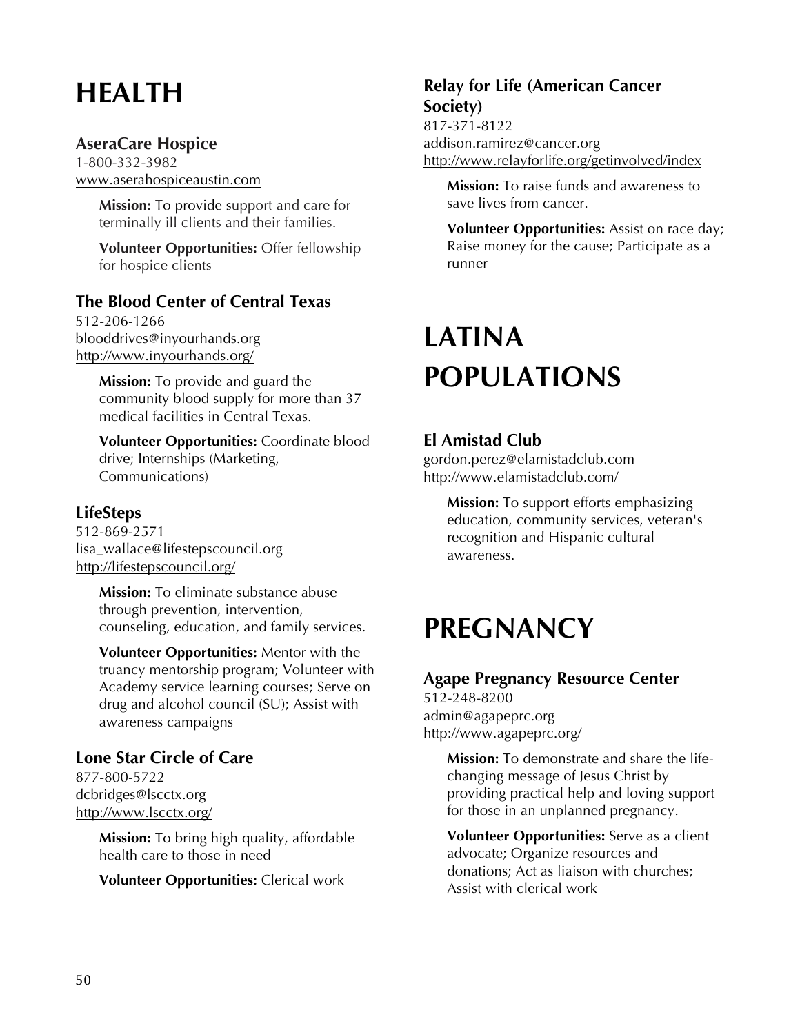# HEALTH

### AseraCare Hospice

1-800-332-3982
www.aserahospiceaustin.com

**Mission:** To provide support and care for terminally ill clients and their families.

**Volunteer Opportunities:** Offer fellowship for hospice clients

### The Blood Center of Central Texas

512-206-1266
blooddrives@inyourhands.org
http://www.inyourhands.org/

**Mission:** To provide and guard the community blood supply for more than 37 medical facilities in Central Texas.

**Volunteer Opportunities:** Coordinate blood drive; Internships (Marketing, Communications)

### LifeSteps

512-869-2571
lisa_wallace@lifestepscouncil.org
http://lifestepscouncil.org/

**Mission:** To eliminate substance abuse through prevention, intervention, counseling, education, and family services.

**Volunteer Opportunities:** Mentor with the truancy mentorship program; Volunteer with Academy service learning courses; Serve on drug and alcohol council (SU); Assist with awareness campaigns

### Lone Star Circle of Care

877-800-5722
dcbridges@lscctx.org
http://www.lscctx.org/

**Mission:** To bring high quality, affordable health care to those in need

**Volunteer Opportunities:** Clerical work

### Relay for Life (American Cancer Society)

817-371-8122
addison.ramirez@cancer.org
http://www.relayforlife.org/getinvolved/index

**Mission:** To raise funds and awareness to save lives from cancer.

**Volunteer Opportunities:** Assist on race day; Raise money for the cause; Participate as a runner

# LATINA POPULATIONS

### El Amistad Club

gordon.perez@elamistadclub.com
http://www.elamistadclub.com/

**Mission:** To support efforts emphasizing education, community services, veteran's recognition and Hispanic cultural awareness.

# PREGNANCY

### Agape Pregnancy Resource Center

512-248-8200
admin@agapeprc.org
http://www.agapeprc.org/

**Mission:** To demonstrate and share the life-changing message of Jesus Christ by providing practical help and loving support for those in an unplanned pregnancy.

**Volunteer Opportunities:** Serve as a client advocate; Organize resources and donations; Act as liaison with churches; Assist with clerical work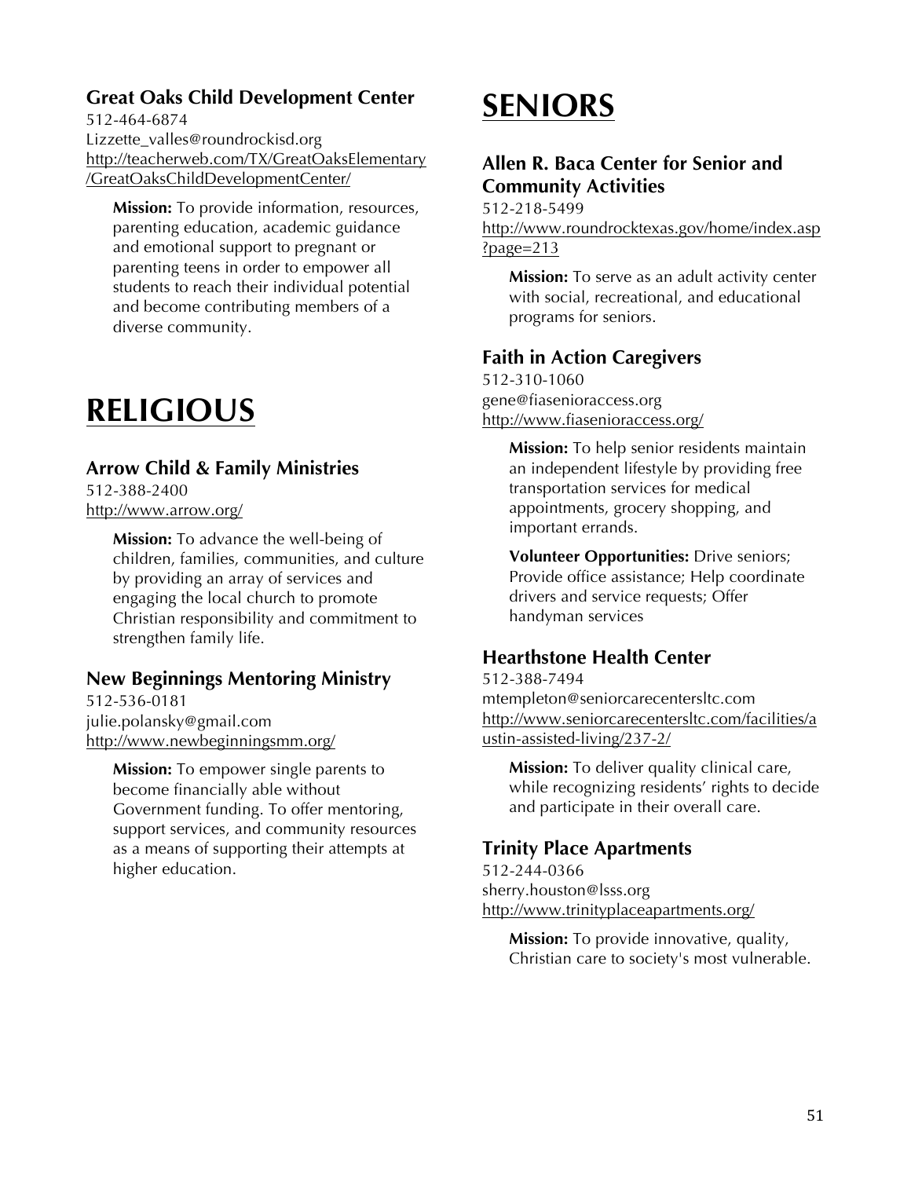### Great Oaks Child Development Center

512-464-6874
Lizzette_valles@roundrockisd.org
http://teacherweb.com/TX/GreatOaksElementary/GreatOaksChildDevelopmentCenter/

**Mission:** To provide information, resources, parenting education, academic guidance and emotional support to pregnant or parenting teens in order to empower all students to reach their individual potential and become contributing members of a diverse community.

# RELIGIOUS

### Arrow Child & Family Ministries

512-388-2400
http://www.arrow.org/

**Mission:** To advance the well-being of children, families, communities, and culture by providing an array of services and engaging the local church to promote Christian responsibility and commitment to strengthen family life.

### New Beginnings Mentoring Ministry

512-536-0181
julie.polansky@gmail.com
http://www.newbeginningsmm.org/

**Mission:** To empower single parents to become financially able without Government funding. To offer mentoring, support services, and community resources as a means of supporting their attempts at higher education.

# SENIORS

### Allen R. Baca Center for Senior and Community Activities

512-218-5499
http://www.roundrocktexas.gov/home/index.asp?page=213

**Mission:** To serve as an adult activity center with social, recreational, and educational programs for seniors.

### Faith in Action Caregivers

512-310-1060
gene@fiasenioraccess.org
http://www.fiasenioraccess.org/

**Mission:** To help senior residents maintain an independent lifestyle by providing free transportation services for medical appointments, grocery shopping, and important errands.

**Volunteer Opportunities:** Drive seniors; Provide office assistance; Help coordinate drivers and service requests; Offer handyman services

### Hearthstone Health Center

512-388-7494
mtempleton@seniorcarecentersltc.com
http://www.seniorcarecentersltc.com/facilities/austin-assisted-living/237-2/

**Mission:** To deliver quality clinical care, while recognizing residents' rights to decide and participate in their overall care.

### Trinity Place Apartments

512-244-0366
sherry.houston@lsss.org
http://www.trinityplaceapartments.org/

**Mission:** To provide innovative, quality, Christian care to society's most vulnerable.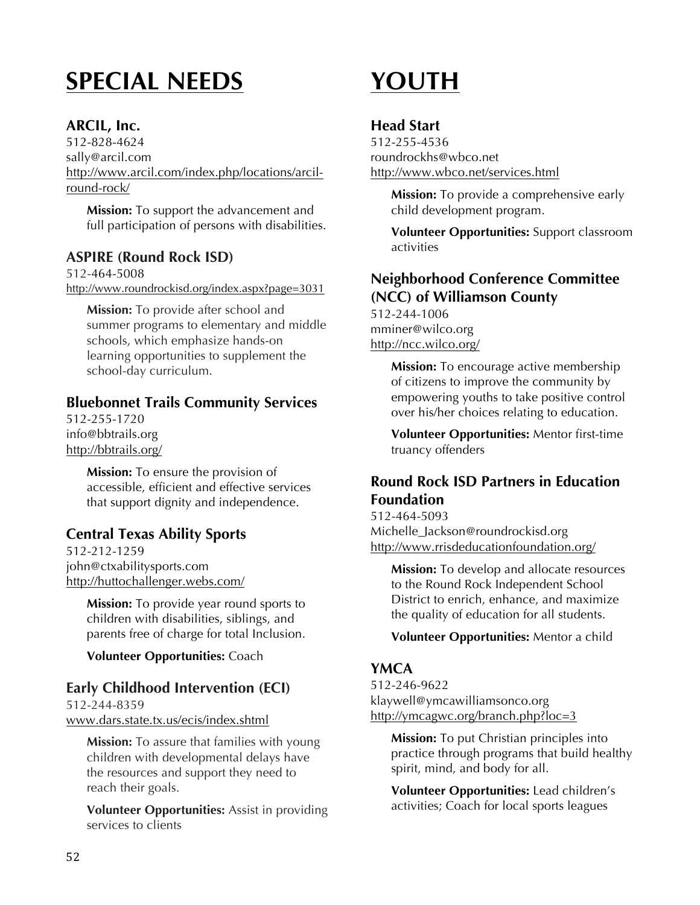# SPECIAL NEEDS

### ARCIL, Inc.

512-828-4624
sally@arcil.com
http://www.arcil.com/index.php/locations/arcil-round-rock/

**Mission:** To support the advancement and full participation of persons with disabilities.

### ASPIRE (Round Rock ISD)

512-464-5008
http://www.roundrockisd.org/index.aspx?page=3031

**Mission:** To provide after school and summer programs to elementary and middle schools, which emphasize hands-on learning opportunities to supplement the school-day curriculum.

### Bluebonnet Trails Community Services

512-255-1720
info@bbtrails.org
http://bbtrails.org/

**Mission:** To ensure the provision of accessible, efficient and effective services that support dignity and independence.

### Central Texas Ability Sports

512-212-1259
john@ctxabilitysports.com
http://huttochallenger.webs.com/

**Mission:** To provide year round sports to children with disabilities, siblings, and parents free of charge for total Inclusion.

**Volunteer Opportunities:** Coach

### Early Childhood Intervention (ECI)

512-244-8359
www.dars.state.tx.us/ecis/index.shtml

**Mission:** To assure that families with young children with developmental delays have the resources and support they need to reach their goals.

**Volunteer Opportunities:** Assist in providing services to clients

# YOUTH

### Head Start

512-255-4536
roundrockhs@wbco.net
http://www.wbco.net/services.html

**Mission:** To provide a comprehensive early child development program.

**Volunteer Opportunities:** Support classroom activities

### Neighborhood Conference Committee (NCC) of Williamson County

512-244-1006
mminer@wilco.org
http://ncc.wilco.org/

**Mission:** To encourage active membership of citizens to improve the community by empowering youths to take positive control over his/her choices relating to education.

**Volunteer Opportunities:** Mentor first-time truancy offenders

### Round Rock ISD Partners in Education Foundation

512-464-5093
Michelle_Jackson@roundrockisd.org
http://www.rrisdeducationfoundation.org/

**Mission:** To develop and allocate resources to the Round Rock Independent School District to enrich, enhance, and maximize the quality of education for all students.

**Volunteer Opportunities:** Mentor a child

### YMCA

512-246-9622
klaywell@ymcawilliamsonco.org
http://ymcagwc.org/branch.php?loc=3

**Mission:** To put Christian principles into practice through programs that build healthy spirit, mind, and body for all.

**Volunteer Opportunities:** Lead children's activities; Coach for local sports leagues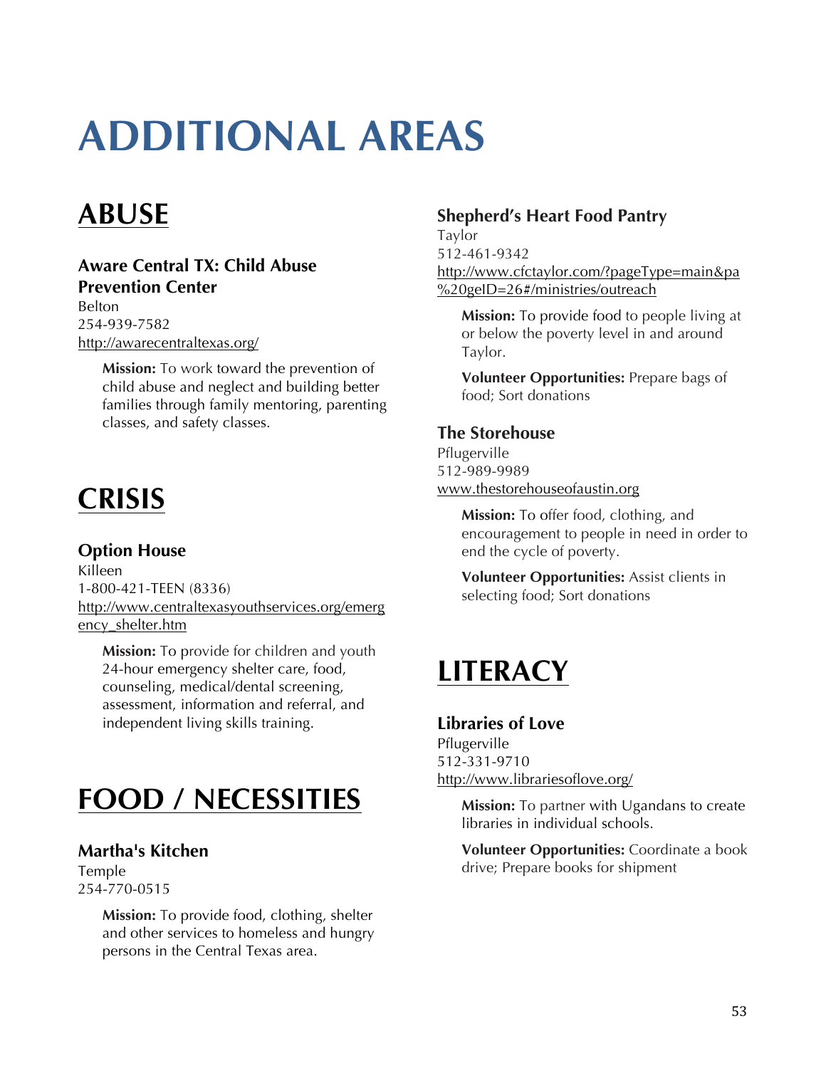# ADDITIONAL AREAS

## ABUSE

### Aware Central TX: Child Abuse Prevention Center

Belton
254-939-7582
http://awarecentraltexas.org/

> **Mission:** To work toward the prevention of child abuse and neglect and building better families through family mentoring, parenting classes, and safety classes.

## CRISIS

### Option House

Killeen
1-800-421-TEEN (8336)
http://www.centraltexasyouthservices.org/emergency_shelter.htm

> **Mission:** To provide for children and youth 24-hour emergency shelter care, food, counseling, medical/dental screening, assessment, information and referral, and independent living skills training.

## FOOD / NECESSITIES

### Martha's Kitchen

Temple
254-770-0515

> **Mission:** To provide food, clothing, shelter and other services to homeless and hungry persons in the Central Texas area.

### Shepherd's Heart Food Pantry

Taylor
512-461-9342
http://www.cfctaylor.com/?pageType=main&pa%20geID=26#/ministries/outreach

> **Mission:** To provide food to people living at or below the poverty level in and around Taylor.
>
> **Volunteer Opportunities:** Prepare bags of food; Sort donations

### The Storehouse

Pflugerville
512-989-9989
www.thestorehouseofaustin.org

> **Mission:** To offer food, clothing, and encouragement to people in need in order to end the cycle of poverty.
>
> **Volunteer Opportunities:** Assist clients in selecting food; Sort donations

## LITERACY

### Libraries of Love

Pflugerville
512-331-9710
http://www.librariesoflove.org/

> **Mission:** To partner with Ugandans to create libraries in individual schools.
>
> **Volunteer Opportunities:** Coordinate a book drive; Prepare books for shipment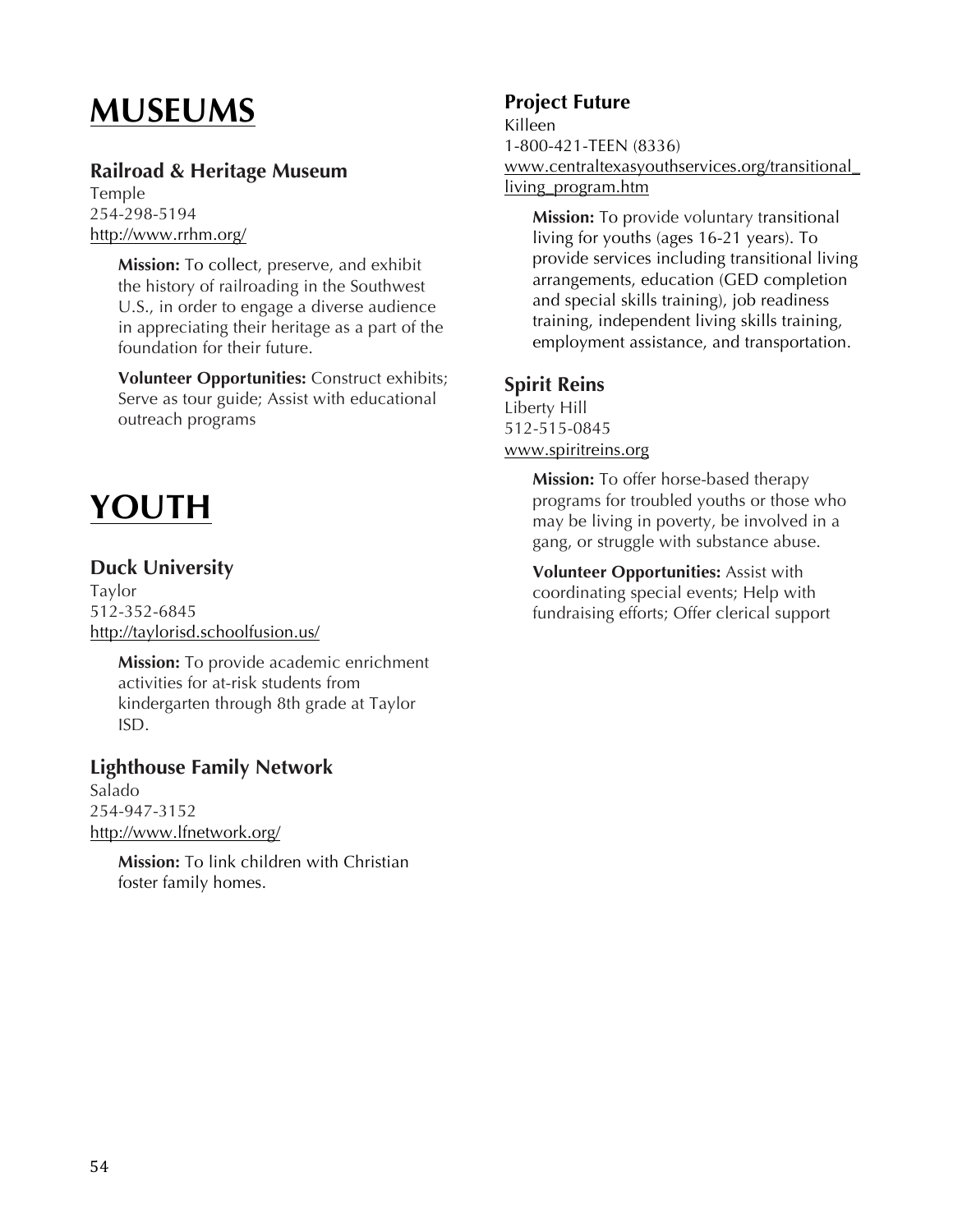# MUSEUMS

### Railroad & Heritage Museum

Temple
254-298-5194
http://www.rrhm.org/

> **Mission:** To collect, preserve, and exhibit the history of railroading in the Southwest U.S., in order to engage a diverse audience in appreciating their heritage as a part of the foundation for their future.
>
> **Volunteer Opportunities:** Construct exhibits; Serve as tour guide; Assist with educational outreach programs

# YOUTH

### Duck University

Taylor
512-352-6845
http://taylorisd.schoolfusion.us/

> **Mission:** To provide academic enrichment activities for at-risk students from kindergarten through 8th grade at Taylor ISD.

### Lighthouse Family Network

Salado
254-947-3152
http://www.lfnetwork.org/

> **Mission:** To link children with Christian foster family homes.

### Project Future

Killeen
1-800-421-TEEN (8336)
www.centraltexasyouthservices.org/transitional_living_program.htm

> **Mission:** To provide voluntary transitional living for youths (ages 16-21 years). To provide services including transitional living arrangements, education (GED completion and special skills training), job readiness training, independent living skills training, employment assistance, and transportation.

### Spirit Reins

Liberty Hill
512-515-0845
www.spiritreins.org

> **Mission:** To offer horse-based therapy programs for troubled youths or those who may be living in poverty, be involved in a gang, or struggle with substance abuse.
>
> **Volunteer Opportunities:** Assist with coordinating special events; Help with fundraising efforts; Offer clerical support